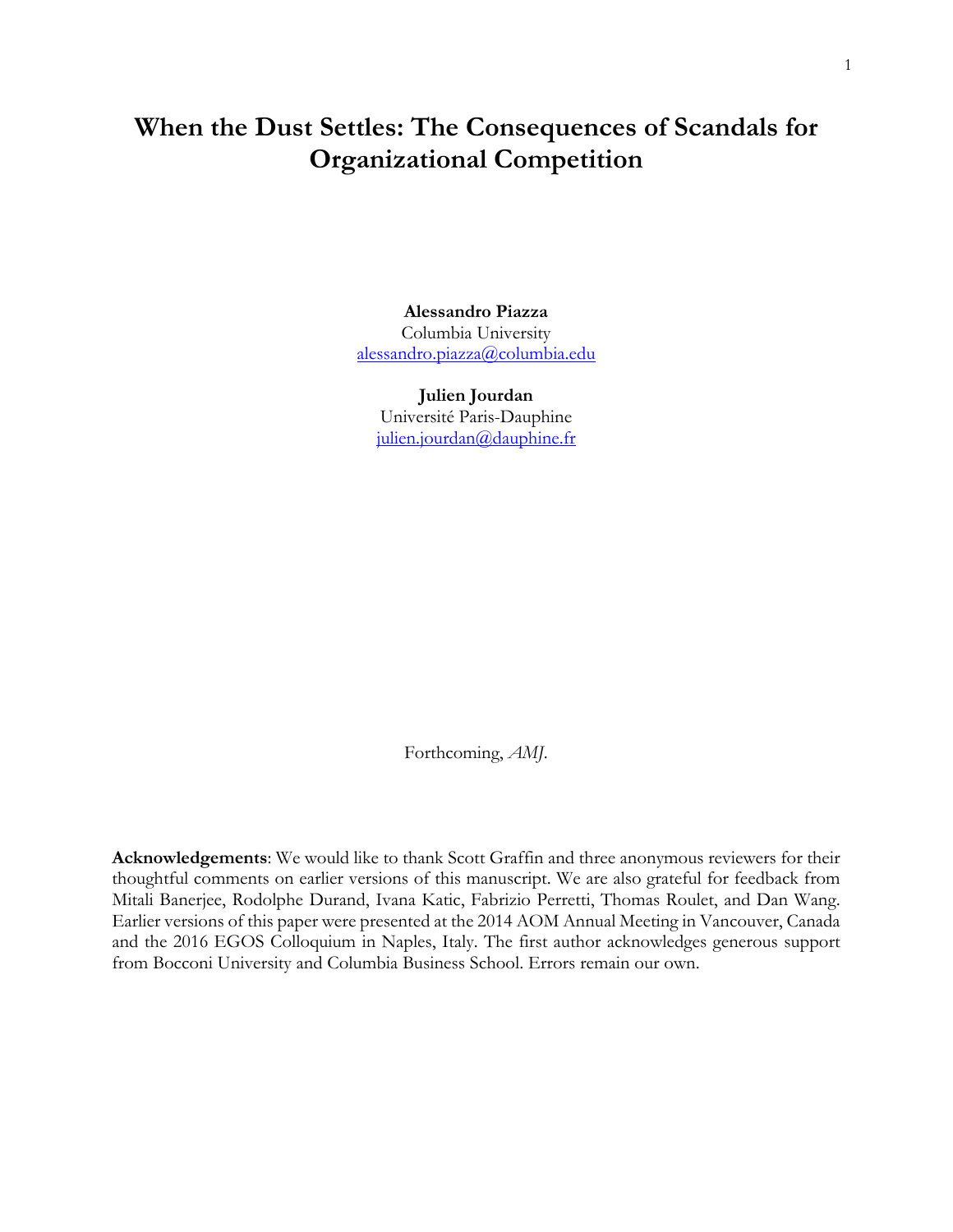# When the Dust Settles: The Consequences of Scandals for Organizational Competition

**Alessandro Piazza**
Columbia University
alessandro.piazza@columbia.edu

**Julien Jourdan**
Université Paris-Dauphine
julien.jourdan@dauphine.fr

Forthcoming, *AMJ*.

**Acknowledgements**: We would like to thank Scott Graffin and three anonymous reviewers for their thoughtful comments on earlier versions of this manuscript. We are also grateful for feedback from Mitali Banerjee, Rodolphe Durand, Ivana Katic, Fabrizio Perretti, Thomas Roulet, and Dan Wang. Earlier versions of this paper were presented at the 2014 AOM Annual Meeting in Vancouver, Canada and the 2016 EGOS Colloquium in Naples, Italy. The first author acknowledges generous support from Bocconi University and Columbia Business School. Errors remain our own.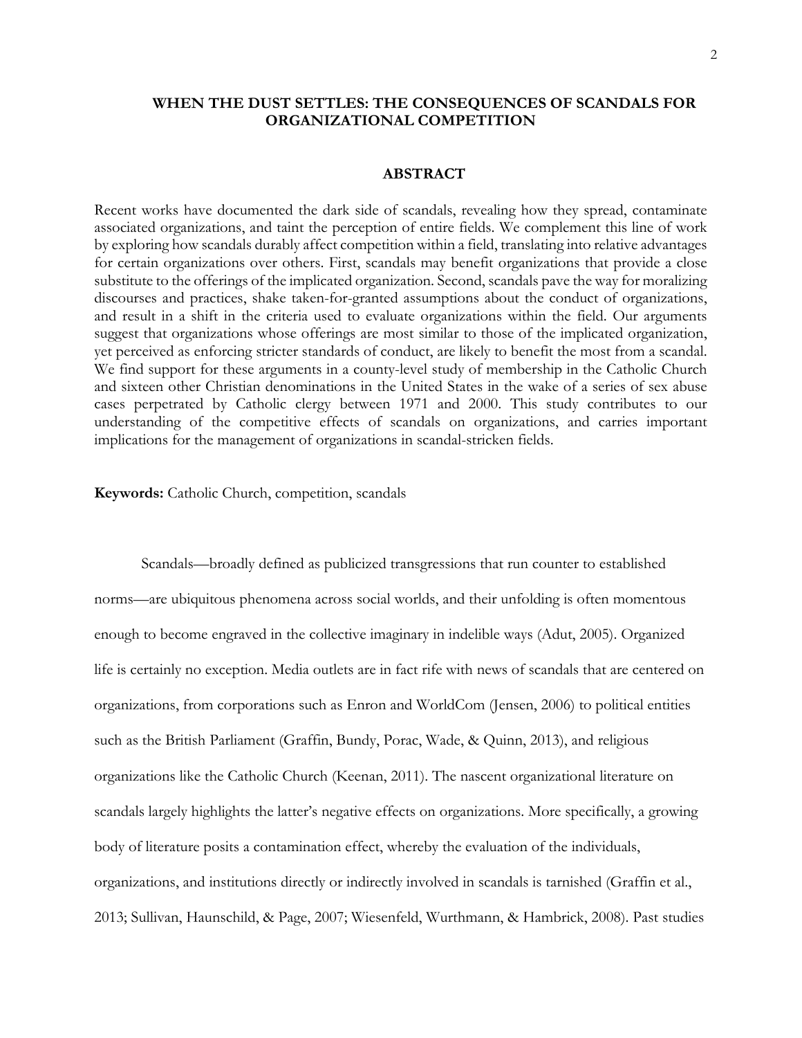# WHEN THE DUST SETTLES: THE CONSEQUENCES OF SCANDALS FOR ORGANIZATIONAL COMPETITION

## ABSTRACT

Recent works have documented the dark side of scandals, revealing how they spread, contaminate associated organizations, and taint the perception of entire fields. We complement this line of work by exploring how scandals durably affect competition within a field, translating into relative advantages for certain organizations over others. First, scandals may benefit organizations that provide a close substitute to the offerings of the implicated organization. Second, scandals pave the way for moralizing discourses and practices, shake taken-for-granted assumptions about the conduct of organizations, and result in a shift in the criteria used to evaluate organizations within the field. Our arguments suggest that organizations whose offerings are most similar to those of the implicated organization, yet perceived as enforcing stricter standards of conduct, are likely to benefit the most from a scandal. We find support for these arguments in a county-level study of membership in the Catholic Church and sixteen other Christian denominations in the United States in the wake of a series of sex abuse cases perpetrated by Catholic clergy between 1971 and 2000. This study contributes to our understanding of the competitive effects of scandals on organizations, and carries important implications for the management of organizations in scandal-stricken fields.

**Keywords:** Catholic Church, competition, scandals

Scandals—broadly defined as publicized transgressions that run counter to established norms—are ubiquitous phenomena across social worlds, and their unfolding is often momentous enough to become engraved in the collective imaginary in indelible ways (Adut, 2005). Organized life is certainly no exception. Media outlets are in fact rife with news of scandals that are centered on organizations, from corporations such as Enron and WorldCom (Jensen, 2006) to political entities such as the British Parliament (Graffin, Bundy, Porac, Wade, & Quinn, 2013), and religious organizations like the Catholic Church (Keenan, 2011). The nascent organizational literature on scandals largely highlights the latter's negative effects on organizations. More specifically, a growing body of literature posits a contamination effect, whereby the evaluation of the individuals, organizations, and institutions directly or indirectly involved in scandals is tarnished (Graffin et al., 2013; Sullivan, Haunschild, & Page, 2007; Wiesenfeld, Wurthmann, & Hambrick, 2008). Past studies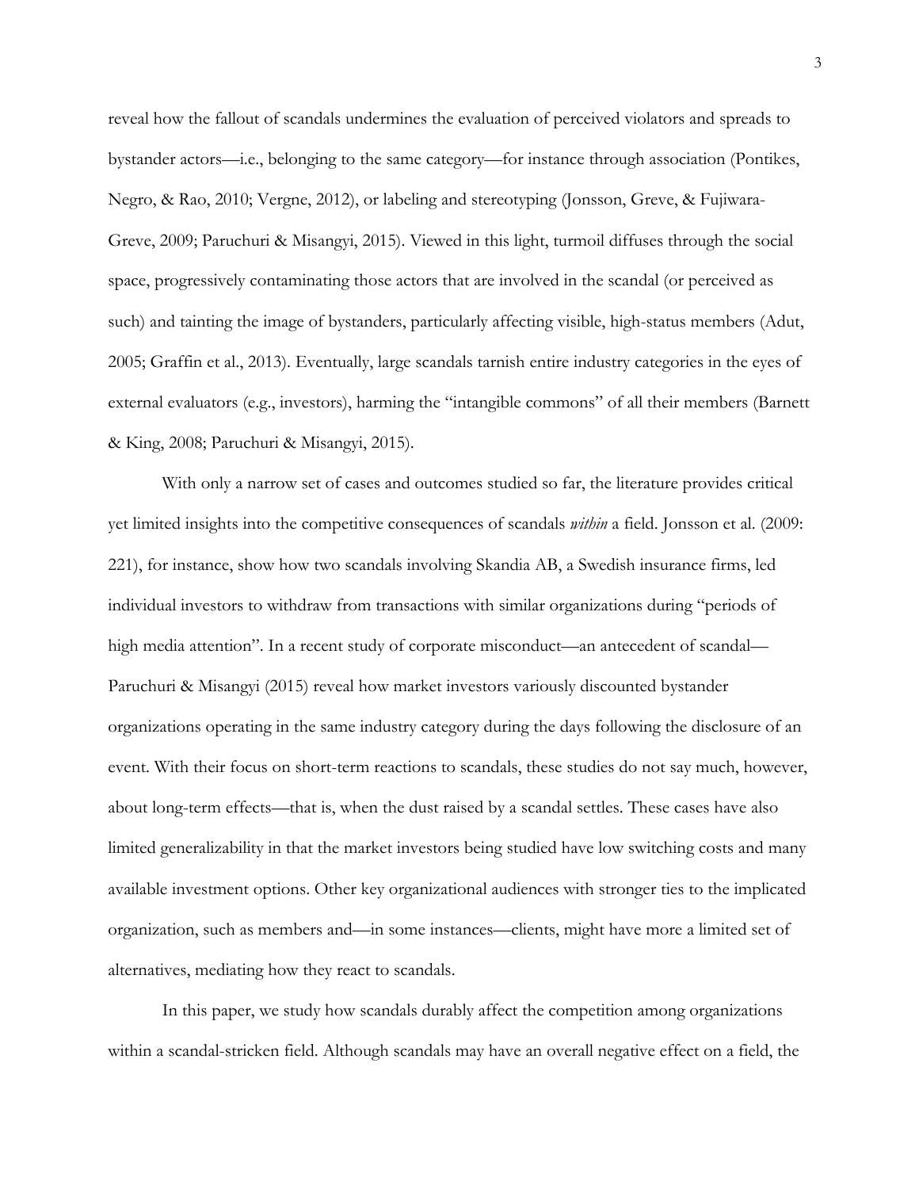reveal how the fallout of scandals undermines the evaluation of perceived violators and spreads to bystander actors—i.e., belonging to the same category—for instance through association (Pontikes, Negro, & Rao, 2010; Vergne, 2012), or labeling and stereotyping (Jonsson, Greve, & Fujiwara-Greve, 2009; Paruchuri & Misangyi, 2015). Viewed in this light, turmoil diffuses through the social space, progressively contaminating those actors that are involved in the scandal (or perceived as such) and tainting the image of bystanders, particularly affecting visible, high-status members (Adut, 2005; Graffin et al., 2013). Eventually, large scandals tarnish entire industry categories in the eyes of external evaluators (e.g., investors), harming the "intangible commons" of all their members (Barnett & King, 2008; Paruchuri & Misangyi, 2015).

With only a narrow set of cases and outcomes studied so far, the literature provides critical yet limited insights into the competitive consequences of scandals *within* a field. Jonsson et al. (2009: 221), for instance, show how two scandals involving Skandia AB, a Swedish insurance firms, led individual investors to withdraw from transactions with similar organizations during "periods of high media attention". In a recent study of corporate misconduct—an antecedent of scandal—Paruchuri & Misangyi (2015) reveal how market investors variously discounted bystander organizations operating in the same industry category during the days following the disclosure of an event. With their focus on short-term reactions to scandals, these studies do not say much, however, about long-term effects—that is, when the dust raised by a scandal settles. These cases have also limited generalizability in that the market investors being studied have low switching costs and many available investment options. Other key organizational audiences with stronger ties to the implicated organization, such as members and—in some instances—clients, might have more a limited set of alternatives, mediating how they react to scandals.

In this paper, we study how scandals durably affect the competition among organizations within a scandal-stricken field. Although scandals may have an overall negative effect on a field, the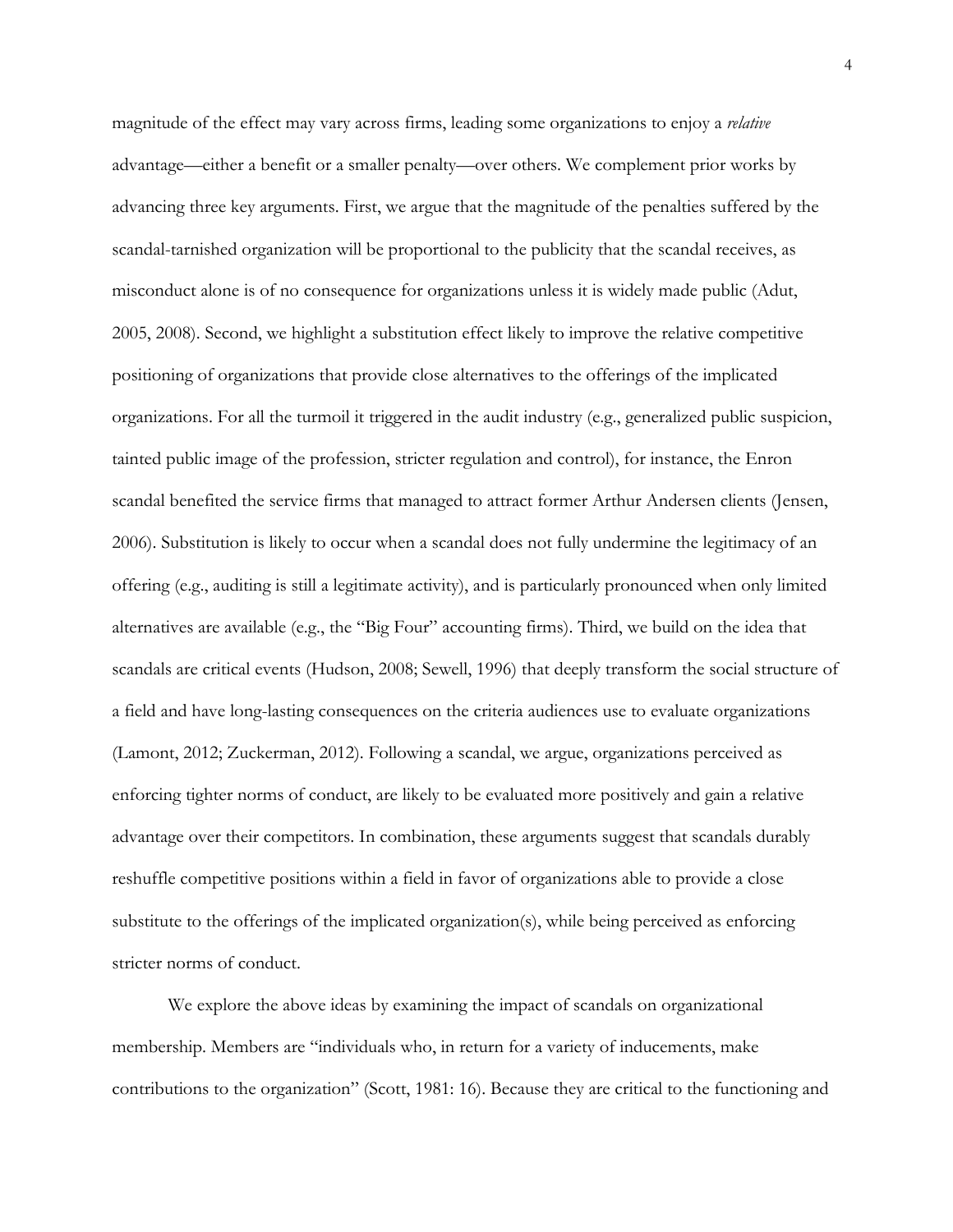magnitude of the effect may vary across firms, leading some organizations to enjoy a *relative* advantage—either a benefit or a smaller penalty—over others. We complement prior works by advancing three key arguments. First, we argue that the magnitude of the penalties suffered by the scandal-tarnished organization will be proportional to the publicity that the scandal receives, as misconduct alone is of no consequence for organizations unless it is widely made public (Adut, 2005, 2008). Second, we highlight a substitution effect likely to improve the relative competitive positioning of organizations that provide close alternatives to the offerings of the implicated organizations. For all the turmoil it triggered in the audit industry (e.g., generalized public suspicion, tainted public image of the profession, stricter regulation and control), for instance, the Enron scandal benefited the service firms that managed to attract former Arthur Andersen clients (Jensen, 2006). Substitution is likely to occur when a scandal does not fully undermine the legitimacy of an offering (e.g., auditing is still a legitimate activity), and is particularly pronounced when only limited alternatives are available (e.g., the "Big Four" accounting firms). Third, we build on the idea that scandals are critical events (Hudson, 2008; Sewell, 1996) that deeply transform the social structure of a field and have long-lasting consequences on the criteria audiences use to evaluate organizations (Lamont, 2012; Zuckerman, 2012). Following a scandal, we argue, organizations perceived as enforcing tighter norms of conduct, are likely to be evaluated more positively and gain a relative advantage over their competitors. In combination, these arguments suggest that scandals durably reshuffle competitive positions within a field in favor of organizations able to provide a close substitute to the offerings of the implicated organization(s), while being perceived as enforcing stricter norms of conduct.

We explore the above ideas by examining the impact of scandals on organizational membership. Members are "individuals who, in return for a variety of inducements, make contributions to the organization" (Scott, 1981: 16). Because they are critical to the functioning and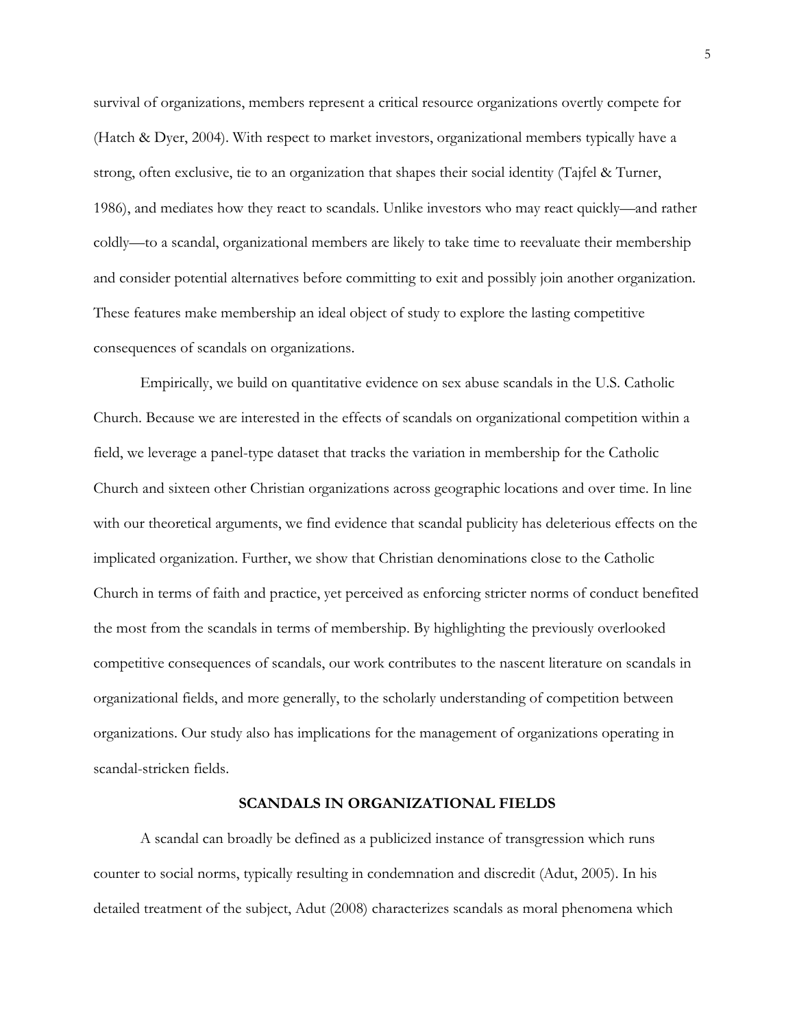survival of organizations, members represent a critical resource organizations overtly compete for (Hatch & Dyer, 2004). With respect to market investors, organizational members typically have a strong, often exclusive, tie to an organization that shapes their social identity (Tajfel & Turner, 1986), and mediates how they react to scandals. Unlike investors who may react quickly—and rather coldly—to a scandal, organizational members are likely to take time to reevaluate their membership and consider potential alternatives before committing to exit and possibly join another organization. These features make membership an ideal object of study to explore the lasting competitive consequences of scandals on organizations.

Empirically, we build on quantitative evidence on sex abuse scandals in the U.S. Catholic Church. Because we are interested in the effects of scandals on organizational competition within a field, we leverage a panel-type dataset that tracks the variation in membership for the Catholic Church and sixteen other Christian organizations across geographic locations and over time. In line with our theoretical arguments, we find evidence that scandal publicity has deleterious effects on the implicated organization. Further, we show that Christian denominations close to the Catholic Church in terms of faith and practice, yet perceived as enforcing stricter norms of conduct benefited the most from the scandals in terms of membership. By highlighting the previously overlooked competitive consequences of scandals, our work contributes to the nascent literature on scandals in organizational fields, and more generally, to the scholarly understanding of competition between organizations. Our study also has implications for the management of organizations operating in scandal-stricken fields.

## SCANDALS IN ORGANIZATIONAL FIELDS

A scandal can broadly be defined as a publicized instance of transgression which runs counter to social norms, typically resulting in condemnation and discredit (Adut, 2005). In his detailed treatment of the subject, Adut (2008) characterizes scandals as moral phenomena which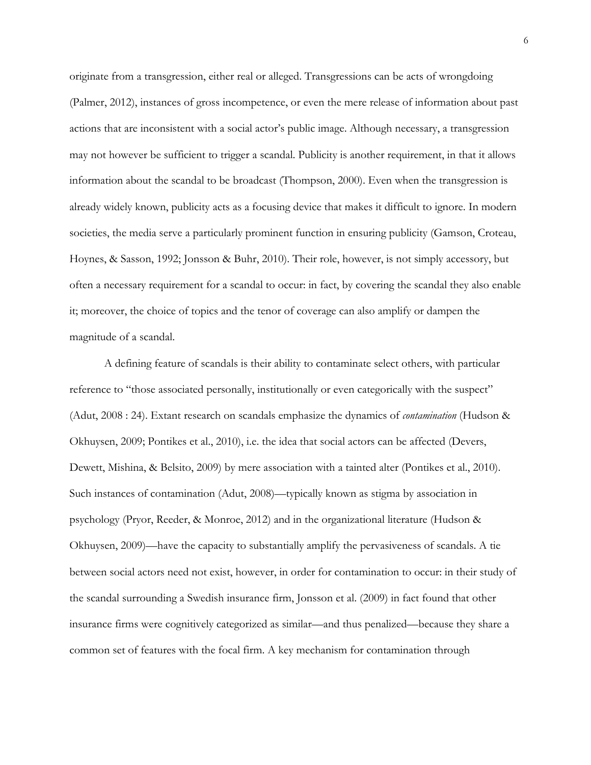originate from a transgression, either real or alleged. Transgressions can be acts of wrongdoing (Palmer, 2012), instances of gross incompetence, or even the mere release of information about past actions that are inconsistent with a social actor's public image. Although necessary, a transgression may not however be sufficient to trigger a scandal. Publicity is another requirement, in that it allows information about the scandal to be broadcast (Thompson, 2000). Even when the transgression is already widely known, publicity acts as a focusing device that makes it difficult to ignore. In modern societies, the media serve a particularly prominent function in ensuring publicity (Gamson, Croteau, Hoynes, & Sasson, 1992; Jonsson & Buhr, 2010). Their role, however, is not simply accessory, but often a necessary requirement for a scandal to occur: in fact, by covering the scandal they also enable it; moreover, the choice of topics and the tenor of coverage can also amplify or dampen the magnitude of a scandal.

A defining feature of scandals is their ability to contaminate select others, with particular reference to "those associated personally, institutionally or even categorically with the suspect" (Adut, 2008 : 24). Extant research on scandals emphasize the dynamics of *contamination* (Hudson & Okhuysen, 2009; Pontikes et al., 2010), i.e. the idea that social actors can be affected (Devers, Dewett, Mishina, & Belsito, 2009) by mere association with a tainted alter (Pontikes et al., 2010). Such instances of contamination (Adut, 2008)—typically known as stigma by association in psychology (Pryor, Reeder, & Monroe, 2012) and in the organizational literature (Hudson & Okhuysen, 2009)—have the capacity to substantially amplify the pervasiveness of scandals. A tie between social actors need not exist, however, in order for contamination to occur: in their study of the scandal surrounding a Swedish insurance firm, Jonsson et al. (2009) in fact found that other insurance firms were cognitively categorized as similar—and thus penalized—because they share a common set of features with the focal firm. A key mechanism for contamination through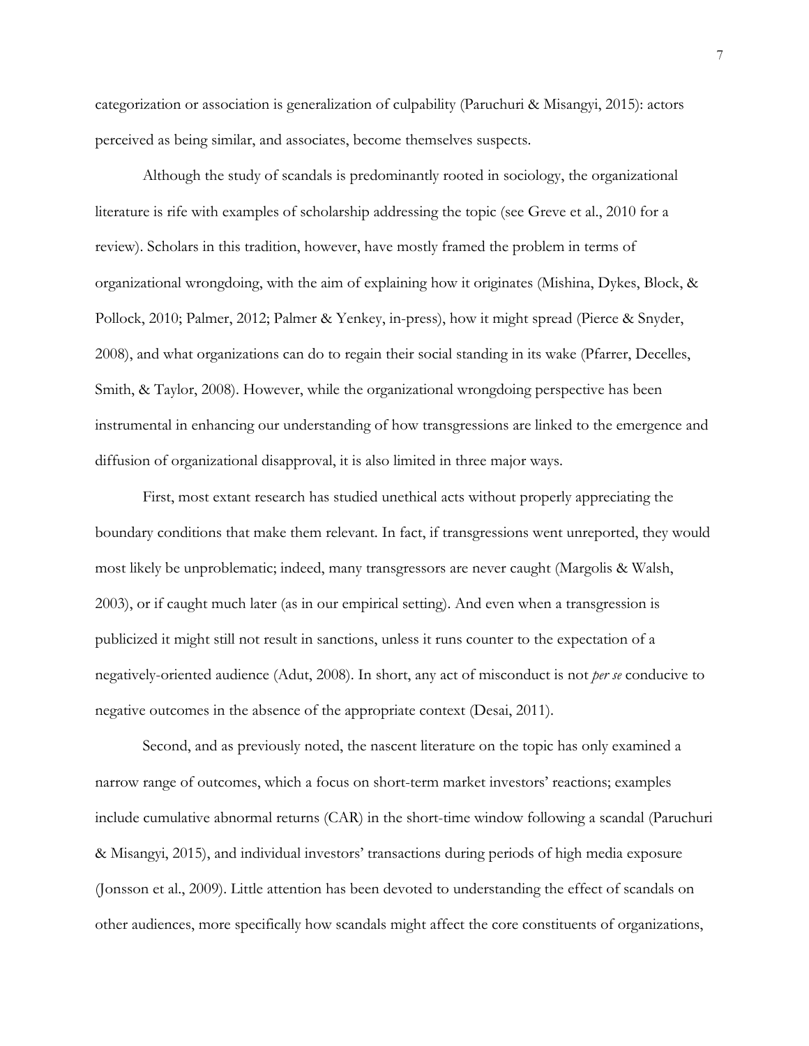categorization or association is generalization of culpability (Paruchuri & Misangyi, 2015): actors perceived as being similar, and associates, become themselves suspects.

Although the study of scandals is predominantly rooted in sociology, the organizational literature is rife with examples of scholarship addressing the topic (see Greve et al., 2010 for a review). Scholars in this tradition, however, have mostly framed the problem in terms of organizational wrongdoing, with the aim of explaining how it originates (Mishina, Dykes, Block, & Pollock, 2010; Palmer, 2012; Palmer & Yenkey, in-press), how it might spread (Pierce & Snyder, 2008), and what organizations can do to regain their social standing in its wake (Pfarrer, Decelles, Smith, & Taylor, 2008). However, while the organizational wrongdoing perspective has been instrumental in enhancing our understanding of how transgressions are linked to the emergence and diffusion of organizational disapproval, it is also limited in three major ways.

First, most extant research has studied unethical acts without properly appreciating the boundary conditions that make them relevant. In fact, if transgressions went unreported, they would most likely be unproblematic; indeed, many transgressors are never caught (Margolis & Walsh, 2003), or if caught much later (as in our empirical setting). And even when a transgression is publicized it might still not result in sanctions, unless it runs counter to the expectation of a negatively-oriented audience (Adut, 2008). In short, any act of misconduct is not *per se* conducive to negative outcomes in the absence of the appropriate context (Desai, 2011).

Second, and as previously noted, the nascent literature on the topic has only examined a narrow range of outcomes, which a focus on short-term market investors' reactions; examples include cumulative abnormal returns (CAR) in the short-time window following a scandal (Paruchuri & Misangyi, 2015), and individual investors' transactions during periods of high media exposure (Jonsson et al., 2009). Little attention has been devoted to understanding the effect of scandals on other audiences, more specifically how scandals might affect the core constituents of organizations,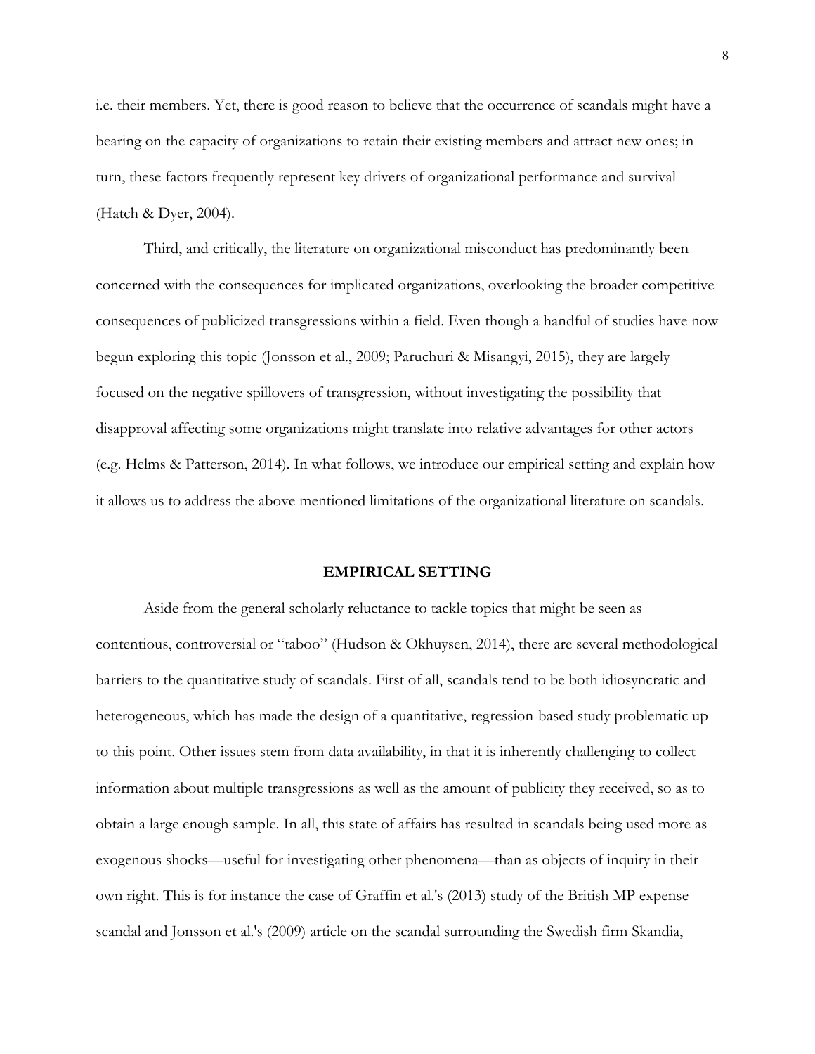i.e. their members. Yet, there is good reason to believe that the occurrence of scandals might have a bearing on the capacity of organizations to retain their existing members and attract new ones; in turn, these factors frequently represent key drivers of organizational performance and survival (Hatch & Dyer, 2004).

Third, and critically, the literature on organizational misconduct has predominantly been concerned with the consequences for implicated organizations, overlooking the broader competitive consequences of publicized transgressions within a field. Even though a handful of studies have now begun exploring this topic (Jonsson et al., 2009; Paruchuri & Misangyi, 2015), they are largely focused on the negative spillovers of transgression, without investigating the possibility that disapproval affecting some organizations might translate into relative advantages for other actors (e.g. Helms & Patterson, 2014). In what follows, we introduce our empirical setting and explain how it allows us to address the above mentioned limitations of the organizational literature on scandals.

## EMPIRICAL SETTING

Aside from the general scholarly reluctance to tackle topics that might be seen as contentious, controversial or "taboo" (Hudson & Okhuysen, 2014), there are several methodological barriers to the quantitative study of scandals. First of all, scandals tend to be both idiosyncratic and heterogeneous, which has made the design of a quantitative, regression-based study problematic up to this point. Other issues stem from data availability, in that it is inherently challenging to collect information about multiple transgressions as well as the amount of publicity they received, so as to obtain a large enough sample. In all, this state of affairs has resulted in scandals being used more as exogenous shocks—useful for investigating other phenomena—than as objects of inquiry in their own right. This is for instance the case of Graffin et al.'s (2013) study of the British MP expense scandal and Jonsson et al.'s (2009) article on the scandal surrounding the Swedish firm Skandia,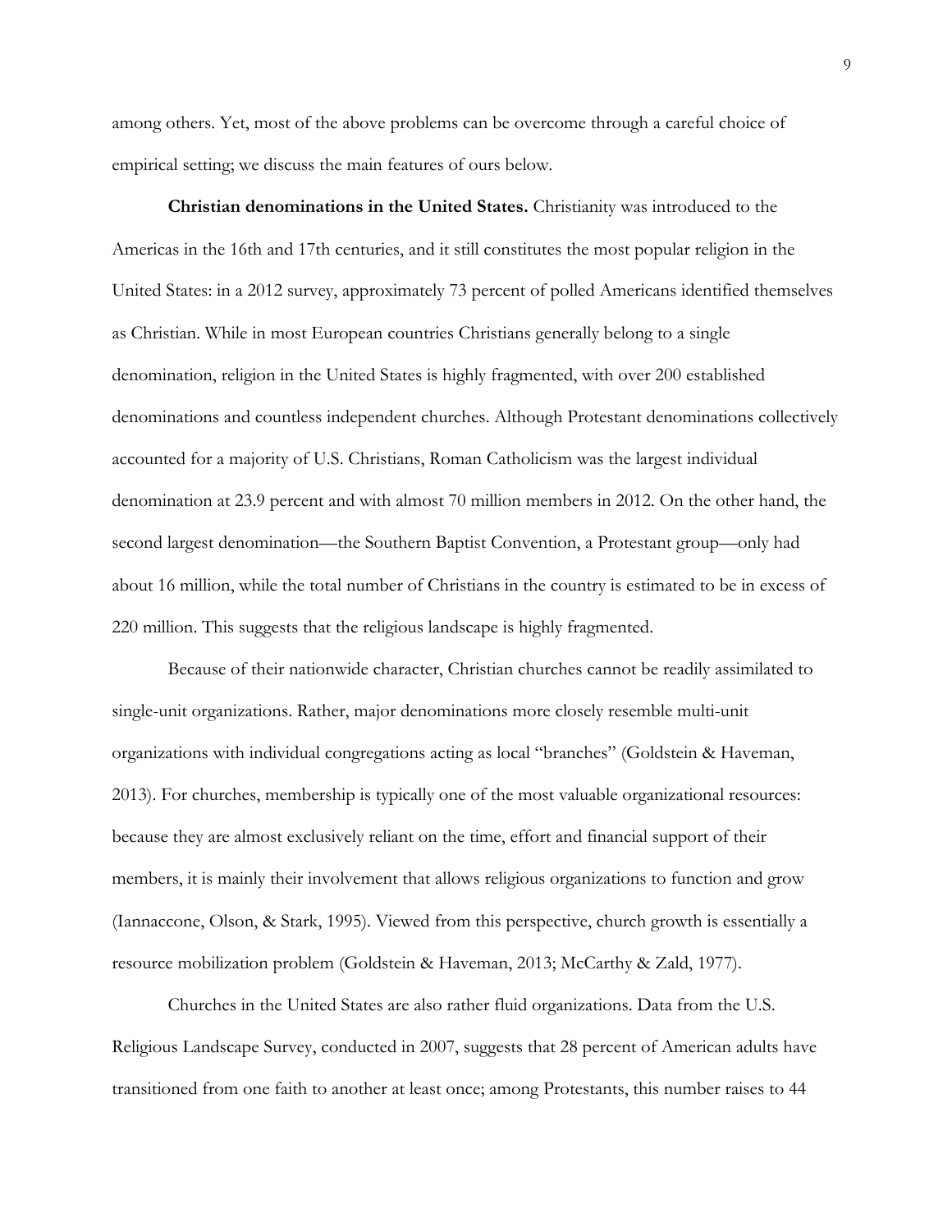among others. Yet, most of the above problems can be overcome through a careful choice of empirical setting; we discuss the main features of ours below.

**Christian denominations in the United States.** Christianity was introduced to the Americas in the 16th and 17th centuries, and it still constitutes the most popular religion in the United States: in a 2012 survey, approximately 73 percent of polled Americans identified themselves as Christian. While in most European countries Christians generally belong to a single denomination, religion in the United States is highly fragmented, with over 200 established denominations and countless independent churches. Although Protestant denominations collectively accounted for a majority of U.S. Christians, Roman Catholicism was the largest individual denomination at 23.9 percent and with almost 70 million members in 2012. On the other hand, the second largest denomination—the Southern Baptist Convention, a Protestant group—only had about 16 million, while the total number of Christians in the country is estimated to be in excess of 220 million. This suggests that the religious landscape is highly fragmented.

Because of their nationwide character, Christian churches cannot be readily assimilated to single-unit organizations. Rather, major denominations more closely resemble multi-unit organizations with individual congregations acting as local "branches" (Goldstein & Haveman, 2013). For churches, membership is typically one of the most valuable organizational resources: because they are almost exclusively reliant on the time, effort and financial support of their members, it is mainly their involvement that allows religious organizations to function and grow (Iannaccone, Olson, & Stark, 1995). Viewed from this perspective, church growth is essentially a resource mobilization problem (Goldstein & Haveman, 2013; McCarthy & Zald, 1977).

Churches in the United States are also rather fluid organizations. Data from the U.S. Religious Landscape Survey, conducted in 2007, suggests that 28 percent of American adults have transitioned from one faith to another at least once; among Protestants, this number raises to 44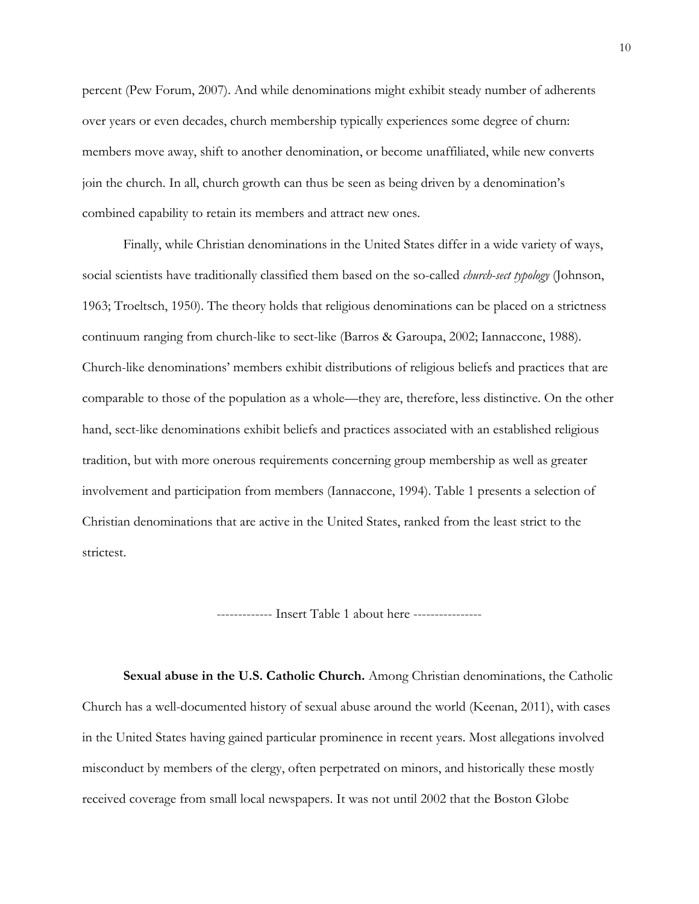percent (Pew Forum, 2007). And while denominations might exhibit steady number of adherents over years or even decades, church membership typically experiences some degree of churn: members move away, shift to another denomination, or become unaffiliated, while new converts join the church. In all, church growth can thus be seen as being driven by a denomination's combined capability to retain its members and attract new ones.

Finally, while Christian denominations in the United States differ in a wide variety of ways, social scientists have traditionally classified them based on the so-called *church-sect typology* (Johnson, 1963; Troeltsch, 1950). The theory holds that religious denominations can be placed on a strictness continuum ranging from church-like to sect-like (Barros & Garoupa, 2002; Iannaccone, 1988). Church-like denominations' members exhibit distributions of religious beliefs and practices that are comparable to those of the population as a whole—they are, therefore, less distinctive. On the other hand, sect-like denominations exhibit beliefs and practices associated with an established religious tradition, but with more onerous requirements concerning group membership as well as greater involvement and participation from members (Iannaccone, 1994). Table 1 presents a selection of Christian denominations that are active in the United States, ranked from the least strict to the strictest.

------------- Insert Table 1 about here ----------------

**Sexual abuse in the U.S. Catholic Church.** Among Christian denominations, the Catholic Church has a well-documented history of sexual abuse around the world (Keenan, 2011), with cases in the United States having gained particular prominence in recent years. Most allegations involved misconduct by members of the clergy, often perpetrated on minors, and historically these mostly received coverage from small local newspapers. It was not until 2002 that the Boston Globe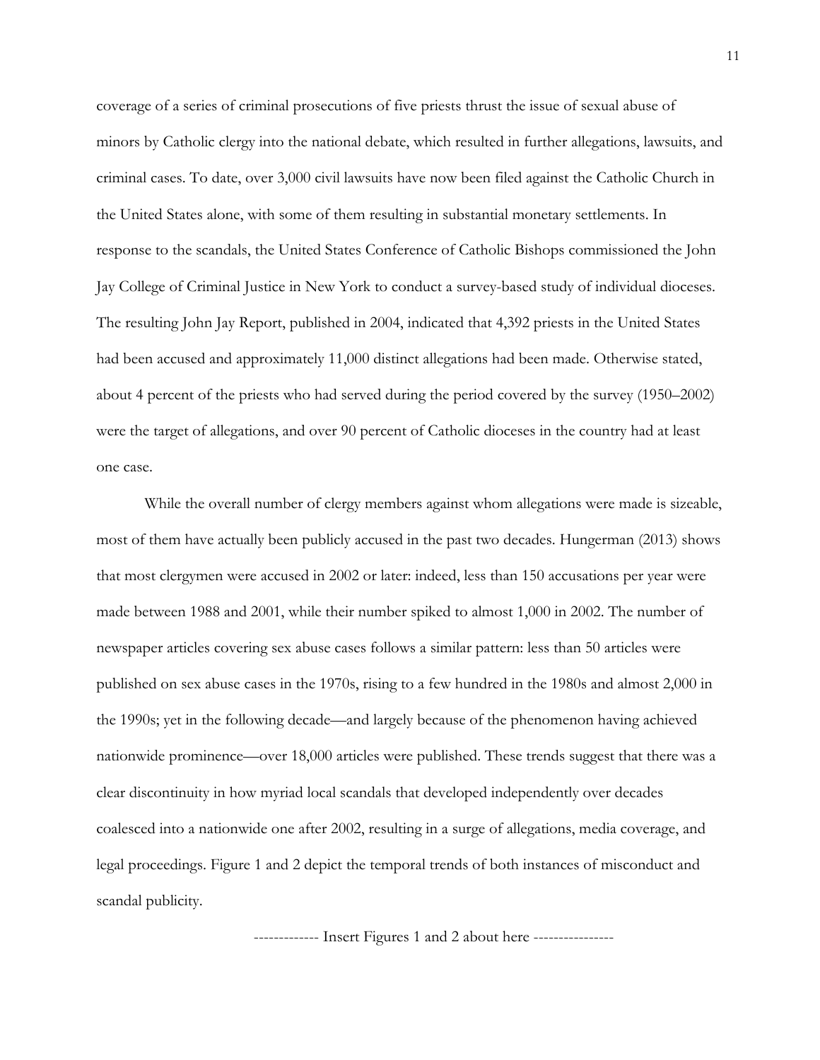coverage of a series of criminal prosecutions of five priests thrust the issue of sexual abuse of minors by Catholic clergy into the national debate, which resulted in further allegations, lawsuits, and criminal cases. To date, over 3,000 civil lawsuits have now been filed against the Catholic Church in the United States alone, with some of them resulting in substantial monetary settlements. In response to the scandals, the United States Conference of Catholic Bishops commissioned the John Jay College of Criminal Justice in New York to conduct a survey-based study of individual dioceses. The resulting John Jay Report, published in 2004, indicated that 4,392 priests in the United States had been accused and approximately 11,000 distinct allegations had been made. Otherwise stated, about 4 percent of the priests who had served during the period covered by the survey (1950–2002) were the target of allegations, and over 90 percent of Catholic dioceses in the country had at least one case.

While the overall number of clergy members against whom allegations were made is sizeable, most of them have actually been publicly accused in the past two decades. Hungerman (2013) shows that most clergymen were accused in 2002 or later: indeed, less than 150 accusations per year were made between 1988 and 2001, while their number spiked to almost 1,000 in 2002. The number of newspaper articles covering sex abuse cases follows a similar pattern: less than 50 articles were published on sex abuse cases in the 1970s, rising to a few hundred in the 1980s and almost 2,000 in the 1990s; yet in the following decade—and largely because of the phenomenon having achieved nationwide prominence—over 18,000 articles were published. These trends suggest that there was a clear discontinuity in how myriad local scandals that developed independently over decades coalesced into a nationwide one after 2002, resulting in a surge of allegations, media coverage, and legal proceedings. Figure 1 and 2 depict the temporal trends of both instances of misconduct and scandal publicity.

------------- Insert Figures 1 and 2 about here ----------------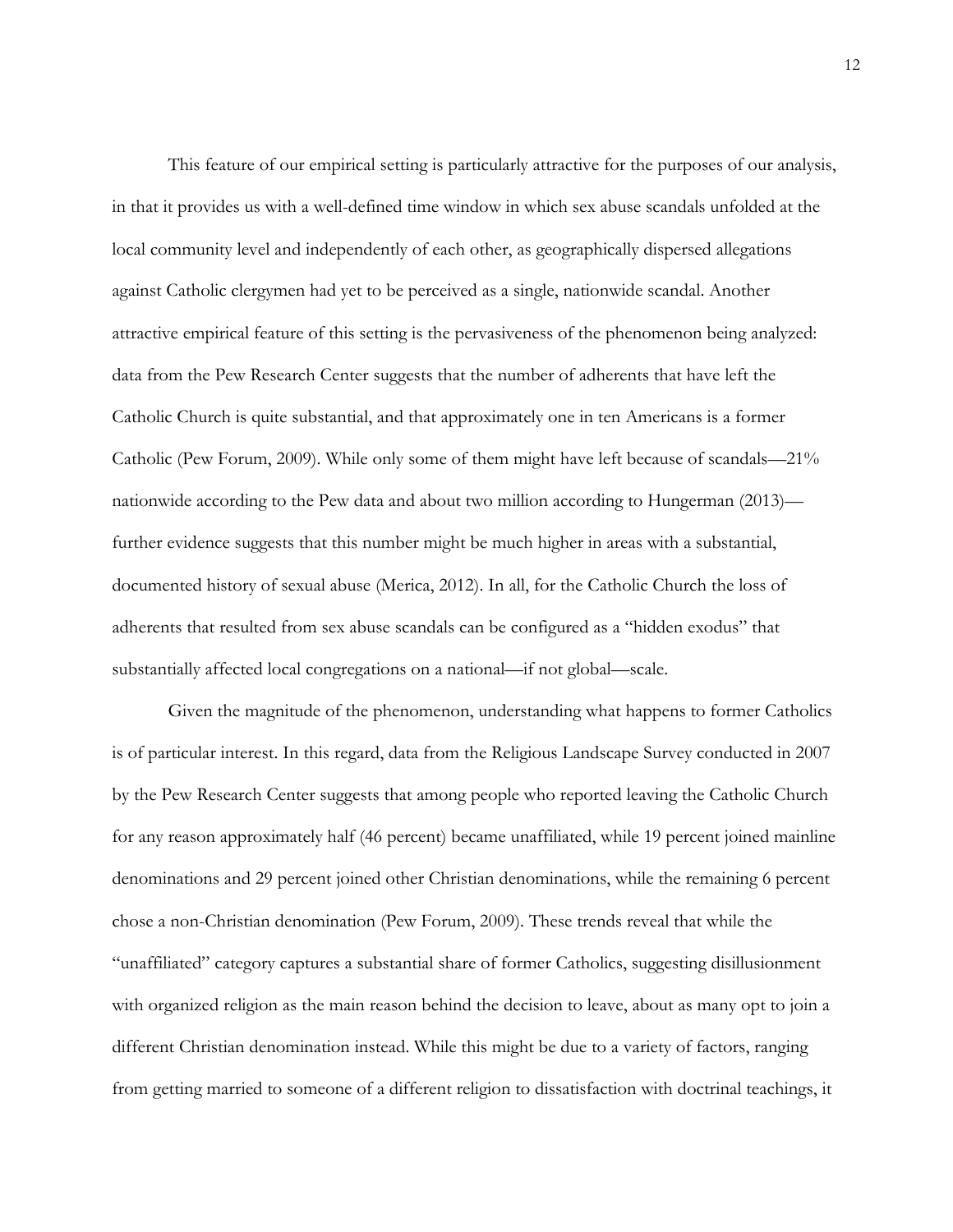This feature of our empirical setting is particularly attractive for the purposes of our analysis, in that it provides us with a well-defined time window in which sex abuse scandals unfolded at the local community level and independently of each other, as geographically dispersed allegations against Catholic clergymen had yet to be perceived as a single, nationwide scandal. Another attractive empirical feature of this setting is the pervasiveness of the phenomenon being analyzed: data from the Pew Research Center suggests that the number of adherents that have left the Catholic Church is quite substantial, and that approximately one in ten Americans is a former Catholic (Pew Forum, 2009). While only some of them might have left because of scandals—21% nationwide according to the Pew data and about two million according to Hungerman (2013)—further evidence suggests that this number might be much higher in areas with a substantial, documented history of sexual abuse (Merica, 2012). In all, for the Catholic Church the loss of adherents that resulted from sex abuse scandals can be configured as a "hidden exodus" that substantially affected local congregations on a national—if not global—scale.

Given the magnitude of the phenomenon, understanding what happens to former Catholics is of particular interest. In this regard, data from the Religious Landscape Survey conducted in 2007 by the Pew Research Center suggests that among people who reported leaving the Catholic Church for any reason approximately half (46 percent) became unaffiliated, while 19 percent joined mainline denominations and 29 percent joined other Christian denominations, while the remaining 6 percent chose a non-Christian denomination (Pew Forum, 2009). These trends reveal that while the "unaffiliated" category captures a substantial share of former Catholics, suggesting disillusionment with organized religion as the main reason behind the decision to leave, about as many opt to join a different Christian denomination instead. While this might be due to a variety of factors, ranging from getting married to someone of a different religion to dissatisfaction with doctrinal teachings, it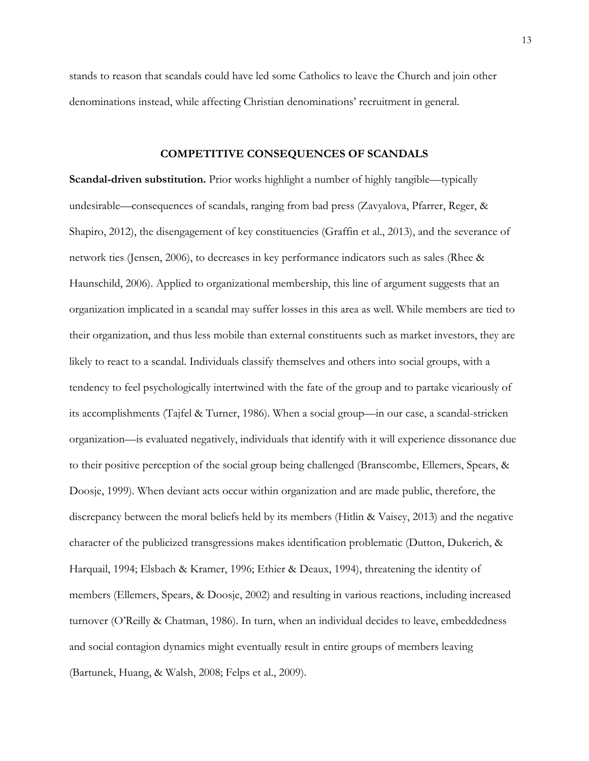stands to reason that scandals could have led some Catholics to leave the Church and join other denominations instead, while affecting Christian denominations' recruitment in general.

## COMPETITIVE CONSEQUENCES OF SCANDALS

**Scandal-driven substitution.** Prior works highlight a number of highly tangible—typically undesirable—consequences of scandals, ranging from bad press (Zavyalova, Pfarrer, Reger, & Shapiro, 2012), the disengagement of key constituencies (Graffin et al., 2013), and the severance of network ties (Jensen, 2006), to decreases in key performance indicators such as sales (Rhee & Haunschild, 2006). Applied to organizational membership, this line of argument suggests that an organization implicated in a scandal may suffer losses in this area as well. While members are tied to their organization, and thus less mobile than external constituents such as market investors, they are likely to react to a scandal. Individuals classify themselves and others into social groups, with a tendency to feel psychologically intertwined with the fate of the group and to partake vicariously of its accomplishments (Tajfel & Turner, 1986). When a social group—in our case, a scandal-stricken organization—is evaluated negatively, individuals that identify with it will experience dissonance due to their positive perception of the social group being challenged (Branscombe, Ellemers, Spears, & Doosje, 1999). When deviant acts occur within organization and are made public, therefore, the discrepancy between the moral beliefs held by its members (Hitlin & Vaisey, 2013) and the negative character of the publicized transgressions makes identification problematic (Dutton, Dukerich, & Harquail, 1994; Elsbach & Kramer, 1996; Ethier & Deaux, 1994), threatening the identity of members (Ellemers, Spears, & Doosje, 2002) and resulting in various reactions, including increased turnover (O'Reilly & Chatman, 1986). In turn, when an individual decides to leave, embeddedness and social contagion dynamics might eventually result in entire groups of members leaving (Bartunek, Huang, & Walsh, 2008; Felps et al., 2009).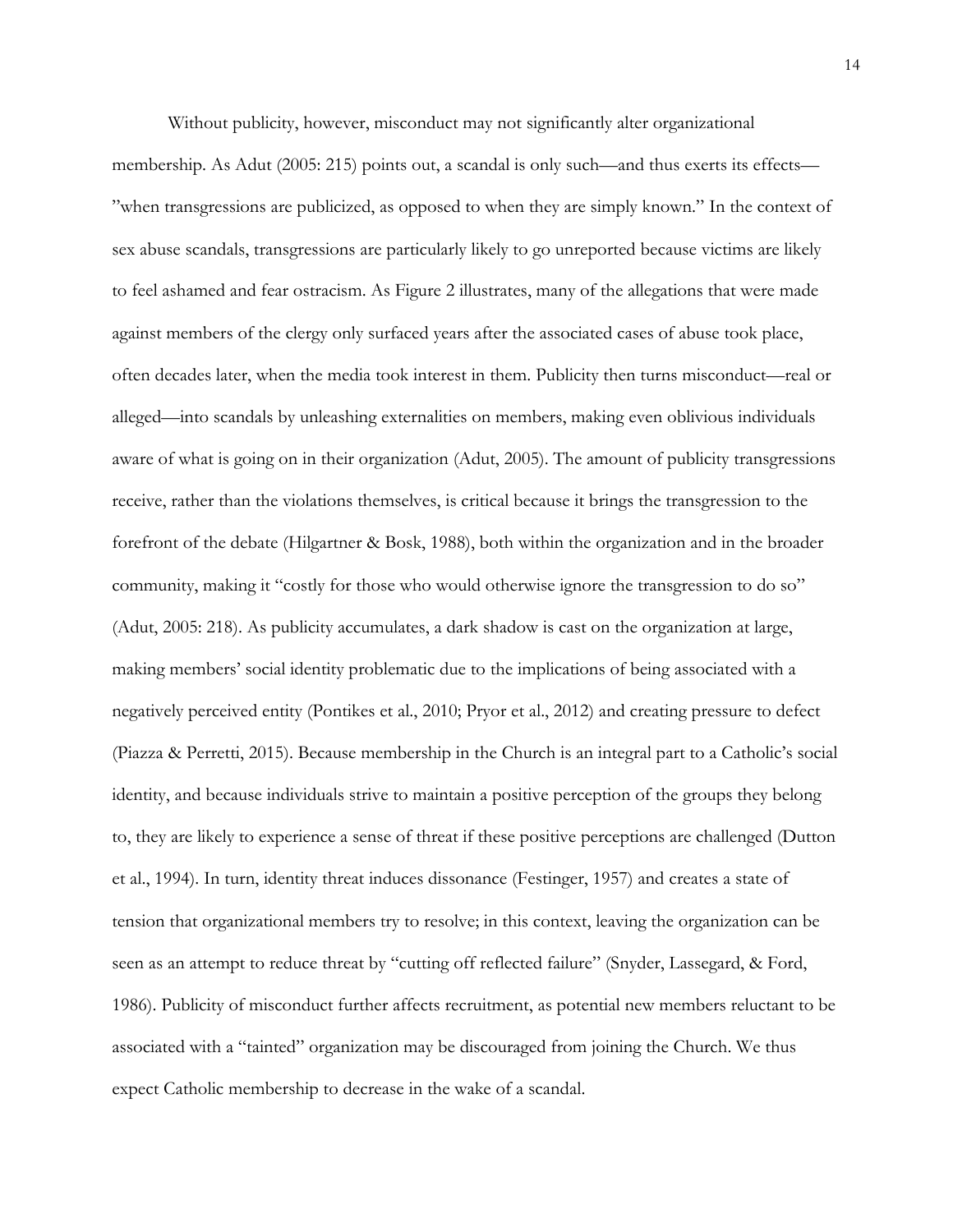Without publicity, however, misconduct may not significantly alter organizational membership. As Adut (2005: 215) points out, a scandal is only such—and thus exerts its effects—"when transgressions are publicized, as opposed to when they are simply known." In the context of sex abuse scandals, transgressions are particularly likely to go unreported because victims are likely to feel ashamed and fear ostracism. As Figure 2 illustrates, many of the allegations that were made against members of the clergy only surfaced years after the associated cases of abuse took place, often decades later, when the media took interest in them. Publicity then turns misconduct—real or alleged—into scandals by unleashing externalities on members, making even oblivious individuals aware of what is going on in their organization (Adut, 2005). The amount of publicity transgressions receive, rather than the violations themselves, is critical because it brings the transgression to the forefront of the debate (Hilgartner & Bosk, 1988), both within the organization and in the broader community, making it "costly for those who would otherwise ignore the transgression to do so" (Adut, 2005: 218). As publicity accumulates, a dark shadow is cast on the organization at large, making members' social identity problematic due to the implications of being associated with a negatively perceived entity (Pontikes et al., 2010; Pryor et al., 2012) and creating pressure to defect (Piazza & Perretti, 2015). Because membership in the Church is an integral part to a Catholic's social identity, and because individuals strive to maintain a positive perception of the groups they belong to, they are likely to experience a sense of threat if these positive perceptions are challenged (Dutton et al., 1994). In turn, identity threat induces dissonance (Festinger, 1957) and creates a state of tension that organizational members try to resolve; in this context, leaving the organization can be seen as an attempt to reduce threat by "cutting off reflected failure" (Snyder, Lassegard, & Ford, 1986). Publicity of misconduct further affects recruitment, as potential new members reluctant to be associated with a "tainted" organization may be discouraged from joining the Church. We thus expect Catholic membership to decrease in the wake of a scandal.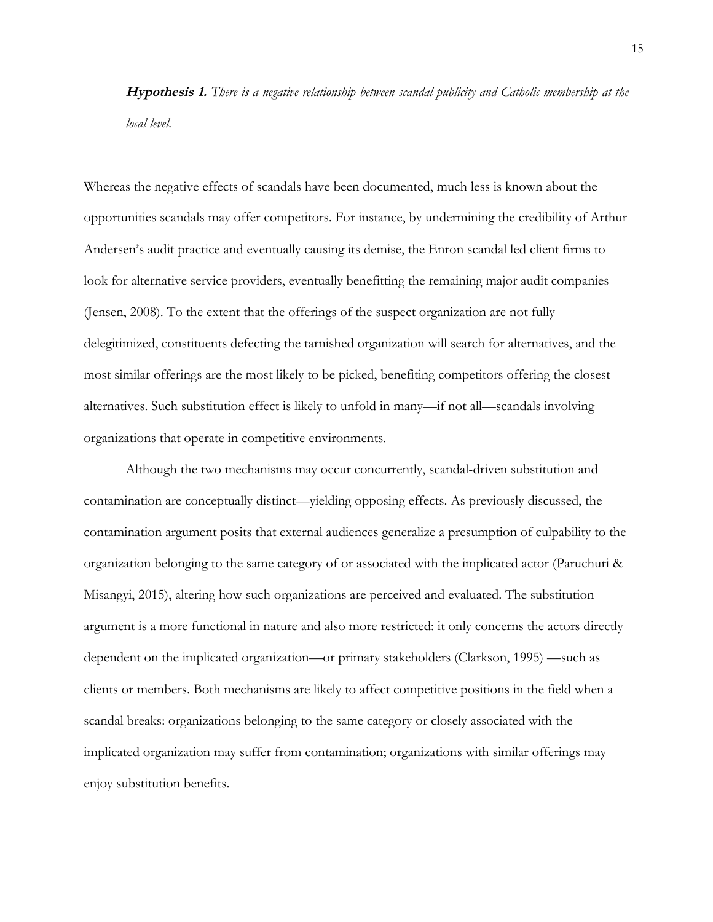**Hypothesis 1.** *There is a negative relationship between scandal publicity and Catholic membership at the local level.*

Whereas the negative effects of scandals have been documented, much less is known about the opportunities scandals may offer competitors. For instance, by undermining the credibility of Arthur Andersen's audit practice and eventually causing its demise, the Enron scandal led client firms to look for alternative service providers, eventually benefitting the remaining major audit companies (Jensen, 2008). To the extent that the offerings of the suspect organization are not fully delegitimized, constituents defecting the tarnished organization will search for alternatives, and the most similar offerings are the most likely to be picked, benefiting competitors offering the closest alternatives. Such substitution effect is likely to unfold in many—if not all—scandals involving organizations that operate in competitive environments.

Although the two mechanisms may occur concurrently, scandal-driven substitution and contamination are conceptually distinct—yielding opposing effects. As previously discussed, the contamination argument posits that external audiences generalize a presumption of culpability to the organization belonging to the same category of or associated with the implicated actor (Paruchuri & Misangyi, 2015), altering how such organizations are perceived and evaluated. The substitution argument is a more functional in nature and also more restricted: it only concerns the actors directly dependent on the implicated organization—or primary stakeholders (Clarkson, 1995) —such as clients or members. Both mechanisms are likely to affect competitive positions in the field when a scandal breaks: organizations belonging to the same category or closely associated with the implicated organization may suffer from contamination; organizations with similar offerings may enjoy substitution benefits.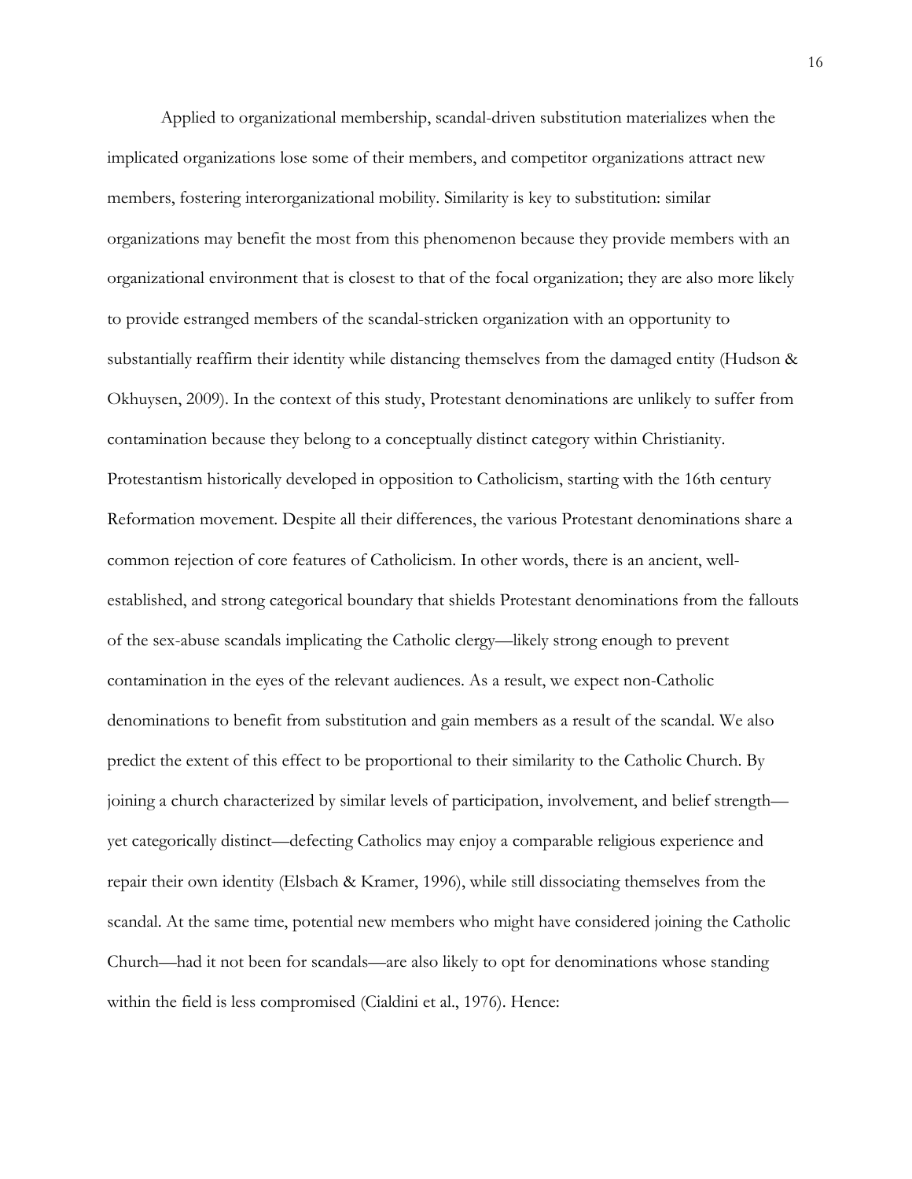Applied to organizational membership, scandal-driven substitution materializes when the implicated organizations lose some of their members, and competitor organizations attract new members, fostering interorganizational mobility. Similarity is key to substitution: similar organizations may benefit the most from this phenomenon because they provide members with an organizational environment that is closest to that of the focal organization; they are also more likely to provide estranged members of the scandal-stricken organization with an opportunity to substantially reaffirm their identity while distancing themselves from the damaged entity (Hudson & Okhuysen, 2009). In the context of this study, Protestant denominations are unlikely to suffer from contamination because they belong to a conceptually distinct category within Christianity. Protestantism historically developed in opposition to Catholicism, starting with the 16th century Reformation movement. Despite all their differences, the various Protestant denominations share a common rejection of core features of Catholicism. In other words, there is an ancient, well-established, and strong categorical boundary that shields Protestant denominations from the fallouts of the sex-abuse scandals implicating the Catholic clergy—likely strong enough to prevent contamination in the eyes of the relevant audiences. As a result, we expect non-Catholic denominations to benefit from substitution and gain members as a result of the scandal. We also predict the extent of this effect to be proportional to their similarity to the Catholic Church. By joining a church characterized by similar levels of participation, involvement, and belief strength—yet categorically distinct—defecting Catholics may enjoy a comparable religious experience and repair their own identity (Elsbach & Kramer, 1996), while still dissociating themselves from the scandal. At the same time, potential new members who might have considered joining the Catholic Church—had it not been for scandals—are also likely to opt for denominations whose standing within the field is less compromised (Cialdini et al., 1976). Hence: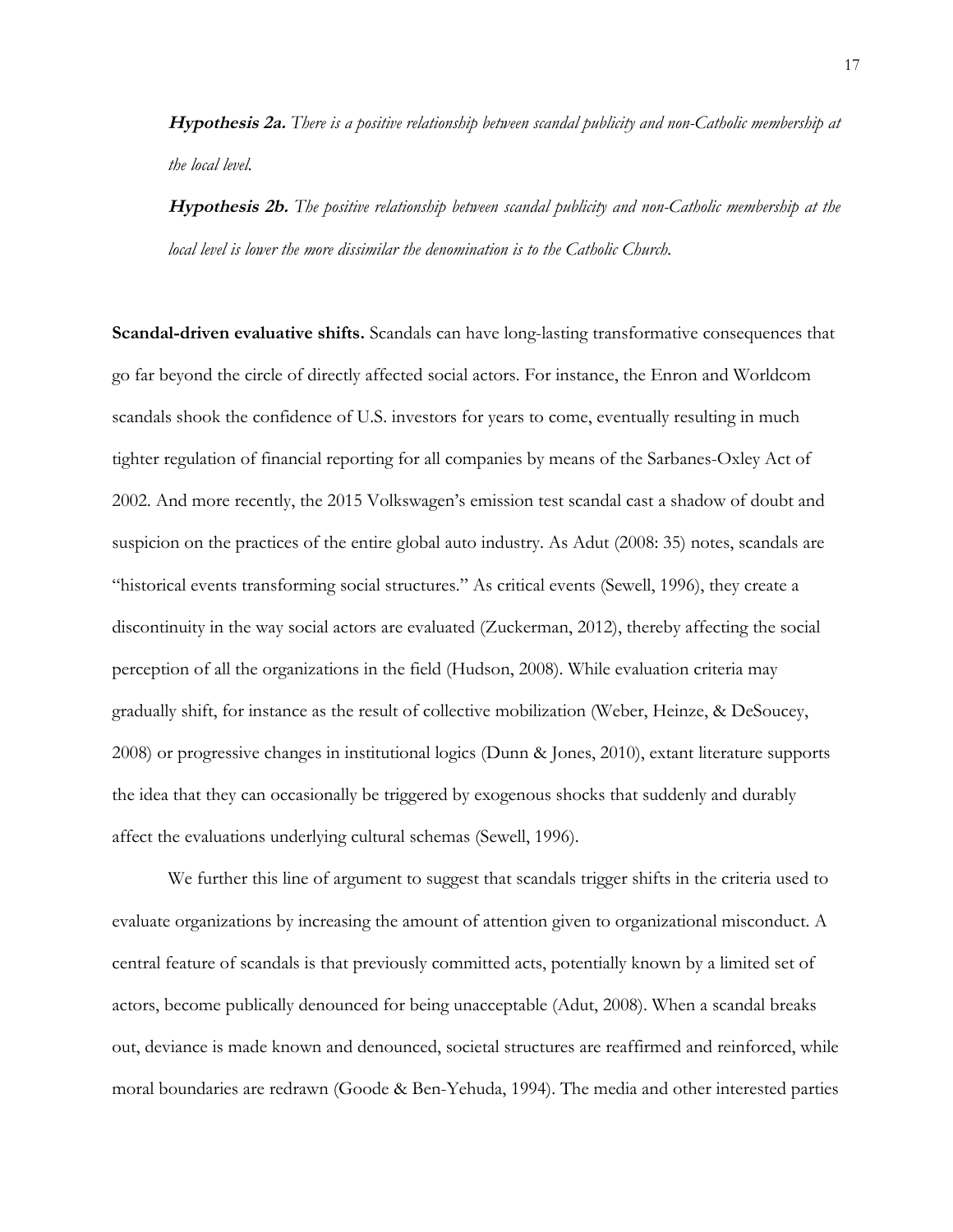***Hypothesis 2a.*** *There is a positive relationship between scandal publicity and non-Catholic membership at the local level.*

***Hypothesis 2b.*** *The positive relationship between scandal publicity and non-Catholic membership at the local level is lower the more dissimilar the denomination is to the Catholic Church.*

**Scandal-driven evaluative shifts.** Scandals can have long-lasting transformative consequences that go far beyond the circle of directly affected social actors. For instance, the Enron and Worldcom scandals shook the confidence of U.S. investors for years to come, eventually resulting in much tighter regulation of financial reporting for all companies by means of the Sarbanes-Oxley Act of 2002. And more recently, the 2015 Volkswagen's emission test scandal cast a shadow of doubt and suspicion on the practices of the entire global auto industry. As Adut (2008: 35) notes, scandals are "historical events transforming social structures." As critical events (Sewell, 1996), they create a discontinuity in the way social actors are evaluated (Zuckerman, 2012), thereby affecting the social perception of all the organizations in the field (Hudson, 2008). While evaluation criteria may gradually shift, for instance as the result of collective mobilization (Weber, Heinze, & DeSoucey, 2008) or progressive changes in institutional logics (Dunn & Jones, 2010), extant literature supports the idea that they can occasionally be triggered by exogenous shocks that suddenly and durably affect the evaluations underlying cultural schemas (Sewell, 1996).

We further this line of argument to suggest that scandals trigger shifts in the criteria used to evaluate organizations by increasing the amount of attention given to organizational misconduct. A central feature of scandals is that previously committed acts, potentially known by a limited set of actors, become publically denounced for being unacceptable (Adut, 2008). When a scandal breaks out, deviance is made known and denounced, societal structures are reaffirmed and reinforced, while moral boundaries are redrawn (Goode & Ben-Yehuda, 1994). The media and other interested parties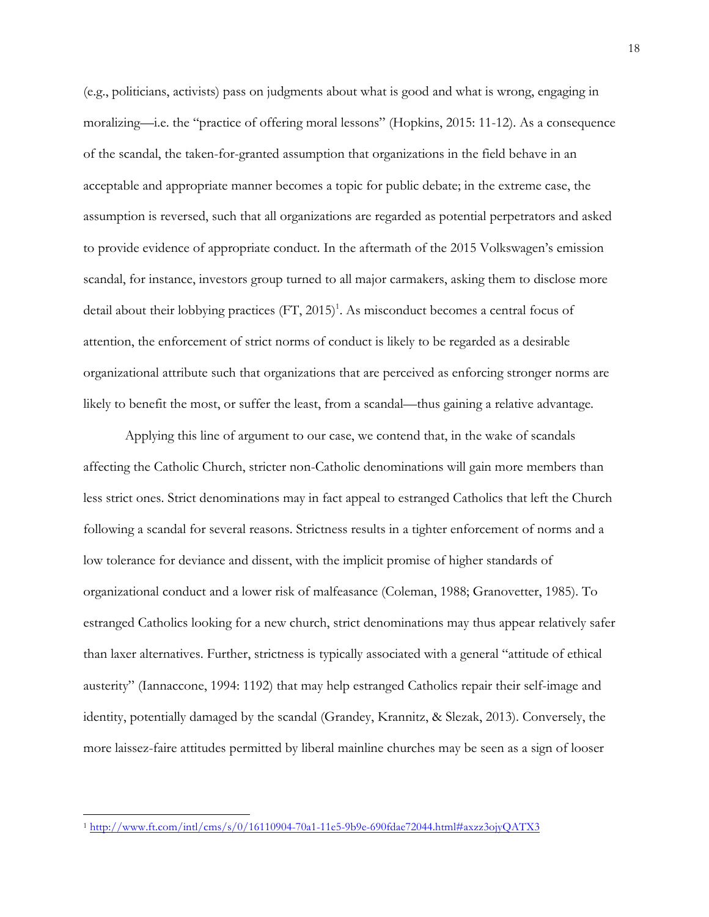(e.g., politicians, activists) pass on judgments about what is good and what is wrong, engaging in moralizing—i.e. the "practice of offering moral lessons" (Hopkins, 2015: 11-12). As a consequence of the scandal, the taken-for-granted assumption that organizations in the field behave in an acceptable and appropriate manner becomes a topic for public debate; in the extreme case, the assumption is reversed, such that all organizations are regarded as potential perpetrators and asked to provide evidence of appropriate conduct. In the aftermath of the 2015 Volkswagen's emission scandal, for instance, investors group turned to all major carmakers, asking them to disclose more detail about their lobbying practices (FT, 2015)[1]. As misconduct becomes a central focus of attention, the enforcement of strict norms of conduct is likely to be regarded as a desirable organizational attribute such that organizations that are perceived as enforcing stronger norms are likely to benefit the most, or suffer the least, from a scandal—thus gaining a relative advantage.

Applying this line of argument to our case, we contend that, in the wake of scandals affecting the Catholic Church, stricter non-Catholic denominations will gain more members than less strict ones. Strict denominations may in fact appeal to estranged Catholics that left the Church following a scandal for several reasons. Strictness results in a tighter enforcement of norms and a low tolerance for deviance and dissent, with the implicit promise of higher standards of organizational conduct and a lower risk of malfeasance (Coleman, 1988; Granovetter, 1985). To estranged Catholics looking for a new church, strict denominations may thus appear relatively safer than laxer alternatives. Further, strictness is typically associated with a general "attitude of ethical austerity" (Iannaccone, 1994: 1192) that may help estranged Catholics repair their self-image and identity, potentially damaged by the scandal (Grandey, Krannitz, & Slezak, 2013). Conversely, the more laissez-faire attitudes permitted by liberal mainline churches may be seen as a sign of looser

[1] http://www.ft.com/intl/cms/s/0/16110904-70a1-11e5-9b9e-690fdae72044.html#axzz3ojyQATX3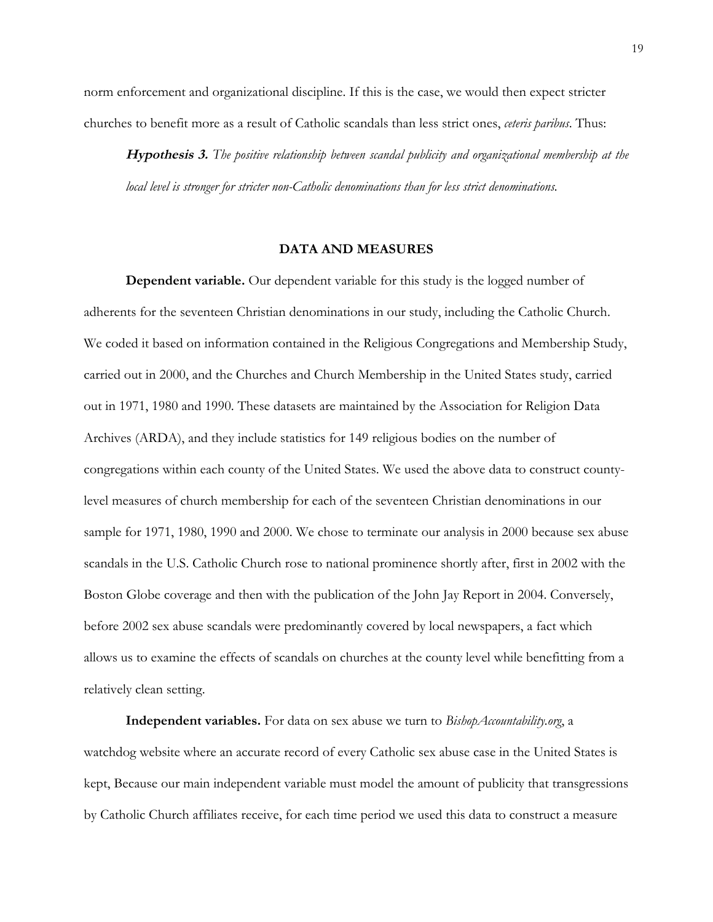norm enforcement and organizational discipline. If this is the case, we would then expect stricter churches to benefit more as a result of Catholic scandals than less strict ones, *ceteris paribus*. Thus:

> ***Hypothesis 3.*** *The positive relationship between scandal publicity and organizational membership at the local level is stronger for stricter non-Catholic denominations than for less strict denominations.*

## DATA AND MEASURES

**Dependent variable.** Our dependent variable for this study is the logged number of adherents for the seventeen Christian denominations in our study, including the Catholic Church. We coded it based on information contained in the Religious Congregations and Membership Study, carried out in 2000, and the Churches and Church Membership in the United States study, carried out in 1971, 1980 and 1990. These datasets are maintained by the Association for Religion Data Archives (ARDA), and they include statistics for 149 religious bodies on the number of congregations within each county of the United States. We used the above data to construct county-level measures of church membership for each of the seventeen Christian denominations in our sample for 1971, 1980, 1990 and 2000. We chose to terminate our analysis in 2000 because sex abuse scandals in the U.S. Catholic Church rose to national prominence shortly after, first in 2002 with the Boston Globe coverage and then with the publication of the John Jay Report in 2004. Conversely, before 2002 sex abuse scandals were predominantly covered by local newspapers, a fact which allows us to examine the effects of scandals on churches at the county level while benefitting from a relatively clean setting.

**Independent variables.** For data on sex abuse we turn to *BishopAccountability.org*, a watchdog website where an accurate record of every Catholic sex abuse case in the United States is kept, Because our main independent variable must model the amount of publicity that transgressions by Catholic Church affiliates receive, for each time period we used this data to construct a measure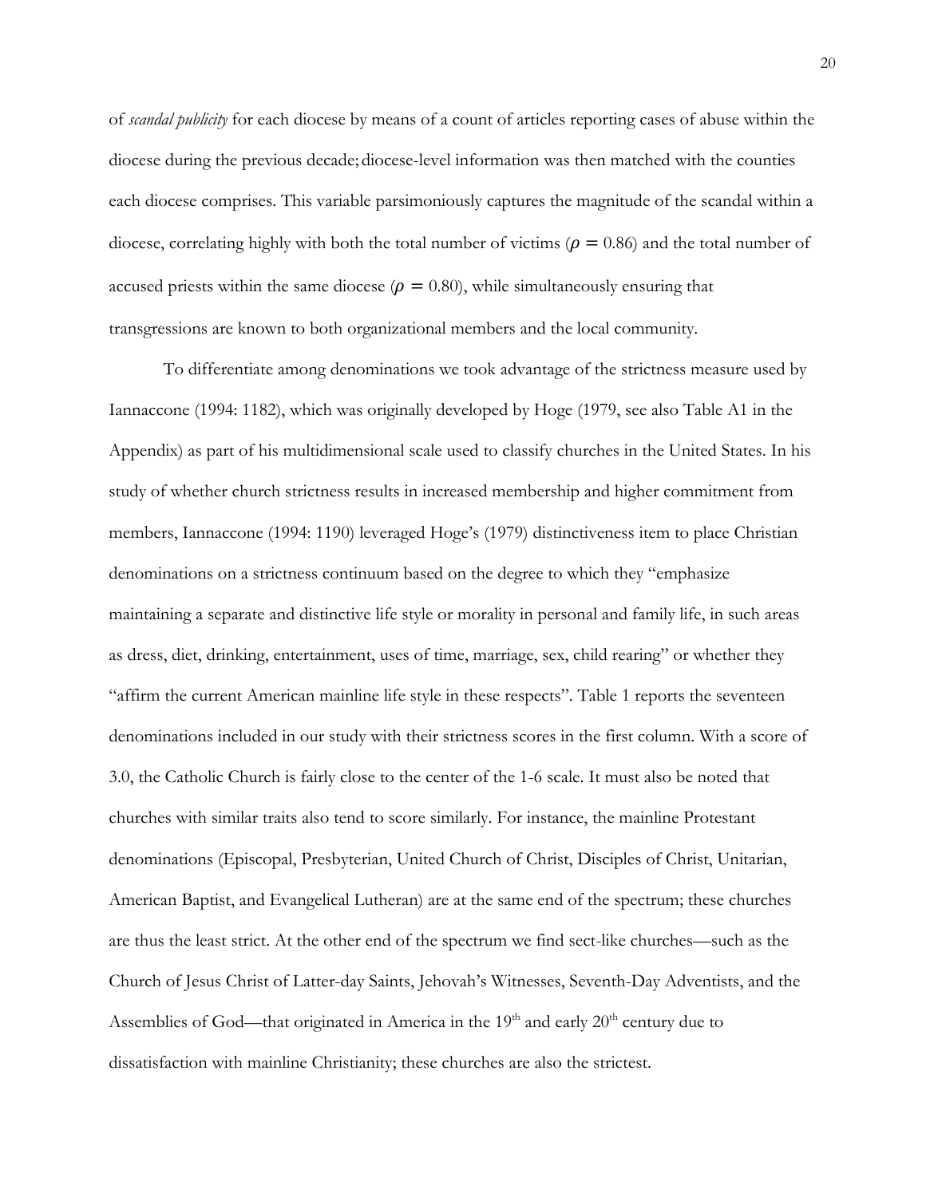of *scandal publicity* for each diocese by means of a count of articles reporting cases of abuse within the diocese during the previous decade; diocese-level information was then matched with the counties each diocese comprises. This variable parsimoniously captures the magnitude of the scandal within a diocese, correlating highly with both the total number of victims ($\rho = 0.86$) and the total number of accused priests within the same diocese ($\rho = 0.80$), while simultaneously ensuring that transgressions are known to both organizational members and the local community.

To differentiate among denominations we took advantage of the strictness measure used by Iannaccone (1994: 1182), which was originally developed by Hoge (1979, see also Table A1 in the Appendix) as part of his multidimensional scale used to classify churches in the United States. In his study of whether church strictness results in increased membership and higher commitment from members, Iannaccone (1994: 1190) leveraged Hoge's (1979) distinctiveness item to place Christian denominations on a strictness continuum based on the degree to which they "emphasize maintaining a separate and distinctive life style or morality in personal and family life, in such areas as dress, diet, drinking, entertainment, uses of time, marriage, sex, child rearing" or whether they "affirm the current American mainline life style in these respects". Table 1 reports the seventeen denominations included in our study with their strictness scores in the first column. With a score of 3.0, the Catholic Church is fairly close to the center of the 1-6 scale. It must also be noted that churches with similar traits also tend to score similarly. For instance, the mainline Protestant denominations (Episcopal, Presbyterian, United Church of Christ, Disciples of Christ, Unitarian, American Baptist, and Evangelical Lutheran) are at the same end of the spectrum; these churches are thus the least strict. At the other end of the spectrum we find sect-like churches—such as the Church of Jesus Christ of Latter-day Saints, Jehovah's Witnesses, Seventh-Day Adventists, and the Assemblies of God—that originated in America in the 19th and early 20th century due to dissatisfaction with mainline Christianity; these churches are also the strictest.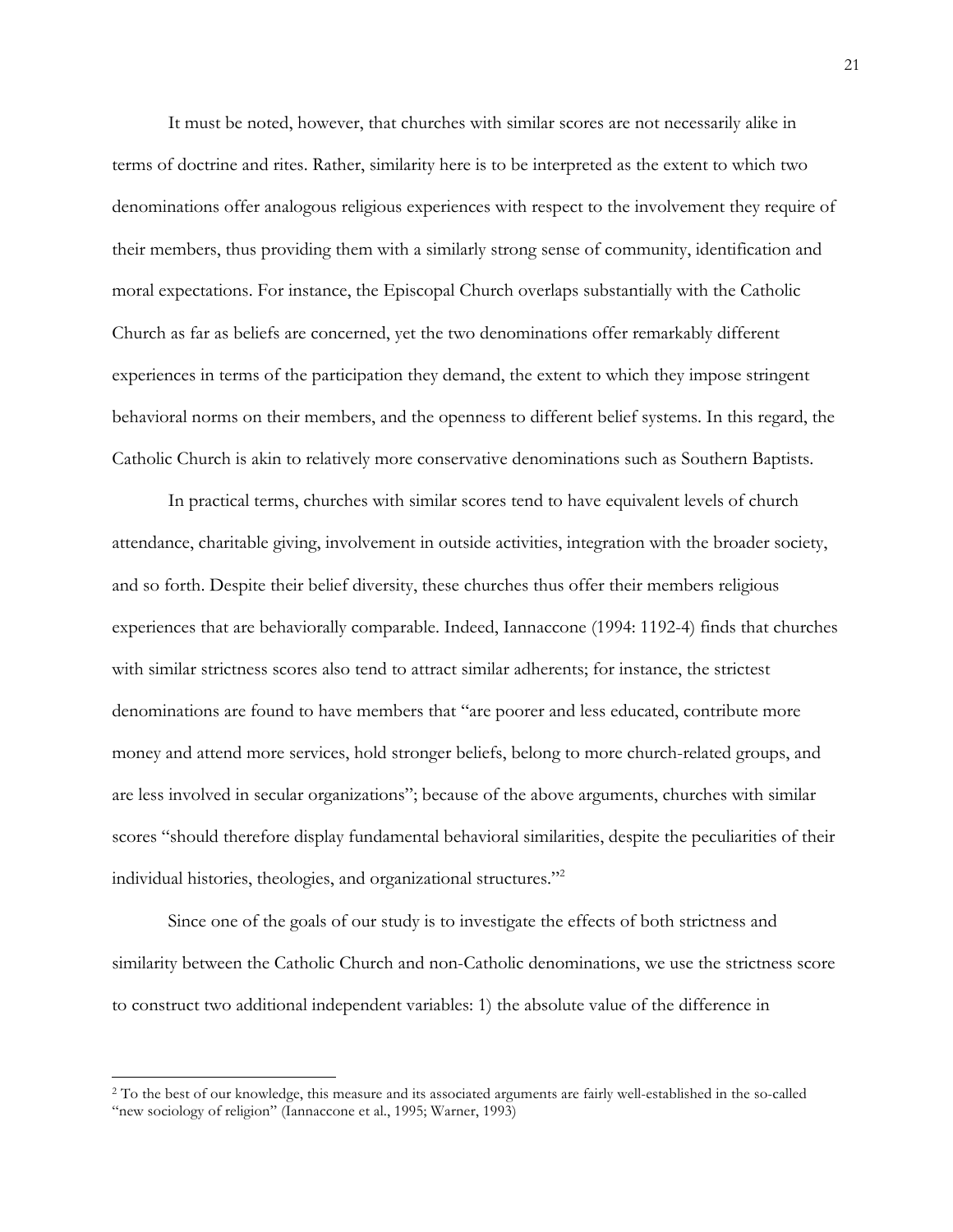It must be noted, however, that churches with similar scores are not necessarily alike in terms of doctrine and rites. Rather, similarity here is to be interpreted as the extent to which two denominations offer analogous religious experiences with respect to the involvement they require of their members, thus providing them with a similarly strong sense of community, identification and moral expectations. For instance, the Episcopal Church overlaps substantially with the Catholic Church as far as beliefs are concerned, yet the two denominations offer remarkably different experiences in terms of the participation they demand, the extent to which they impose stringent behavioral norms on their members, and the openness to different belief systems. In this regard, the Catholic Church is akin to relatively more conservative denominations such as Southern Baptists.

In practical terms, churches with similar scores tend to have equivalent levels of church attendance, charitable giving, involvement in outside activities, integration with the broader society, and so forth. Despite their belief diversity, these churches thus offer their members religious experiences that are behaviorally comparable. Indeed, Iannaccone (1994: 1192-4) finds that churches with similar strictness scores also tend to attract similar adherents; for instance, the strictest denominations are found to have members that "are poorer and less educated, contribute more money and attend more services, hold stronger beliefs, belong to more church-related groups, and are less involved in secular organizations"; because of the above arguments, churches with similar scores "should therefore display fundamental behavioral similarities, despite the peculiarities of their individual histories, theologies, and organizational structures."[2]

Since one of the goals of our study is to investigate the effects of both strictness and similarity between the Catholic Church and non-Catholic denominations, we use the strictness score to construct two additional independent variables: 1) the absolute value of the difference in

---

[2] To the best of our knowledge, this measure and its associated arguments are fairly well-established in the so-called "new sociology of religion" (Iannaccone et al., 1995; Warner, 1993)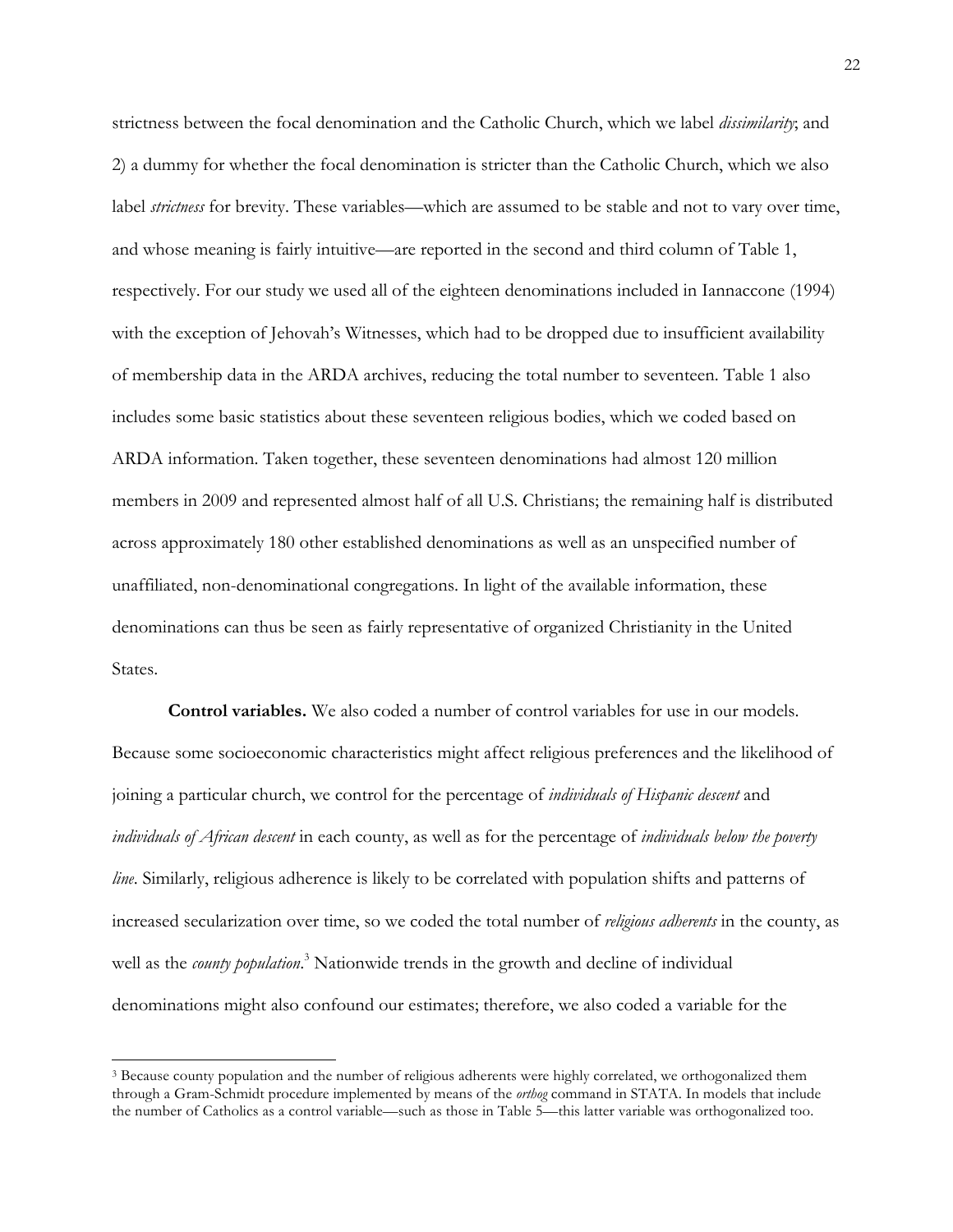strictness between the focal denomination and the Catholic Church, which we label *dissimilarity*; and 2) a dummy for whether the focal denomination is stricter than the Catholic Church, which we also label *strictness* for brevity. These variables—which are assumed to be stable and not to vary over time, and whose meaning is fairly intuitive—are reported in the second and third column of Table 1, respectively. For our study we used all of the eighteen denominations included in Iannaccone (1994) with the exception of Jehovah's Witnesses, which had to be dropped due to insufficient availability of membership data in the ARDA archives, reducing the total number to seventeen. Table 1 also includes some basic statistics about these seventeen religious bodies, which we coded based on ARDA information. Taken together, these seventeen denominations had almost 120 million members in 2009 and represented almost half of all U.S. Christians; the remaining half is distributed across approximately 180 other established denominations as well as an unspecified number of unaffiliated, non-denominational congregations. In light of the available information, these denominations can thus be seen as fairly representative of organized Christianity in the United States.

**Control variables.** We also coded a number of control variables for use in our models. Because some socioeconomic characteristics might affect religious preferences and the likelihood of joining a particular church, we control for the percentage of *individuals of Hispanic descent* and *individuals of African descent* in each county, as well as for the percentage of *individuals below the poverty line*. Similarly, religious adherence is likely to be correlated with population shifts and patterns of increased secularization over time, so we coded the total number of *religious adherents* in the county, as well as the *county population*.[3] Nationwide trends in the growth and decline of individual denominations might also confound our estimates; therefore, we also coded a variable for the

[3] Because county population and the number of religious adherents were highly correlated, we orthogonalized them through a Gram-Schmidt procedure implemented by means of the *orthog* command in STATA. In models that include the number of Catholics as a control variable—such as those in Table 5—this latter variable was orthogonalized too.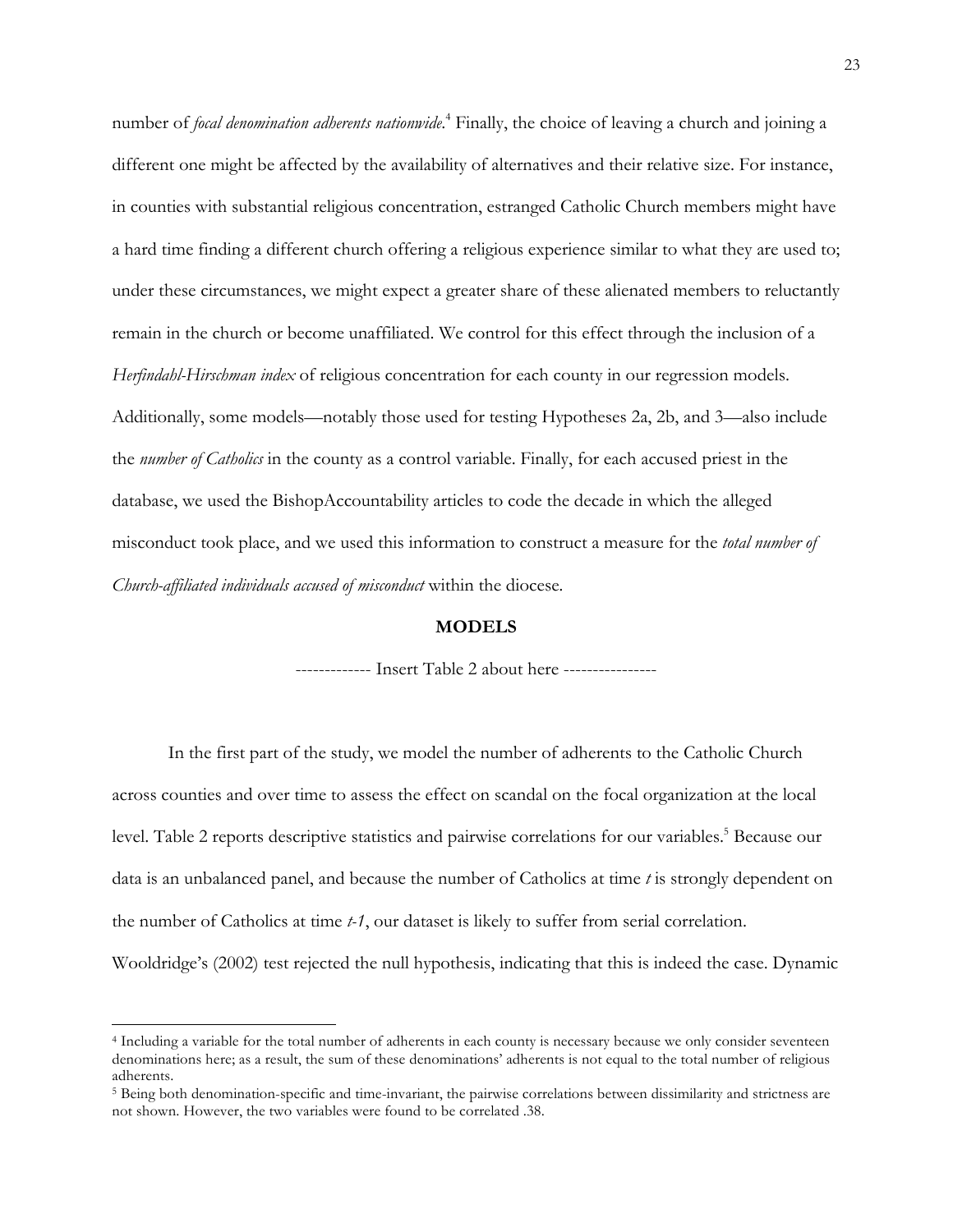number of *focal denomination adherents nationwide*.[4] Finally, the choice of leaving a church and joining a different one might be affected by the availability of alternatives and their relative size. For instance, in counties with substantial religious concentration, estranged Catholic Church members might have a hard time finding a different church offering a religious experience similar to what they are used to; under these circumstances, we might expect a greater share of these alienated members to reluctantly remain in the church or become unaffiliated. We control for this effect through the inclusion of a *Herfindahl-Hirschman index* of religious concentration for each county in our regression models. Additionally, some models—notably those used for testing Hypotheses 2a, 2b, and 3—also include the *number of Catholics* in the county as a control variable. Finally, for each accused priest in the database, we used the BishopAccountability articles to code the decade in which the alleged misconduct took place, and we used this information to construct a measure for the *total number of Church-affiliated individuals accused of misconduct* within the diocese.

## MODELS

------------- Insert Table 2 about here ----------------

In the first part of the study, we model the number of adherents to the Catholic Church across counties and over time to assess the effect on scandal on the focal organization at the local level. Table 2 reports descriptive statistics and pairwise correlations for our variables.[5] Because our data is an unbalanced panel, and because the number of Catholics at time *t* is strongly dependent on the number of Catholics at time *t-1*, our dataset is likely to suffer from serial correlation. Wooldridge's (2002) test rejected the null hypothesis, indicating that this is indeed the case. Dynamic

[4] Including a variable for the total number of adherents in each county is necessary because we only consider seventeen denominations here; as a result, the sum of these denominations' adherents is not equal to the total number of religious adherents.

[5] Being both denomination-specific and time-invariant, the pairwise correlations between dissimilarity and strictness are not shown. However, the two variables were found to be correlated .38.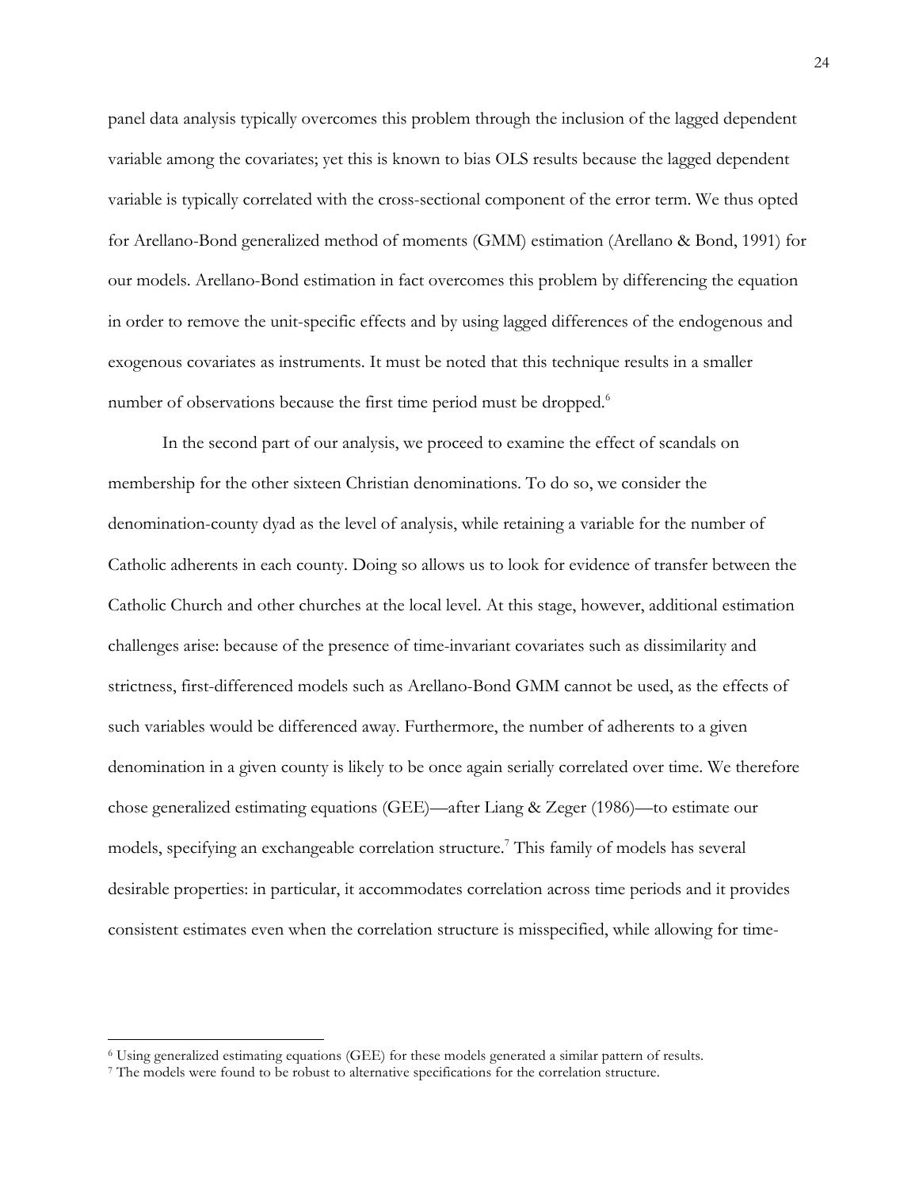panel data analysis typically overcomes this problem through the inclusion of the lagged dependent variable among the covariates; yet this is known to bias OLS results because the lagged dependent variable is typically correlated with the cross-sectional component of the error term. We thus opted for Arellano-Bond generalized method of moments (GMM) estimation (Arellano & Bond, 1991) for our models. Arellano-Bond estimation in fact overcomes this problem by differencing the equation in order to remove the unit-specific effects and by using lagged differences of the endogenous and exogenous covariates as instruments. It must be noted that this technique results in a smaller number of observations because the first time period must be dropped.[6]

In the second part of our analysis, we proceed to examine the effect of scandals on membership for the other sixteen Christian denominations. To do so, we consider the denomination-county dyad as the level of analysis, while retaining a variable for the number of Catholic adherents in each county. Doing so allows us to look for evidence of transfer between the Catholic Church and other churches at the local level. At this stage, however, additional estimation challenges arise: because of the presence of time-invariant covariates such as dissimilarity and strictness, first-differenced models such as Arellano-Bond GMM cannot be used, as the effects of such variables would be differenced away. Furthermore, the number of adherents to a given denomination in a given county is likely to be once again serially correlated over time. We therefore chose generalized estimating equations (GEE)—after Liang & Zeger (1986)—to estimate our models, specifying an exchangeable correlation structure.[7] This family of models has several desirable properties: in particular, it accommodates correlation across time periods and it provides consistent estimates even when the correlation structure is misspecified, while allowing for time-

[6] Using generalized estimating equations (GEE) for these models generated a similar pattern of results.

[7] The models were found to be robust to alternative specifications for the correlation structure.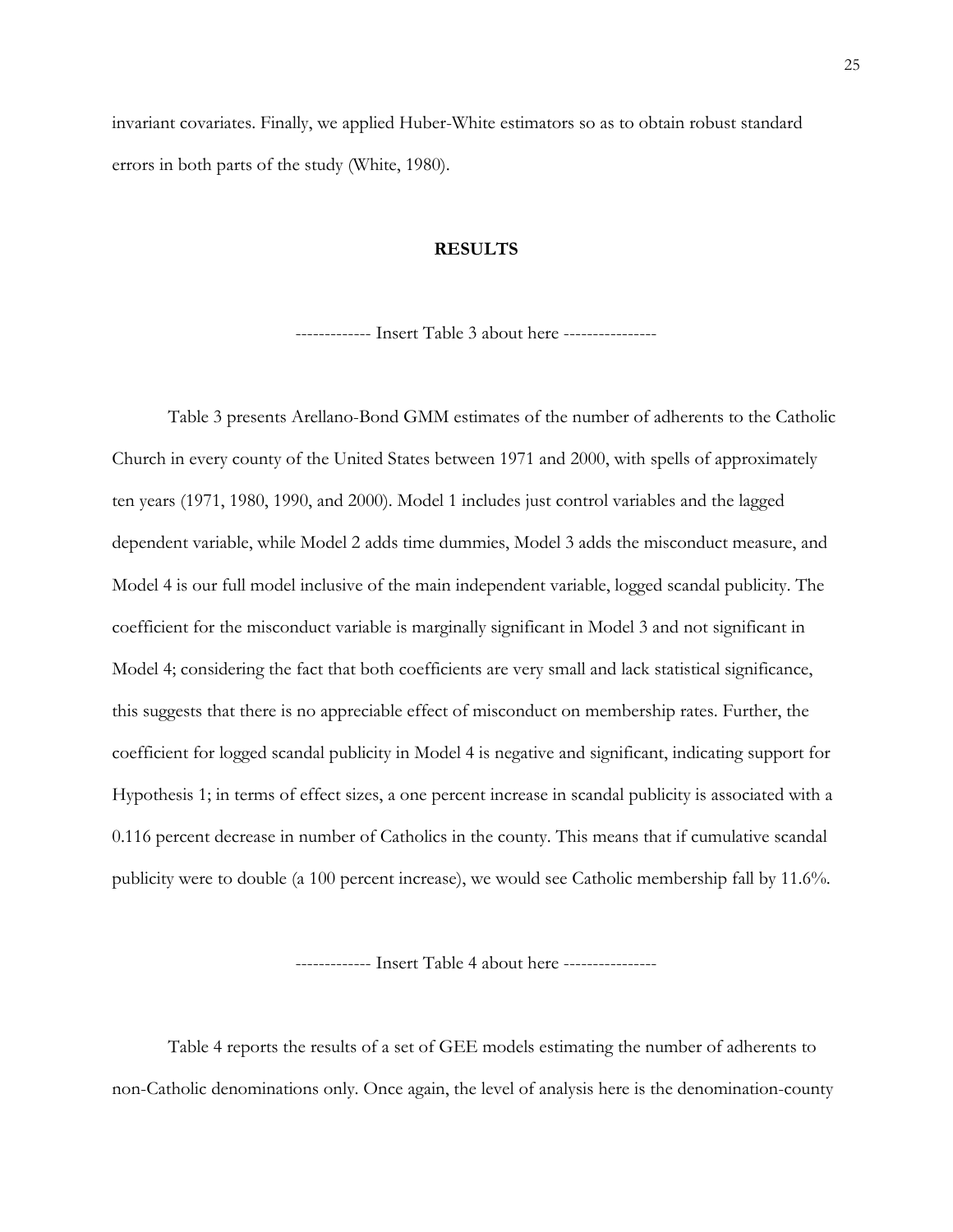invariant covariates. Finally, we applied Huber-White estimators so as to obtain robust standard errors in both parts of the study (White, 1980).

## RESULTS

------------- Insert Table 3 about here ----------------

Table 3 presents Arellano-Bond GMM estimates of the number of adherents to the Catholic Church in every county of the United States between 1971 and 2000, with spells of approximately ten years (1971, 1980, 1990, and 2000). Model 1 includes just control variables and the lagged dependent variable, while Model 2 adds time dummies, Model 3 adds the misconduct measure, and Model 4 is our full model inclusive of the main independent variable, logged scandal publicity. The coefficient for the misconduct variable is marginally significant in Model 3 and not significant in Model 4; considering the fact that both coefficients are very small and lack statistical significance, this suggests that there is no appreciable effect of misconduct on membership rates. Further, the coefficient for logged scandal publicity in Model 4 is negative and significant, indicating support for Hypothesis 1; in terms of effect sizes, a one percent increase in scandal publicity is associated with a 0.116 percent decrease in number of Catholics in the county. This means that if cumulative scandal publicity were to double (a 100 percent increase), we would see Catholic membership fall by 11.6%.

------------- Insert Table 4 about here ----------------

Table 4 reports the results of a set of GEE models estimating the number of adherents to non-Catholic denominations only. Once again, the level of analysis here is the denomination-county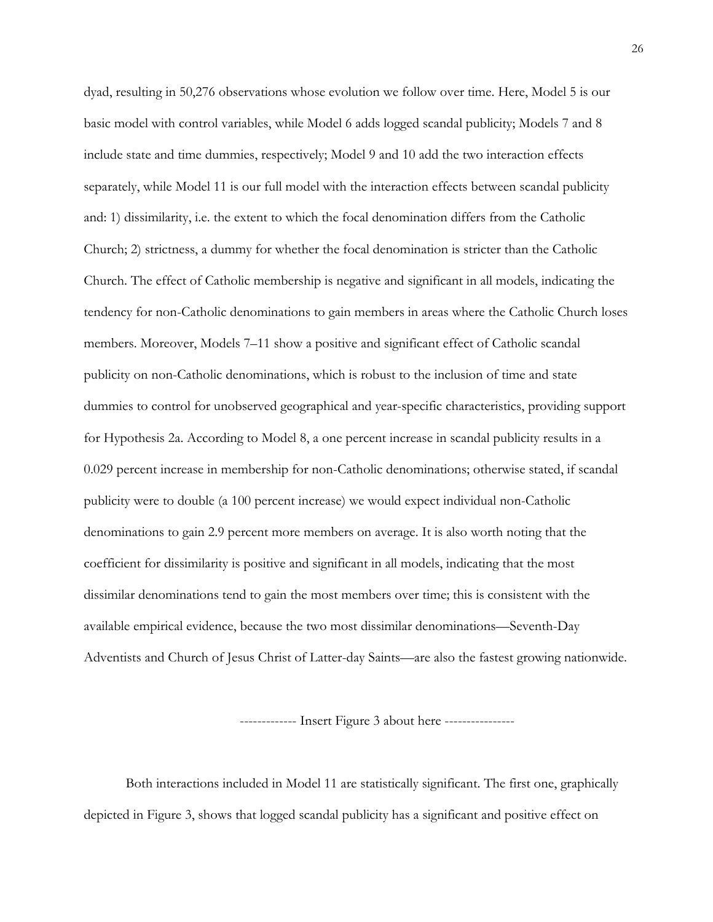dyad, resulting in 50,276 observations whose evolution we follow over time. Here, Model 5 is our basic model with control variables, while Model 6 adds logged scandal publicity; Models 7 and 8 include state and time dummies, respectively; Model 9 and 10 add the two interaction effects separately, while Model 11 is our full model with the interaction effects between scandal publicity and: 1) dissimilarity, i.e. the extent to which the focal denomination differs from the Catholic Church; 2) strictness, a dummy for whether the focal denomination is stricter than the Catholic Church. The effect of Catholic membership is negative and significant in all models, indicating the tendency for non-Catholic denominations to gain members in areas where the Catholic Church loses members. Moreover, Models 7–11 show a positive and significant effect of Catholic scandal publicity on non-Catholic denominations, which is robust to the inclusion of time and state dummies to control for unobserved geographical and year-specific characteristics, providing support for Hypothesis 2a. According to Model 8, a one percent increase in scandal publicity results in a 0.029 percent increase in membership for non-Catholic denominations; otherwise stated, if scandal publicity were to double (a 100 percent increase) we would expect individual non-Catholic denominations to gain 2.9 percent more members on average. It is also worth noting that the coefficient for dissimilarity is positive and significant in all models, indicating that the most dissimilar denominations tend to gain the most members over time; this is consistent with the available empirical evidence, because the two most dissimilar denominations—Seventh-Day Adventists and Church of Jesus Christ of Latter-day Saints—are also the fastest growing nationwide.

------------- Insert Figure 3 about here ----------------

Both interactions included in Model 11 are statistically significant. The first one, graphically depicted in Figure 3, shows that logged scandal publicity has a significant and positive effect on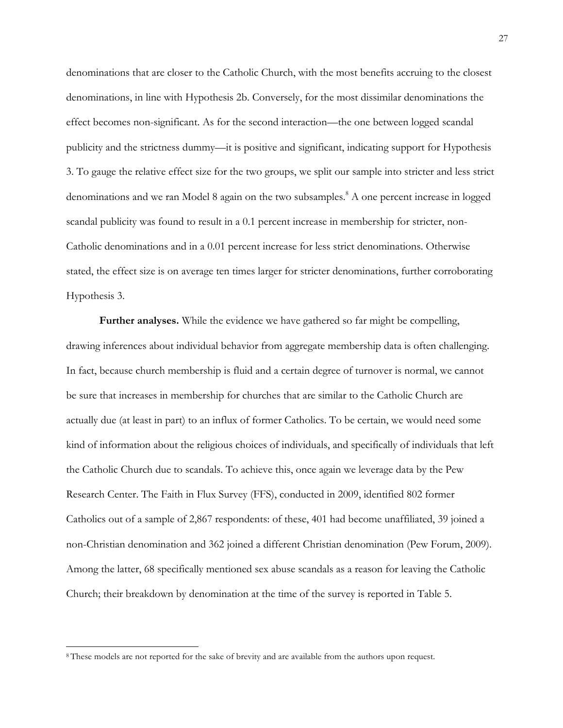denominations that are closer to the Catholic Church, with the most benefits accruing to the closest denominations, in line with Hypothesis 2b. Conversely, for the most dissimilar denominations the effect becomes non-significant. As for the second interaction—the one between logged scandal publicity and the strictness dummy—it is positive and significant, indicating support for Hypothesis 3. To gauge the relative effect size for the two groups, we split our sample into stricter and less strict denominations and we ran Model 8 again on the two subsamples.[8] A one percent increase in logged scandal publicity was found to result in a 0.1 percent increase in membership for stricter, non-Catholic denominations and in a 0.01 percent increase for less strict denominations. Otherwise stated, the effect size is on average ten times larger for stricter denominations, further corroborating Hypothesis 3.

**Further analyses.** While the evidence we have gathered so far might be compelling, drawing inferences about individual behavior from aggregate membership data is often challenging. In fact, because church membership is fluid and a certain degree of turnover is normal, we cannot be sure that increases in membership for churches that are similar to the Catholic Church are actually due (at least in part) to an influx of former Catholics. To be certain, we would need some kind of information about the religious choices of individuals, and specifically of individuals that left the Catholic Church due to scandals. To achieve this, once again we leverage data by the Pew Research Center. The Faith in Flux Survey (FFS), conducted in 2009, identified 802 former Catholics out of a sample of 2,867 respondents: of these, 401 had become unaffiliated, 39 joined a non-Christian denomination and 362 joined a different Christian denomination (Pew Forum, 2009). Among the latter, 68 specifically mentioned sex abuse scandals as a reason for leaving the Catholic Church; their breakdown by denomination at the time of the survey is reported in Table 5.

[8] These models are not reported for the sake of brevity and are available from the authors upon request.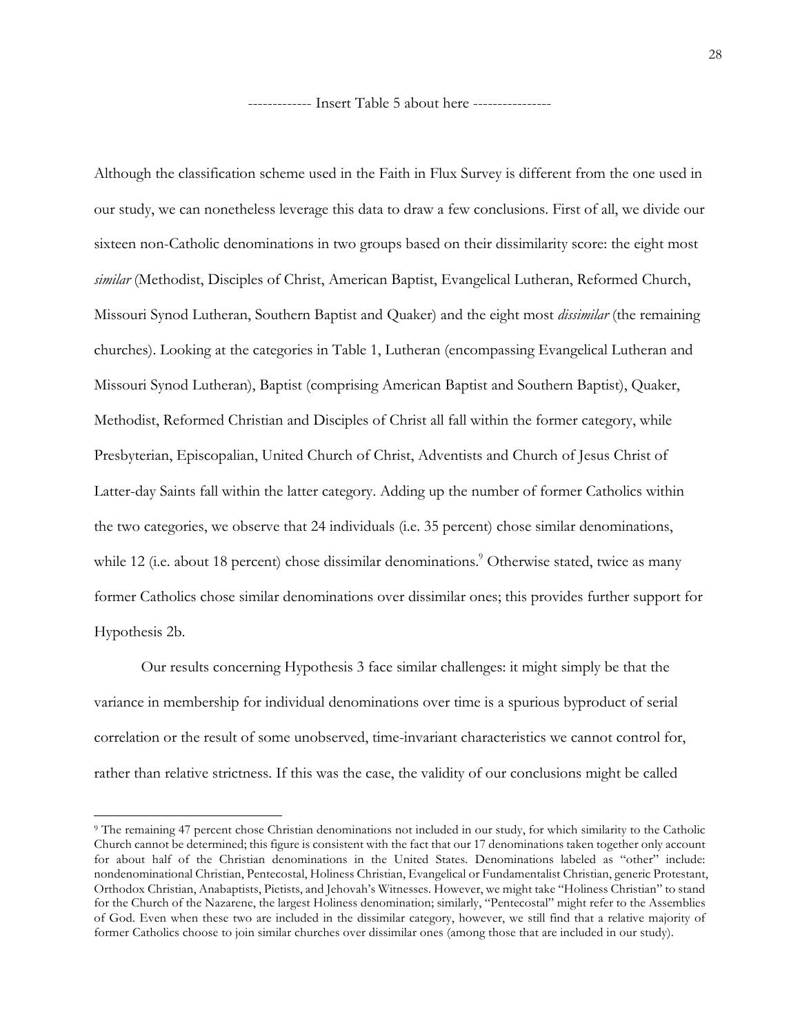------------- Insert Table 5 about here ----------------

Although the classification scheme used in the Faith in Flux Survey is different from the one used in our study, we can nonetheless leverage this data to draw a few conclusions. First of all, we divide our sixteen non-Catholic denominations in two groups based on their dissimilarity score: the eight most *similar* (Methodist, Disciples of Christ, American Baptist, Evangelical Lutheran, Reformed Church, Missouri Synod Lutheran, Southern Baptist and Quaker) and the eight most *dissimilar* (the remaining churches). Looking at the categories in Table 1, Lutheran (encompassing Evangelical Lutheran and Missouri Synod Lutheran), Baptist (comprising American Baptist and Southern Baptist), Quaker, Methodist, Reformed Christian and Disciples of Christ all fall within the former category, while Presbyterian, Episcopalian, United Church of Christ, Adventists and Church of Jesus Christ of Latter-day Saints fall within the latter category. Adding up the number of former Catholics within the two categories, we observe that 24 individuals (i.e. 35 percent) chose similar denominations, while 12 (i.e. about 18 percent) chose dissimilar denominations.[9] Otherwise stated, twice as many former Catholics chose similar denominations over dissimilar ones; this provides further support for Hypothesis 2b.

Our results concerning Hypothesis 3 face similar challenges: it might simply be that the variance in membership for individual denominations over time is a spurious byproduct of serial correlation or the result of some unobserved, time-invariant characteristics we cannot control for, rather than relative strictness. If this was the case, the validity of our conclusions might be called

[9] The remaining 47 percent chose Christian denominations not included in our study, for which similarity to the Catholic Church cannot be determined; this figure is consistent with the fact that our 17 denominations taken together only account for about half of the Christian denominations in the United States. Denominations labeled as "other" include: nondenominational Christian, Pentecostal, Holiness Christian, Evangelical or Fundamentalist Christian, generic Protestant, Orthodox Christian, Anabaptists, Pietists, and Jehovah's Witnesses. However, we might take "Holiness Christian" to stand for the Church of the Nazarene, the largest Holiness denomination; similarly, "Pentecostal" might refer to the Assemblies of God. Even when these two are included in the dissimilar category, however, we still find that a relative majority of former Catholics choose to join similar churches over dissimilar ones (among those that are included in our study).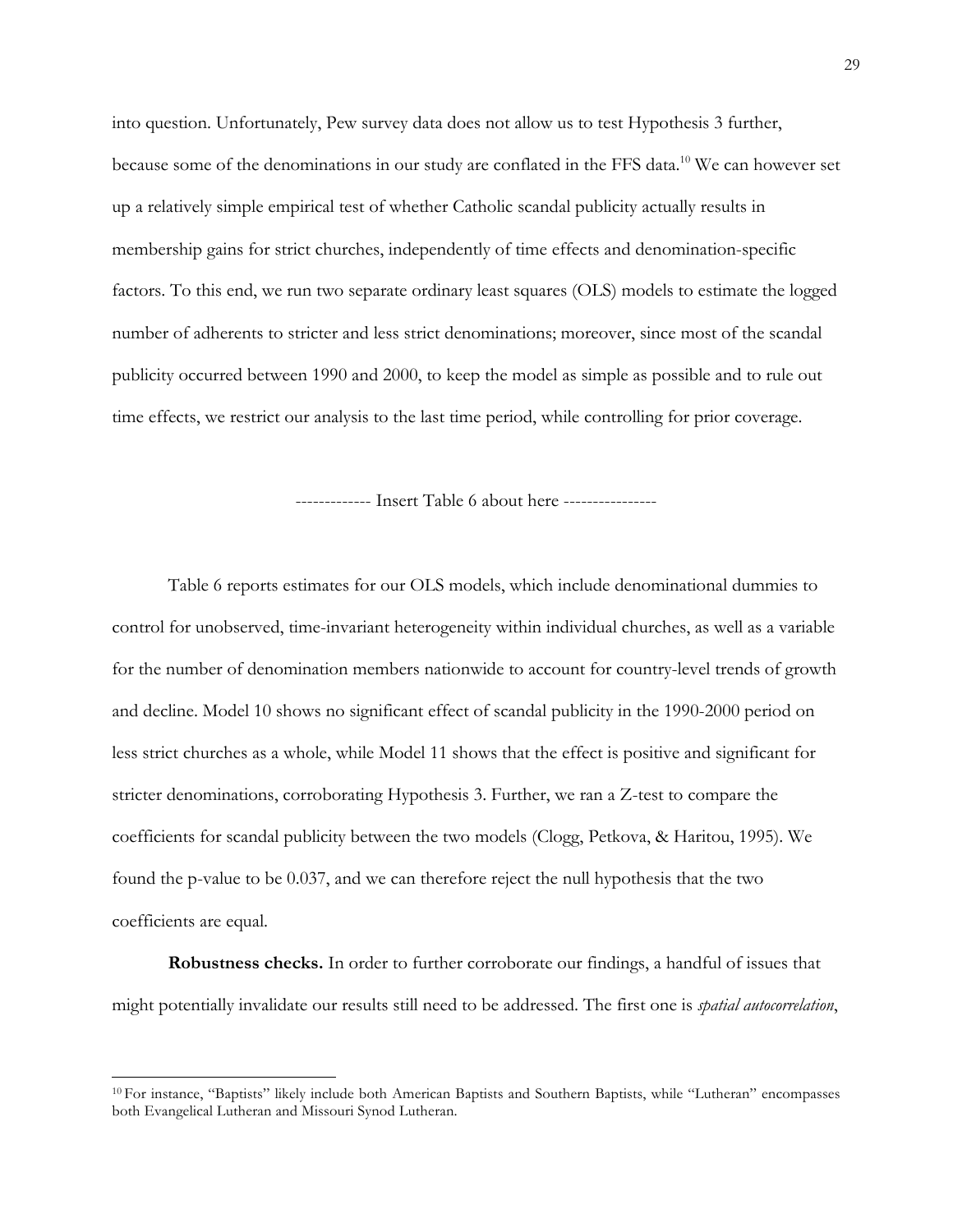into question. Unfortunately, Pew survey data does not allow us to test Hypothesis 3 further, because some of the denominations in our study are conflated in the FFS data.[10] We can however set up a relatively simple empirical test of whether Catholic scandal publicity actually results in membership gains for strict churches, independently of time effects and denomination-specific factors. To this end, we run two separate ordinary least squares (OLS) models to estimate the logged number of adherents to stricter and less strict denominations; moreover, since most of the scandal publicity occurred between 1990 and 2000, to keep the model as simple as possible and to rule out time effects, we restrict our analysis to the last time period, while controlling for prior coverage.

------------- Insert Table 6 about here ----------------

Table 6 reports estimates for our OLS models, which include denominational dummies to control for unobserved, time-invariant heterogeneity within individual churches, as well as a variable for the number of denomination members nationwide to account for country-level trends of growth and decline. Model 10 shows no significant effect of scandal publicity in the 1990-2000 period on less strict churches as a whole, while Model 11 shows that the effect is positive and significant for stricter denominations, corroborating Hypothesis 3. Further, we ran a Z-test to compare the coefficients for scandal publicity between the two models (Clogg, Petkova, & Haritou, 1995). We found the p-value to be 0.037, and we can therefore reject the null hypothesis that the two coefficients are equal.

**Robustness checks.** In order to further corroborate our findings, a handful of issues that might potentially invalidate our results still need to be addressed. The first one is *spatial autocorrelation*,

[10] For instance, "Baptists" likely include both American Baptists and Southern Baptists, while "Lutheran" encompasses both Evangelical Lutheran and Missouri Synod Lutheran.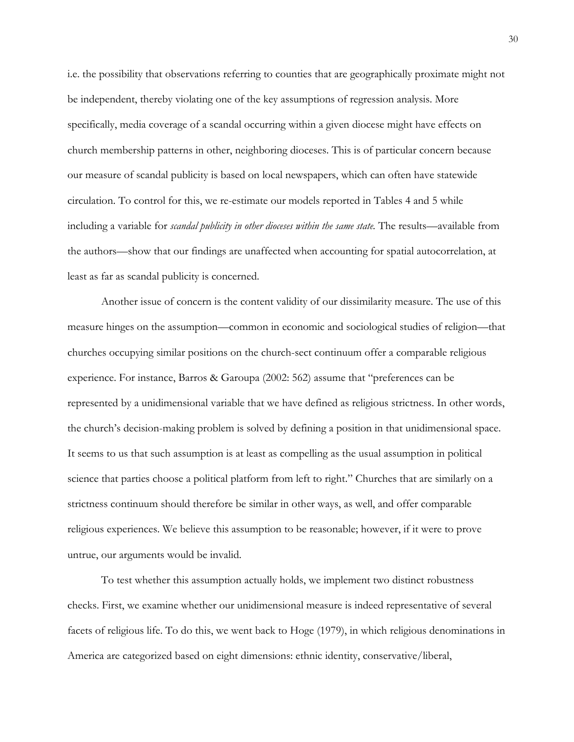i.e. the possibility that observations referring to counties that are geographically proximate might not be independent, thereby violating one of the key assumptions of regression analysis. More specifically, media coverage of a scandal occurring within a given diocese might have effects on church membership patterns in other, neighboring dioceses. This is of particular concern because our measure of scandal publicity is based on local newspapers, which can often have statewide circulation. To control for this, we re-estimate our models reported in Tables 4 and 5 while including a variable for *scandal publicity in other dioceses within the same state.* The results—available from the authors—show that our findings are unaffected when accounting for spatial autocorrelation, at least as far as scandal publicity is concerned.

Another issue of concern is the content validity of our dissimilarity measure. The use of this measure hinges on the assumption—common in economic and sociological studies of religion—that churches occupying similar positions on the church-sect continuum offer a comparable religious experience. For instance, Barros & Garoupa (2002: 562) assume that "preferences can be represented by a unidimensional variable that we have defined as religious strictness. In other words, the church's decision-making problem is solved by defining a position in that unidimensional space. It seems to us that such assumption is at least as compelling as the usual assumption in political science that parties choose a political platform from left to right." Churches that are similarly on a strictness continuum should therefore be similar in other ways, as well, and offer comparable religious experiences. We believe this assumption to be reasonable; however, if it were to prove untrue, our arguments would be invalid.

To test whether this assumption actually holds, we implement two distinct robustness checks. First, we examine whether our unidimensional measure is indeed representative of several facets of religious life. To do this, we went back to Hoge (1979), in which religious denominations in America are categorized based on eight dimensions: ethnic identity, conservative/liberal,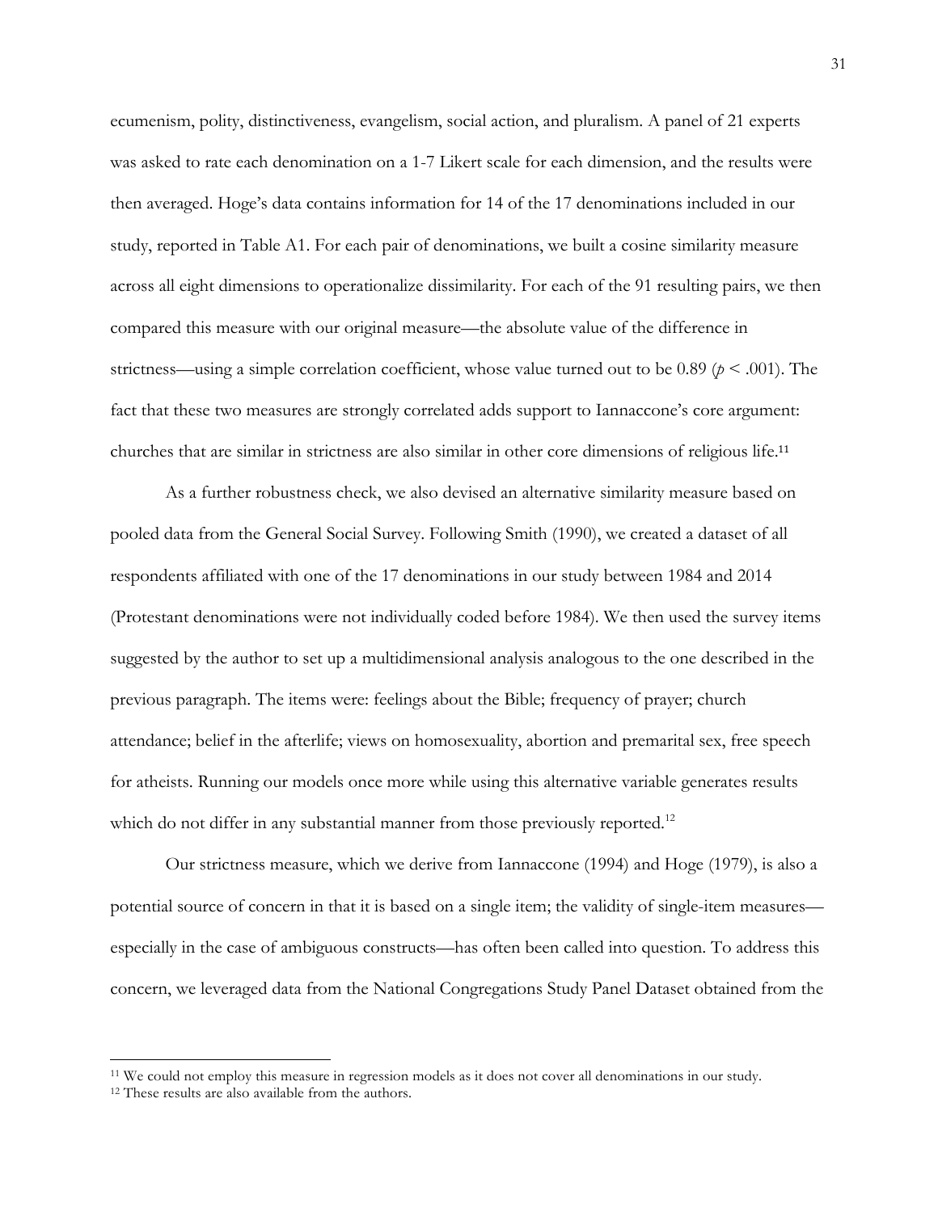ecumenism, polity, distinctiveness, evangelism, social action, and pluralism. A panel of 21 experts was asked to rate each denomination on a 1-7 Likert scale for each dimension, and the results were then averaged. Hoge's data contains information for 14 of the 17 denominations included in our study, reported in Table A1. For each pair of denominations, we built a cosine similarity measure across all eight dimensions to operationalize dissimilarity. For each of the 91 resulting pairs, we then compared this measure with our original measure—the absolute value of the difference in strictness—using a simple correlation coefficient, whose value turned out to be 0.89 ($p < .001$). The fact that these two measures are strongly correlated adds support to Iannaccone's core argument: churches that are similar in strictness are also similar in other core dimensions of religious life.[11]

As a further robustness check, we also devised an alternative similarity measure based on pooled data from the General Social Survey. Following Smith (1990), we created a dataset of all respondents affiliated with one of the 17 denominations in our study between 1984 and 2014 (Protestant denominations were not individually coded before 1984). We then used the survey items suggested by the author to set up a multidimensional analysis analogous to the one described in the previous paragraph. The items were: feelings about the Bible; frequency of prayer; church attendance; belief in the afterlife; views on homosexuality, abortion and premarital sex, free speech for atheists. Running our models once more while using this alternative variable generates results which do not differ in any substantial manner from those previously reported.[12]

Our strictness measure, which we derive from Iannaccone (1994) and Hoge (1979), is also a potential source of concern in that it is based on a single item; the validity of single-item measures—especially in the case of ambiguous constructs—has often been called into question. To address this concern, we leveraged data from the National Congregations Study Panel Dataset obtained from the

[11] We could not employ this measure in regression models as it does not cover all denominations in our study.

[12] These results are also available from the authors.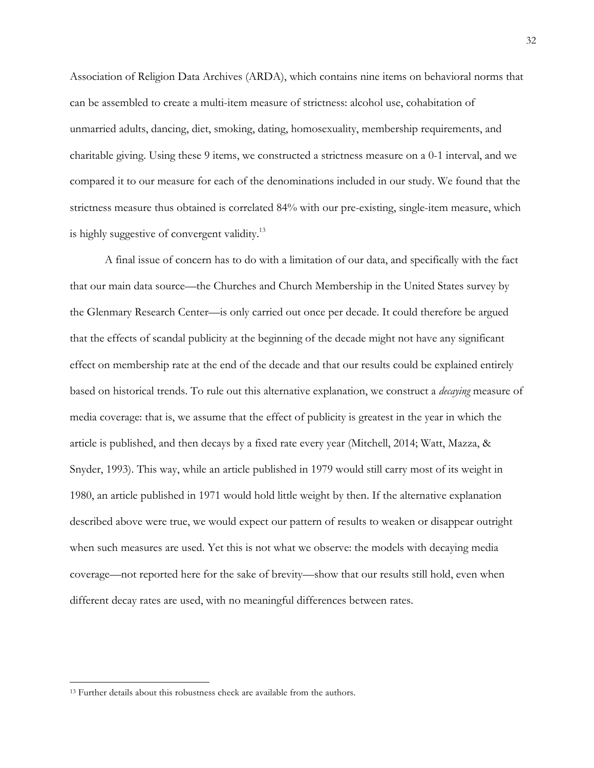Association of Religion Data Archives (ARDA), which contains nine items on behavioral norms that can be assembled to create a multi-item measure of strictness: alcohol use, cohabitation of unmarried adults, dancing, diet, smoking, dating, homosexuality, membership requirements, and charitable giving. Using these 9 items, we constructed a strictness measure on a 0-1 interval, and we compared it to our measure for each of the denominations included in our study. We found that the strictness measure thus obtained is correlated 84% with our pre-existing, single-item measure, which is highly suggestive of convergent validity.[13]

A final issue of concern has to do with a limitation of our data, and specifically with the fact that our main data source—the Churches and Church Membership in the United States survey by the Glenmary Research Center—is only carried out once per decade. It could therefore be argued that the effects of scandal publicity at the beginning of the decade might not have any significant effect on membership rate at the end of the decade and that our results could be explained entirely based on historical trends. To rule out this alternative explanation, we construct a *decaying* measure of media coverage: that is, we assume that the effect of publicity is greatest in the year in which the article is published, and then decays by a fixed rate every year (Mitchell, 2014; Watt, Mazza, & Snyder, 1993). This way, while an article published in 1979 would still carry most of its weight in 1980, an article published in 1971 would hold little weight by then. If the alternative explanation described above were true, we would expect our pattern of results to weaken or disappear outright when such measures are used. Yet this is not what we observe: the models with decaying media coverage—not reported here for the sake of brevity—show that our results still hold, even when different decay rates are used, with no meaningful differences between rates.

[13] Further details about this robustness check are available from the authors.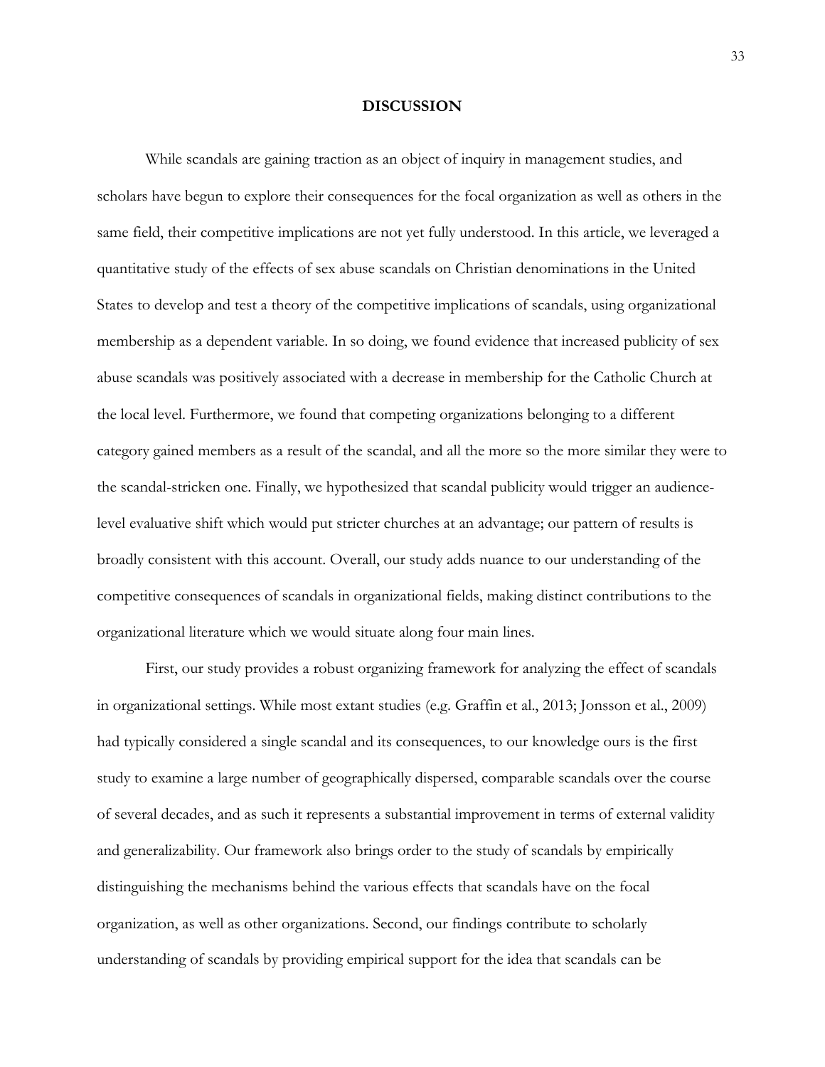## DISCUSSION

While scandals are gaining traction as an object of inquiry in management studies, and scholars have begun to explore their consequences for the focal organization as well as others in the same field, their competitive implications are not yet fully understood. In this article, we leveraged a quantitative study of the effects of sex abuse scandals on Christian denominations in the United States to develop and test a theory of the competitive implications of scandals, using organizational membership as a dependent variable. In so doing, we found evidence that increased publicity of sex abuse scandals was positively associated with a decrease in membership for the Catholic Church at the local level. Furthermore, we found that competing organizations belonging to a different category gained members as a result of the scandal, and all the more so the more similar they were to the scandal-stricken one. Finally, we hypothesized that scandal publicity would trigger an audience-level evaluative shift which would put stricter churches at an advantage; our pattern of results is broadly consistent with this account. Overall, our study adds nuance to our understanding of the competitive consequences of scandals in organizational fields, making distinct contributions to the organizational literature which we would situate along four main lines.

First, our study provides a robust organizing framework for analyzing the effect of scandals in organizational settings. While most extant studies (e.g. Graffin et al., 2013; Jonsson et al., 2009) had typically considered a single scandal and its consequences, to our knowledge ours is the first study to examine a large number of geographically dispersed, comparable scandals over the course of several decades, and as such it represents a substantial improvement in terms of external validity and generalizability. Our framework also brings order to the study of scandals by empirically distinguishing the mechanisms behind the various effects that scandals have on the focal organization, as well as other organizations. Second, our findings contribute to scholarly understanding of scandals by providing empirical support for the idea that scandals can be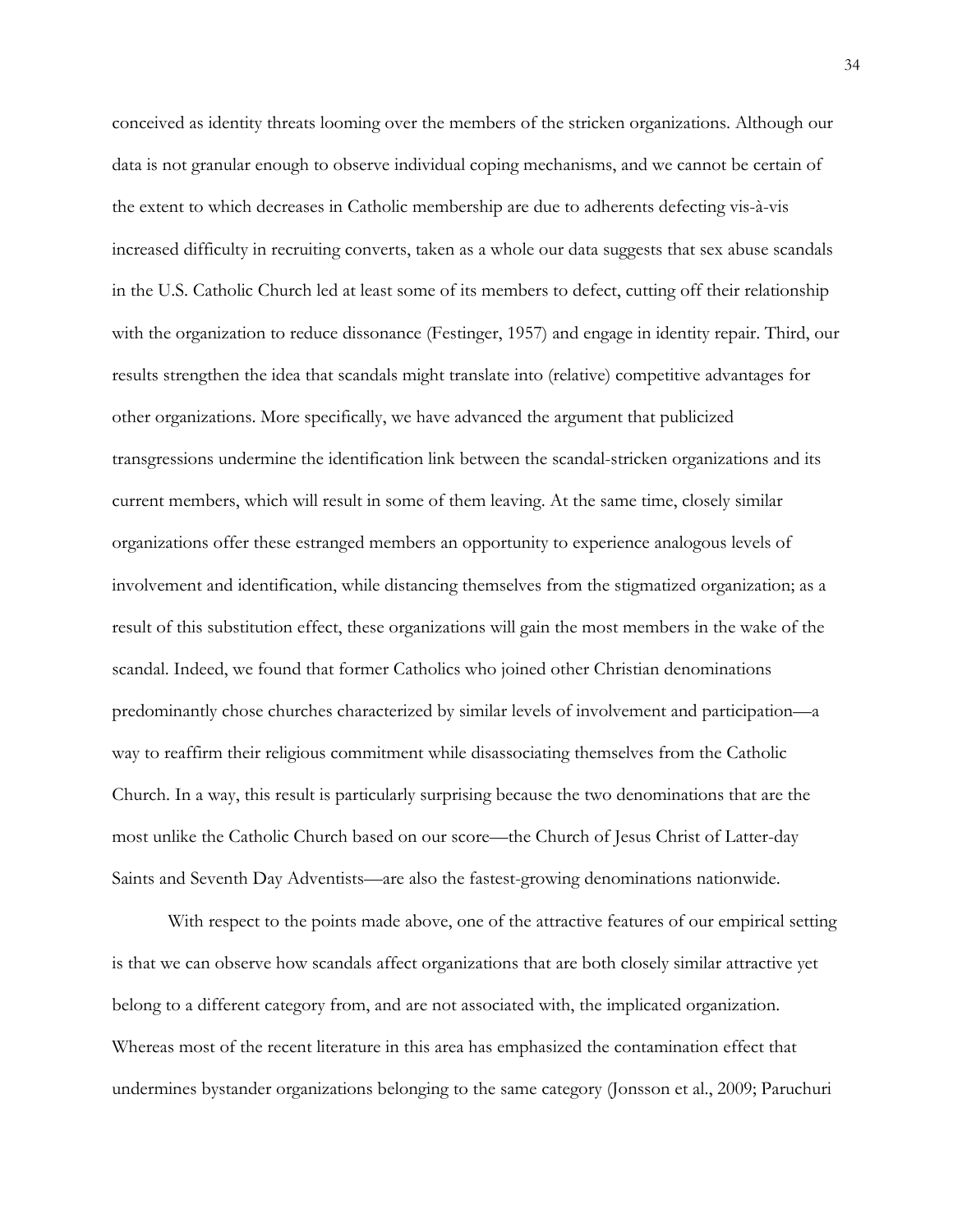conceived as identity threats looming over the members of the stricken organizations. Although our data is not granular enough to observe individual coping mechanisms, and we cannot be certain of the extent to which decreases in Catholic membership are due to adherents defecting vis-à-vis increased difficulty in recruiting converts, taken as a whole our data suggests that sex abuse scandals in the U.S. Catholic Church led at least some of its members to defect, cutting off their relationship with the organization to reduce dissonance (Festinger, 1957) and engage in identity repair. Third, our results strengthen the idea that scandals might translate into (relative) competitive advantages for other organizations. More specifically, we have advanced the argument that publicized transgressions undermine the identification link between the scandal-stricken organizations and its current members, which will result in some of them leaving. At the same time, closely similar organizations offer these estranged members an opportunity to experience analogous levels of involvement and identification, while distancing themselves from the stigmatized organization; as a result of this substitution effect, these organizations will gain the most members in the wake of the scandal. Indeed, we found that former Catholics who joined other Christian denominations predominantly chose churches characterized by similar levels of involvement and participation—a way to reaffirm their religious commitment while disassociating themselves from the Catholic Church. In a way, this result is particularly surprising because the two denominations that are the most unlike the Catholic Church based on our score—the Church of Jesus Christ of Latter-day Saints and Seventh Day Adventists—are also the fastest-growing denominations nationwide.

With respect to the points made above, one of the attractive features of our empirical setting is that we can observe how scandals affect organizations that are both closely similar attractive yet belong to a different category from, and are not associated with, the implicated organization. Whereas most of the recent literature in this area has emphasized the contamination effect that undermines bystander organizations belonging to the same category (Jonsson et al., 2009; Paruchuri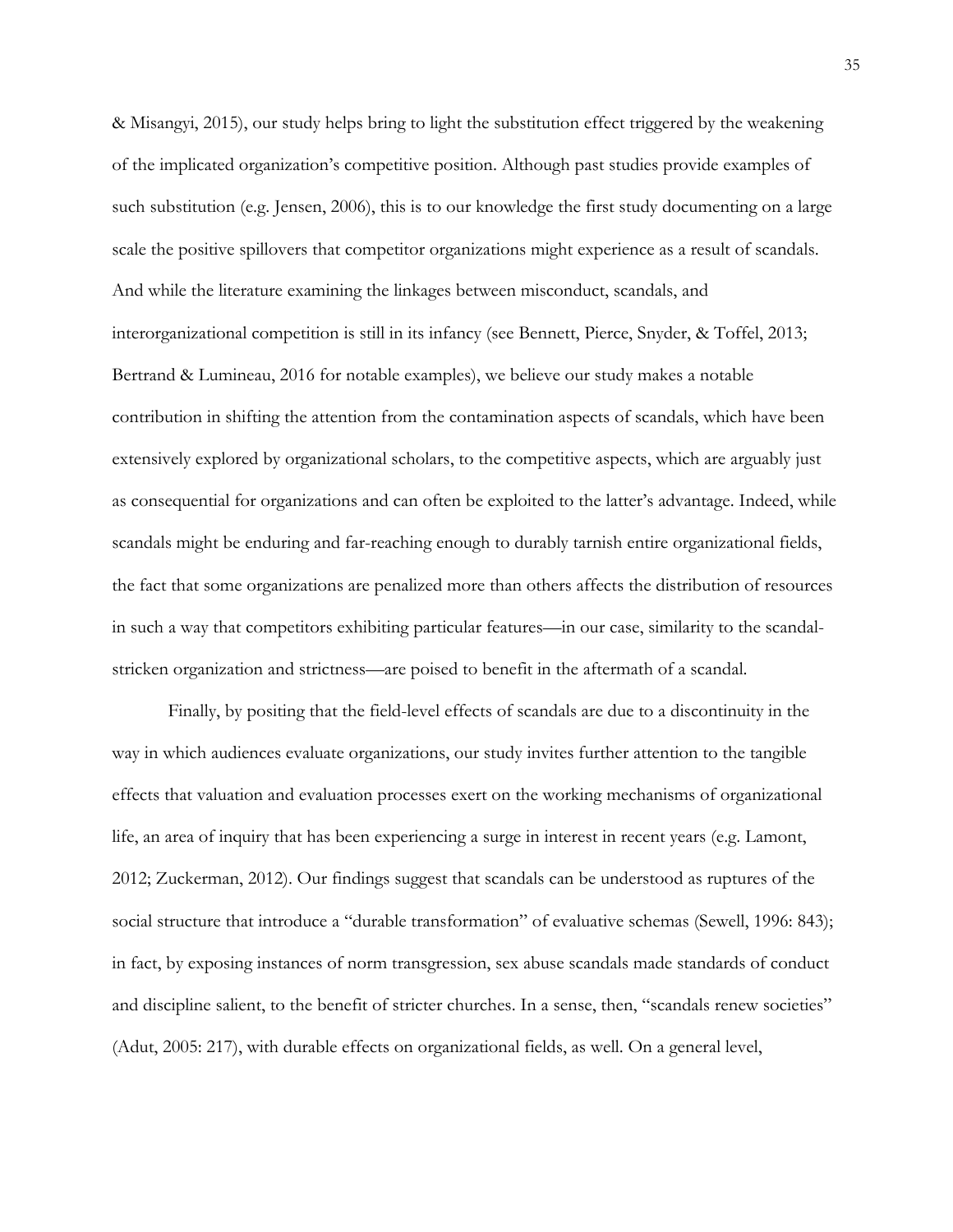& Misangyi, 2015), our study helps bring to light the substitution effect triggered by the weakening of the implicated organization's competitive position. Although past studies provide examples of such substitution (e.g. Jensen, 2006), this is to our knowledge the first study documenting on a large scale the positive spillovers that competitor organizations might experience as a result of scandals. And while the literature examining the linkages between misconduct, scandals, and interorganizational competition is still in its infancy (see Bennett, Pierce, Snyder, & Toffel, 2013; Bertrand & Lumineau, 2016 for notable examples), we believe our study makes a notable contribution in shifting the attention from the contamination aspects of scandals, which have been extensively explored by organizational scholars, to the competitive aspects, which are arguably just as consequential for organizations and can often be exploited to the latter's advantage. Indeed, while scandals might be enduring and far-reaching enough to durably tarnish entire organizational fields, the fact that some organizations are penalized more than others affects the distribution of resources in such a way that competitors exhibiting particular features—in our case, similarity to the scandal-stricken organization and strictness—are poised to benefit in the aftermath of a scandal.

Finally, by positing that the field-level effects of scandals are due to a discontinuity in the way in which audiences evaluate organizations, our study invites further attention to the tangible effects that valuation and evaluation processes exert on the working mechanisms of organizational life, an area of inquiry that has been experiencing a surge in interest in recent years (e.g. Lamont, 2012; Zuckerman, 2012). Our findings suggest that scandals can be understood as ruptures of the social structure that introduce a "durable transformation" of evaluative schemas (Sewell, 1996: 843); in fact, by exposing instances of norm transgression, sex abuse scandals made standards of conduct and discipline salient, to the benefit of stricter churches. In a sense, then, "scandals renew societies" (Adut, 2005: 217), with durable effects on organizational fields, as well. On a general level,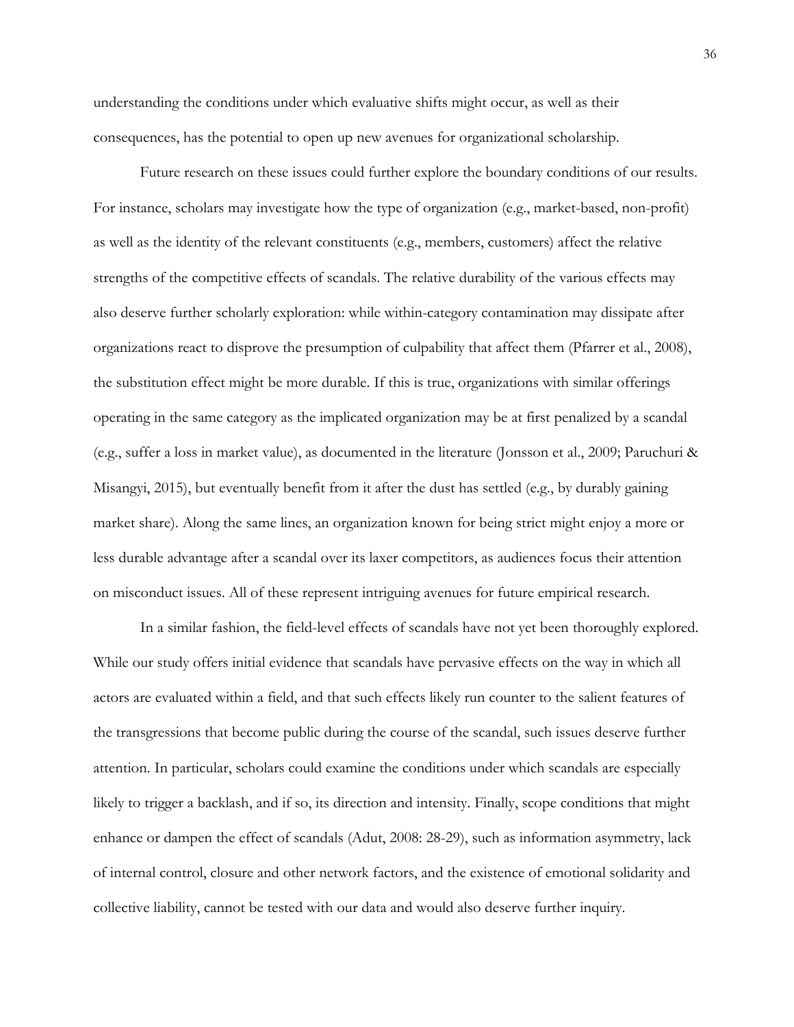understanding the conditions under which evaluative shifts might occur, as well as their consequences, has the potential to open up new avenues for organizational scholarship.

Future research on these issues could further explore the boundary conditions of our results. For instance, scholars may investigate how the type of organization (e.g., market-based, non-profit) as well as the identity of the relevant constituents (e.g., members, customers) affect the relative strengths of the competitive effects of scandals. The relative durability of the various effects may also deserve further scholarly exploration: while within-category contamination may dissipate after organizations react to disprove the presumption of culpability that affect them (Pfarrer et al., 2008), the substitution effect might be more durable. If this is true, organizations with similar offerings operating in the same category as the implicated organization may be at first penalized by a scandal (e.g., suffer a loss in market value), as documented in the literature (Jonsson et al., 2009; Paruchuri & Misangyi, 2015), but eventually benefit from it after the dust has settled (e.g., by durably gaining market share). Along the same lines, an organization known for being strict might enjoy a more or less durable advantage after a scandal over its laxer competitors, as audiences focus their attention on misconduct issues. All of these represent intriguing avenues for future empirical research.

In a similar fashion, the field-level effects of scandals have not yet been thoroughly explored. While our study offers initial evidence that scandals have pervasive effects on the way in which all actors are evaluated within a field, and that such effects likely run counter to the salient features of the transgressions that become public during the course of the scandal, such issues deserve further attention. In particular, scholars could examine the conditions under which scandals are especially likely to trigger a backlash, and if so, its direction and intensity. Finally, scope conditions that might enhance or dampen the effect of scandals (Adut, 2008: 28-29), such as information asymmetry, lack of internal control, closure and other network factors, and the existence of emotional solidarity and collective liability, cannot be tested with our data and would also deserve further inquiry.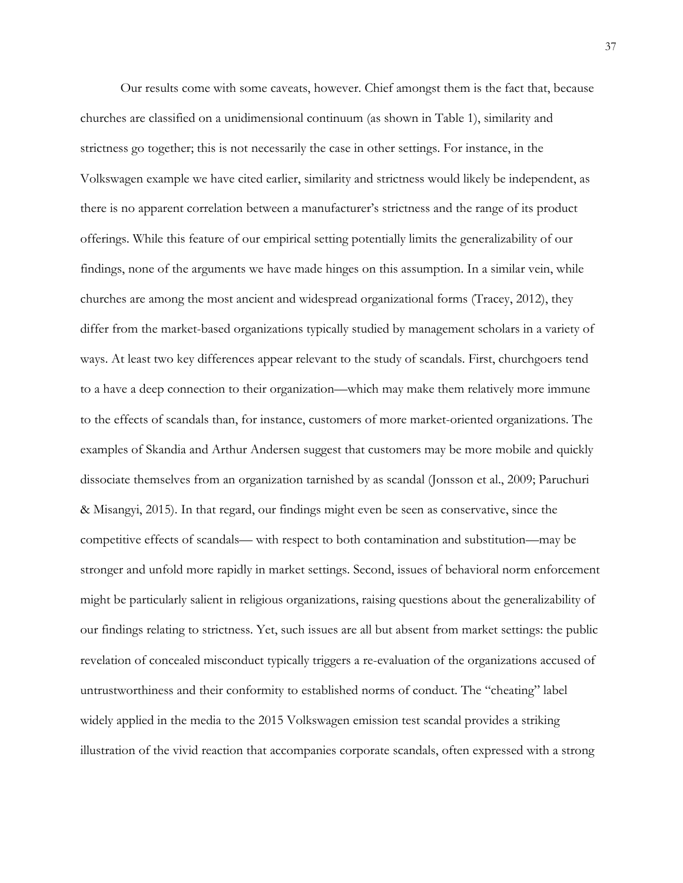Our results come with some caveats, however. Chief amongst them is the fact that, because churches are classified on a unidimensional continuum (as shown in Table 1), similarity and strictness go together; this is not necessarily the case in other settings. For instance, in the Volkswagen example we have cited earlier, similarity and strictness would likely be independent, as there is no apparent correlation between a manufacturer's strictness and the range of its product offerings. While this feature of our empirical setting potentially limits the generalizability of our findings, none of the arguments we have made hinges on this assumption. In a similar vein, while churches are among the most ancient and widespread organizational forms (Tracey, 2012), they differ from the market-based organizations typically studied by management scholars in a variety of ways. At least two key differences appear relevant to the study of scandals. First, churchgoers tend to a have a deep connection to their organization—which may make them relatively more immune to the effects of scandals than, for instance, customers of more market-oriented organizations. The examples of Skandia and Arthur Andersen suggest that customers may be more mobile and quickly dissociate themselves from an organization tarnished by as scandal (Jonsson et al., 2009; Paruchuri & Misangyi, 2015). In that regard, our findings might even be seen as conservative, since the competitive effects of scandals— with respect to both contamination and substitution—may be stronger and unfold more rapidly in market settings. Second, issues of behavioral norm enforcement might be particularly salient in religious organizations, raising questions about the generalizability of our findings relating to strictness. Yet, such issues are all but absent from market settings: the public revelation of concealed misconduct typically triggers a re-evaluation of the organizations accused of untrustworthiness and their conformity to established norms of conduct. The "cheating" label widely applied in the media to the 2015 Volkswagen emission test scandal provides a striking illustration of the vivid reaction that accompanies corporate scandals, often expressed with a strong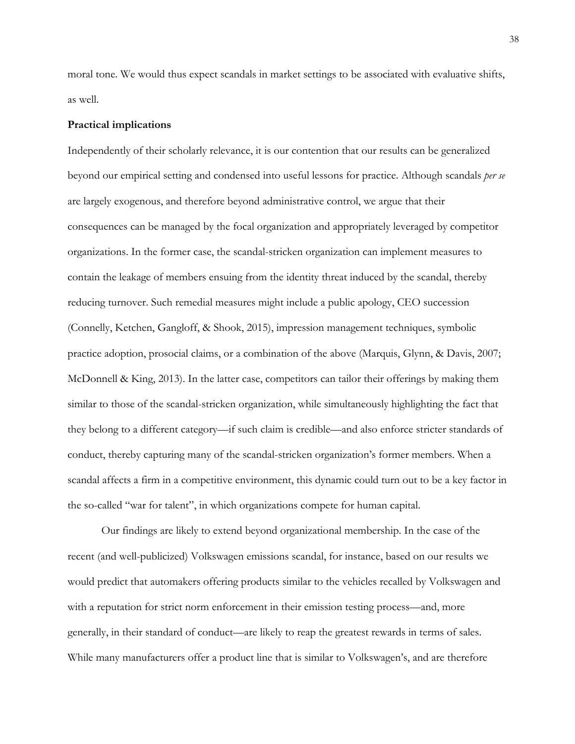moral tone. We would thus expect scandals in market settings to be associated with evaluative shifts, as well.

**Practical implications**

Independently of their scholarly relevance, it is our contention that our results can be generalized beyond our empirical setting and condensed into useful lessons for practice. Although scandals *per se* are largely exogenous, and therefore beyond administrative control, we argue that their consequences can be managed by the focal organization and appropriately leveraged by competitor organizations. In the former case, the scandal-stricken organization can implement measures to contain the leakage of members ensuing from the identity threat induced by the scandal, thereby reducing turnover. Such remedial measures might include a public apology, CEO succession (Connelly, Ketchen, Gangloff, & Shook, 2015), impression management techniques, symbolic practice adoption, prosocial claims, or a combination of the above (Marquis, Glynn, & Davis, 2007; McDonnell & King, 2013). In the latter case, competitors can tailor their offerings by making them similar to those of the scandal-stricken organization, while simultaneously highlighting the fact that they belong to a different category—if such claim is credible—and also enforce stricter standards of conduct, thereby capturing many of the scandal-stricken organization's former members. When a scandal affects a firm in a competitive environment, this dynamic could turn out to be a key factor in the so-called "war for talent", in which organizations compete for human capital.

Our findings are likely to extend beyond organizational membership. In the case of the recent (and well-publicized) Volkswagen emissions scandal, for instance, based on our results we would predict that automakers offering products similar to the vehicles recalled by Volkswagen and with a reputation for strict norm enforcement in their emission testing process—and, more generally, in their standard of conduct—are likely to reap the greatest rewards in terms of sales. While many manufacturers offer a product line that is similar to Volkswagen's, and are therefore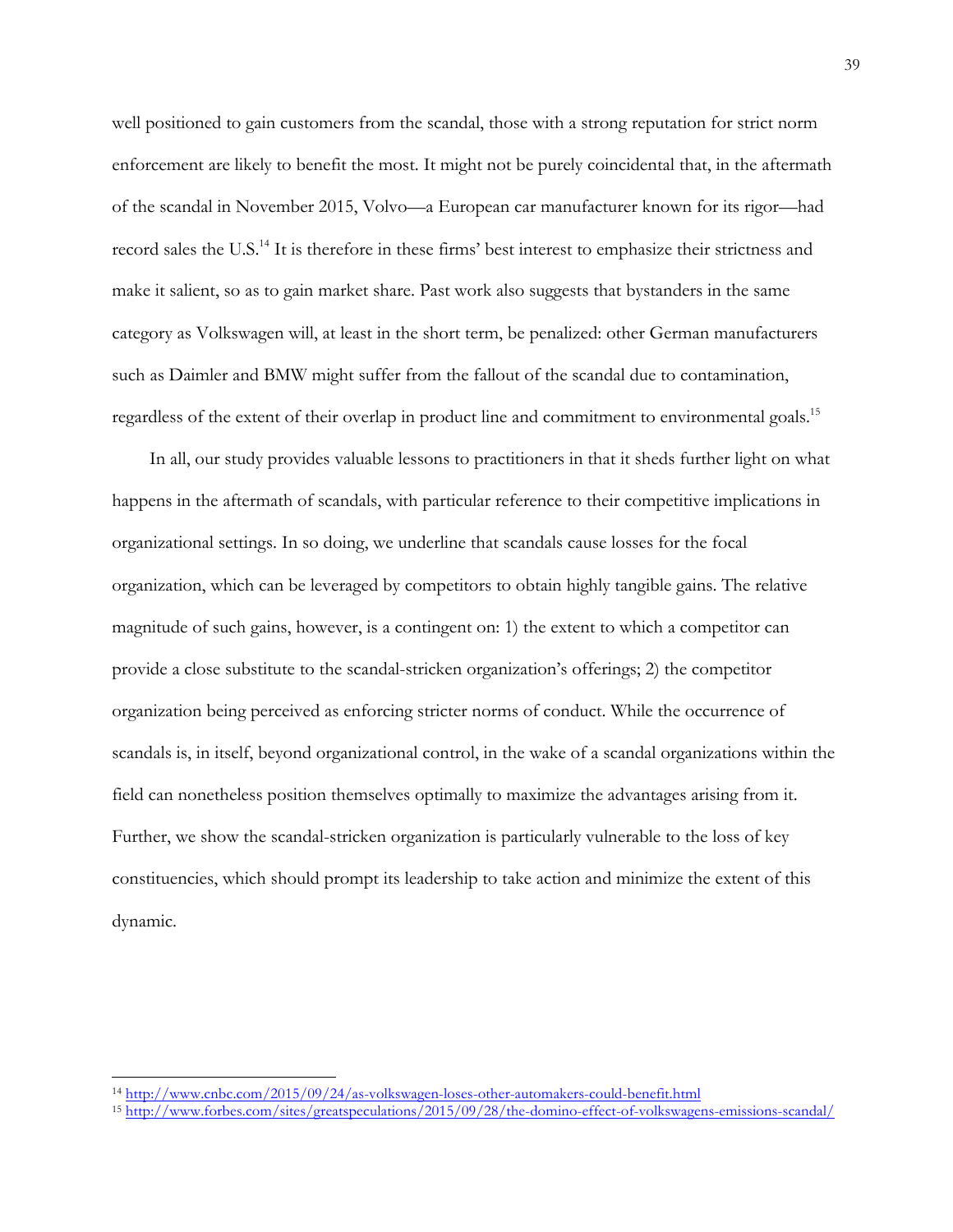well positioned to gain customers from the scandal, those with a strong reputation for strict norm enforcement are likely to benefit the most. It might not be purely coincidental that, in the aftermath of the scandal in November 2015, Volvo—a European car manufacturer known for its rigor—had record sales the U.S.[14] It is therefore in these firms' best interest to emphasize their strictness and make it salient, so as to gain market share. Past work also suggests that bystanders in the same category as Volkswagen will, at least in the short term, be penalized: other German manufacturers such as Daimler and BMW might suffer from the fallout of the scandal due to contamination, regardless of the extent of their overlap in product line and commitment to environmental goals.[15]

In all, our study provides valuable lessons to practitioners in that it sheds further light on what happens in the aftermath of scandals, with particular reference to their competitive implications in organizational settings. In so doing, we underline that scandals cause losses for the focal organization, which can be leveraged by competitors to obtain highly tangible gains. The relative magnitude of such gains, however, is a contingent on: 1) the extent to which a competitor can provide a close substitute to the scandal-stricken organization's offerings; 2) the competitor organization being perceived as enforcing stricter norms of conduct. While the occurrence of scandals is, in itself, beyond organizational control, in the wake of a scandal organizations within the field can nonetheless position themselves optimally to maximize the advantages arising from it. Further, we show the scandal-stricken organization is particularly vulnerable to the loss of key constituencies, which should prompt its leadership to take action and minimize the extent of this dynamic.

---

[14] http://www.cnbc.com/2015/09/24/as-volkswagen-loses-other-automakers-could-benefit.html

[15] http://www.forbes.com/sites/greatspeculations/2015/09/28/the-domino-effect-of-volkswagens-emissions-scandal/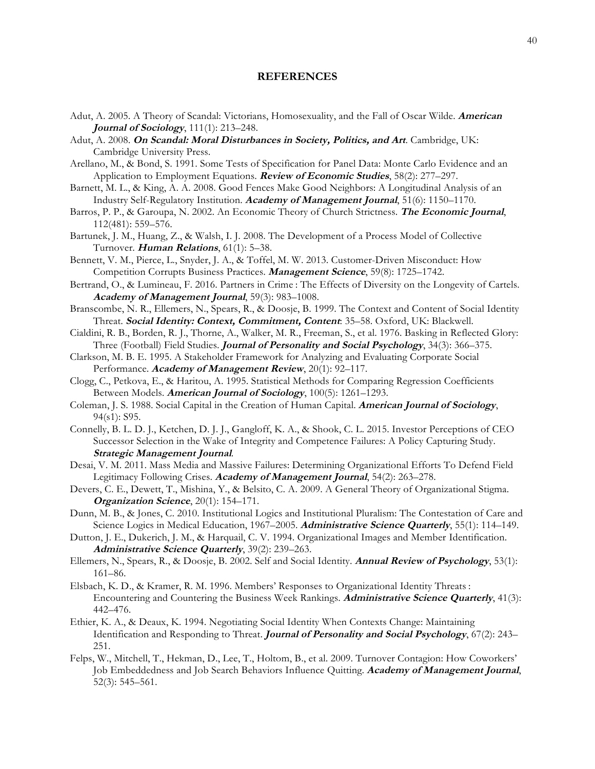## REFERENCES

Adut, A. 2005. A Theory of Scandal: Victorians, Homosexuality, and the Fall of Oscar Wilde. ***American Journal of Sociology***, 111(1): 213–248.

Adut, A. 2008. ***On Scandal: Moral Disturbances in Society, Politics, and Art***. Cambridge, UK: Cambridge University Press.

Arellano, M., & Bond, S. 1991. Some Tests of Specification for Panel Data: Monte Carlo Evidence and an Application to Employment Equations. ***Review of Economic Studies***, 58(2): 277–297.

Barnett, M. L., & King, A. A. 2008. Good Fences Make Good Neighbors: A Longitudinal Analysis of an Industry Self-Regulatory Institution. ***Academy of Management Journal***, 51(6): 1150–1170.

Barros, P. P., & Garoupa, N. 2002. An Economic Theory of Church Strictness. ***The Economic Journal***, 112(481): 559–576.

Bartunek, J. M., Huang, Z., & Walsh, I. J. 2008. The Development of a Process Model of Collective Turnover. ***Human Relations***, 61(1): 5–38.

Bennett, V. M., Pierce, L., Snyder, J. A., & Toffel, M. W. 2013. Customer-Driven Misconduct: How Competition Corrupts Business Practices. ***Management Science***, 59(8): 1725–1742.

Bertrand, O., & Lumineau, F. 2016. Partners in Crime : The Effects of Diversity on the Longevity of Cartels. ***Academy of Management Journal***, 59(3): 983–1008.

Branscombe, N. R., Ellemers, N., Spears, R., & Doosje, B. 1999. The Context and Content of Social Identity Threat. ***Social Identity: Context, Commitment, Content***: 35–58. Oxford, UK: Blackwell.

Cialdini, R. B., Borden, R. J., Thorne, A., Walker, M. R., Freeman, S., et al. 1976. Basking in Reflected Glory: Three (Football) Field Studies. ***Journal of Personality and Social Psychology***, 34(3): 366–375.

Clarkson, M. B. E. 1995. A Stakeholder Framework for Analyzing and Evaluating Corporate Social Performance. ***Academy of Management Review***, 20(1): 92–117.

Clogg, C., Petkova, E., & Haritou, A. 1995. Statistical Methods for Comparing Regression Coefficients Between Models. ***American Journal of Sociology***, 100(5): 1261–1293.

Coleman, J. S. 1988. Social Capital in the Creation of Human Capital. ***American Journal of Sociology***, 94(s1): S95.

Connelly, B. L. D. J., Ketchen, D. J. J., Gangloff, K. A., & Shook, C. L. 2015. Investor Perceptions of CEO Successor Selection in the Wake of Integrity and Competence Failures: A Policy Capturing Study. ***Strategic Management Journal***.

Desai, V. M. 2011. Mass Media and Massive Failures: Determining Organizational Efforts To Defend Field Legitimacy Following Crises. ***Academy of Management Journal***, 54(2): 263–278.

Devers, C. E., Dewett, T., Mishina, Y., & Belsito, C. A. 2009. A General Theory of Organizational Stigma. ***Organization Science***, 20(1): 154–171.

Dunn, M. B., & Jones, C. 2010. Institutional Logics and Institutional Pluralism: The Contestation of Care and Science Logics in Medical Education, 1967–2005. ***Administrative Science Quarterly***, 55(1): 114–149.

Dutton, J. E., Dukerich, J. M., & Harquail, C. V. 1994. Organizational Images and Member Identification. ***Administrative Science Quarterly***, 39(2): 239–263.

Ellemers, N., Spears, R., & Doosje, B. 2002. Self and Social Identity. ***Annual Review of Psychology***, 53(1): 161–86.

Elsbach, K. D., & Kramer, R. M. 1996. Members' Responses to Organizational Identity Threats : Encountering and Countering the Business Week Rankings. ***Administrative Science Quarterly***, 41(3): 442–476.

Ethier, K. A., & Deaux, K. 1994. Negotiating Social Identity When Contexts Change: Maintaining Identification and Responding to Threat. ***Journal of Personality and Social Psychology***, 67(2): 243–251.

Felps, W., Mitchell, T., Hekman, D., Lee, T., Holtom, B., et al. 2009. Turnover Contagion: How Coworkers' Job Embeddedness and Job Search Behaviors Influence Quitting. ***Academy of Management Journal***, 52(3): 545–561.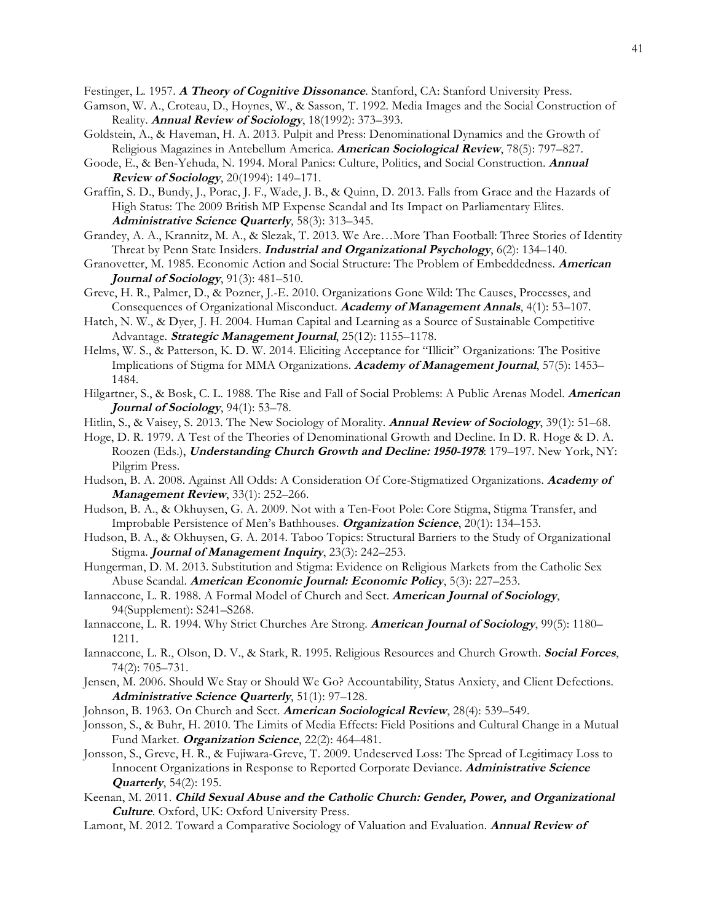Festinger, L. 1957. ***A Theory of Cognitive Dissonance***. Stanford, CA: Stanford University Press.

Gamson, W. A., Croteau, D., Hoynes, W., & Sasson, T. 1992. Media Images and the Social Construction of Reality. ***Annual Review of Sociology***, 18(1992): 373–393.

Goldstein, A., & Haveman, H. A. 2013. Pulpit and Press: Denominational Dynamics and the Growth of Religious Magazines in Antebellum America. ***American Sociological Review***, 78(5): 797–827.

Goode, E., & Ben-Yehuda, N. 1994. Moral Panics: Culture, Politics, and Social Construction. ***Annual Review of Sociology***, 20(1994): 149–171.

Graffin, S. D., Bundy, J., Porac, J. F., Wade, J. B., & Quinn, D. 2013. Falls from Grace and the Hazards of High Status: The 2009 British MP Expense Scandal and Its Impact on Parliamentary Elites. ***Administrative Science Quarterly***, 58(3): 313–345.

Grandey, A. A., Krannitz, M. A., & Slezak, T. 2013. We Are…More Than Football: Three Stories of Identity Threat by Penn State Insiders. ***Industrial and Organizational Psychology***, 6(2): 134–140.

Granovetter, M. 1985. Economic Action and Social Structure: The Problem of Embeddedness. ***American Journal of Sociology***, 91(3): 481–510.

Greve, H. R., Palmer, D., & Pozner, J.-E. 2010. Organizations Gone Wild: The Causes, Processes, and Consequences of Organizational Misconduct. ***Academy of Management Annals***, 4(1): 53–107.

Hatch, N. W., & Dyer, J. H. 2004. Human Capital and Learning as a Source of Sustainable Competitive Advantage. ***Strategic Management Journal***, 25(12): 1155–1178.

Helms, W. S., & Patterson, K. D. W. 2014. Eliciting Acceptance for "Illicit" Organizations: The Positive Implications of Stigma for MMA Organizations. ***Academy of Management Journal***, 57(5): 1453–1484.

Hilgartner, S., & Bosk, C. L. 1988. The Rise and Fall of Social Problems: A Public Arenas Model. ***American Journal of Sociology***, 94(1): 53–78.

Hitlin, S., & Vaisey, S. 2013. The New Sociology of Morality. ***Annual Review of Sociology***, 39(1): 51–68.

Hoge, D. R. 1979. A Test of the Theories of Denominational Growth and Decline. In D. R. Hoge & D. A. Roozen (Eds.), ***Understanding Church Growth and Decline: 1950-1978***: 179–197. New York, NY: Pilgrim Press.

Hudson, B. A. 2008. Against All Odds: A Consideration Of Core-Stigmatized Organizations. ***Academy of Management Review***, 33(1): 252–266.

Hudson, B. A., & Okhuysen, G. A. 2009. Not with a Ten-Foot Pole: Core Stigma, Stigma Transfer, and Improbable Persistence of Men's Bathhouses. ***Organization Science***, 20(1): 134–153.

Hudson, B. A., & Okhuysen, G. A. 2014. Taboo Topics: Structural Barriers to the Study of Organizational Stigma. ***Journal of Management Inquiry***, 23(3): 242–253.

Hungerman, D. M. 2013. Substitution and Stigma: Evidence on Religious Markets from the Catholic Sex Abuse Scandal. ***American Economic Journal: Economic Policy***, 5(3): 227–253.

Iannaccone, L. R. 1988. A Formal Model of Church and Sect. ***American Journal of Sociology***, 94(Supplement): S241–S268.

Iannaccone, L. R. 1994. Why Strict Churches Are Strong. ***American Journal of Sociology***, 99(5): 1180–1211.

Iannaccone, L. R., Olson, D. V., & Stark, R. 1995. Religious Resources and Church Growth. ***Social Forces***, 74(2): 705–731.

Jensen, M. 2006. Should We Stay or Should We Go? Accountability, Status Anxiety, and Client Defections. ***Administrative Science Quarterly***, 51(1): 97–128.

Johnson, B. 1963. On Church and Sect. ***American Sociological Review***, 28(4): 539–549.

Jonsson, S., & Buhr, H. 2010. The Limits of Media Effects: Field Positions and Cultural Change in a Mutual Fund Market. ***Organization Science***, 22(2): 464–481.

Jonsson, S., Greve, H. R., & Fujiwara-Greve, T. 2009. Undeserved Loss: The Spread of Legitimacy Loss to Innocent Organizations in Response to Reported Corporate Deviance. ***Administrative Science Quarterly***, 54(2): 195.

Keenan, M. 2011. ***Child Sexual Abuse and the Catholic Church: Gender, Power, and Organizational Culture***. Oxford, UK: Oxford University Press.

Lamont, M. 2012. Toward a Comparative Sociology of Valuation and Evaluation. ***Annual Review of***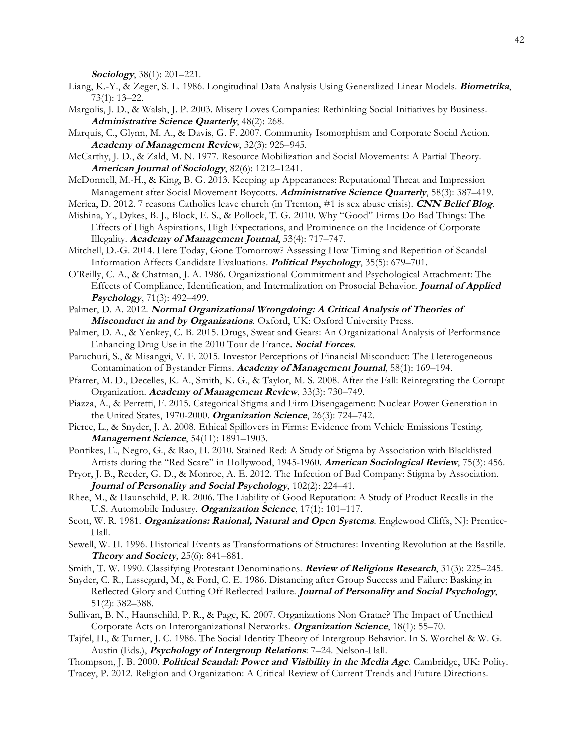***Sociology***, 38(1): 201–221.

Liang, K.-Y., & Zeger, S. L. 1986. Longitudinal Data Analysis Using Generalized Linear Models. ***Biometrika***, 73(1): 13–22.

Margolis, J. D., & Walsh, J. P. 2003. Misery Loves Companies: Rethinking Social Initiatives by Business. ***Administrative Science Quarterly***, 48(2): 268.

Marquis, C., Glynn, M. A., & Davis, G. F. 2007. Community Isomorphism and Corporate Social Action. ***Academy of Management Review***, 32(3): 925–945.

McCarthy, J. D., & Zald, M. N. 1977. Resource Mobilization and Social Movements: A Partial Theory. ***American Journal of Sociology***, 82(6): 1212–1241.

McDonnell, M.-H., & King, B. G. 2013. Keeping up Appearances: Reputational Threat and Impression Management after Social Movement Boycotts. ***Administrative Science Quarterly***, 58(3): 387–419.

Merica, D. 2012. 7 reasons Catholics leave church (in Trenton, #1 is sex abuse crisis). ***CNN Belief Blog***.

Mishina, Y., Dykes, B. J., Block, E. S., & Pollock, T. G. 2010. Why "Good" Firms Do Bad Things: The Effects of High Aspirations, High Expectations, and Prominence on the Incidence of Corporate Illegality. ***Academy of Management Journal***, 53(4): 717–747.

Mitchell, D.-G. 2014. Here Today, Gone Tomorrow? Assessing How Timing and Repetition of Scandal Information Affects Candidate Evaluations. ***Political Psychology***, 35(5): 679–701.

O'Reilly, C. A., & Chatman, J. A. 1986. Organizational Commitment and Psychological Attachment: The Effects of Compliance, Identification, and Internalization on Prosocial Behavior. ***Journal of Applied Psychology***, 71(3): 492–499.

Palmer, D. A. 2012. ***Normal Organizational Wrongdoing: A Critical Analysis of Theories of Misconduct in and by Organizations***. Oxford, UK: Oxford University Press.

Palmer, D. A., & Yenkey, C. B. 2015. Drugs, Sweat and Gears: An Organizational Analysis of Performance Enhancing Drug Use in the 2010 Tour de France. ***Social Forces***.

Paruchuri, S., & Misangyi, V. F. 2015. Investor Perceptions of Financial Misconduct: The Heterogeneous Contamination of Bystander Firms. ***Academy of Management Journal***, 58(1): 169–194.

Pfarrer, M. D., Decelles, K. A., Smith, K. G., & Taylor, M. S. 2008. After the Fall: Reintegrating the Corrupt Organization. ***Academy of Management Review***, 33(3): 730–749.

Piazza, A., & Perretti, F. 2015. Categorical Stigma and Firm Disengagement: Nuclear Power Generation in the United States, 1970-2000. ***Organization Science***, 26(3): 724–742.

Pierce, L., & Snyder, J. A. 2008. Ethical Spillovers in Firms: Evidence from Vehicle Emissions Testing. ***Management Science***, 54(11): 1891–1903.

Pontikes, E., Negro, G., & Rao, H. 2010. Stained Red: A Study of Stigma by Association with Blacklisted Artists during the "Red Scare" in Hollywood, 1945-1960. ***American Sociological Review***, 75(3): 456.

Pryor, J. B., Reeder, G. D., & Monroe, A. E. 2012. The Infection of Bad Company: Stigma by Association. ***Journal of Personality and Social Psychology***, 102(2): 224–41.

Rhee, M., & Haunschild, P. R. 2006. The Liability of Good Reputation: A Study of Product Recalls in the U.S. Automobile Industry. ***Organization Science***, 17(1): 101–117.

Scott, W. R. 1981. ***Organizations: Rational, Natural and Open Systems***. Englewood Cliffs, NJ: Prentice-Hall.

Sewell, W. H. 1996. Historical Events as Transformations of Structures: Inventing Revolution at the Bastille. ***Theory and Society***, 25(6): 841–881.

Smith, T. W. 1990. Classifying Protestant Denominations. ***Review of Religious Research***, 31(3): 225–245.

Snyder, C. R., Lassegard, M., & Ford, C. E. 1986. Distancing after Group Success and Failure: Basking in Reflected Glory and Cutting Off Reflected Failure. ***Journal of Personality and Social Psychology***, 51(2): 382–388.

Sullivan, B. N., Haunschild, P. R., & Page, K. 2007. Organizations Non Gratae? The Impact of Unethical Corporate Acts on Interorganizational Networks. ***Organization Science***, 18(1): 55–70.

Tajfel, H., & Turner, J. C. 1986. The Social Identity Theory of Intergroup Behavior. In S. Worchel & W. G. Austin (Eds.), ***Psychology of Intergroup Relations***: 7–24. Nelson-Hall.

Thompson, J. B. 2000. ***Political Scandal: Power and Visibility in the Media Age***. Cambridge, UK: Polity.

Tracey, P. 2012. Religion and Organization: A Critical Review of Current Trends and Future Directions.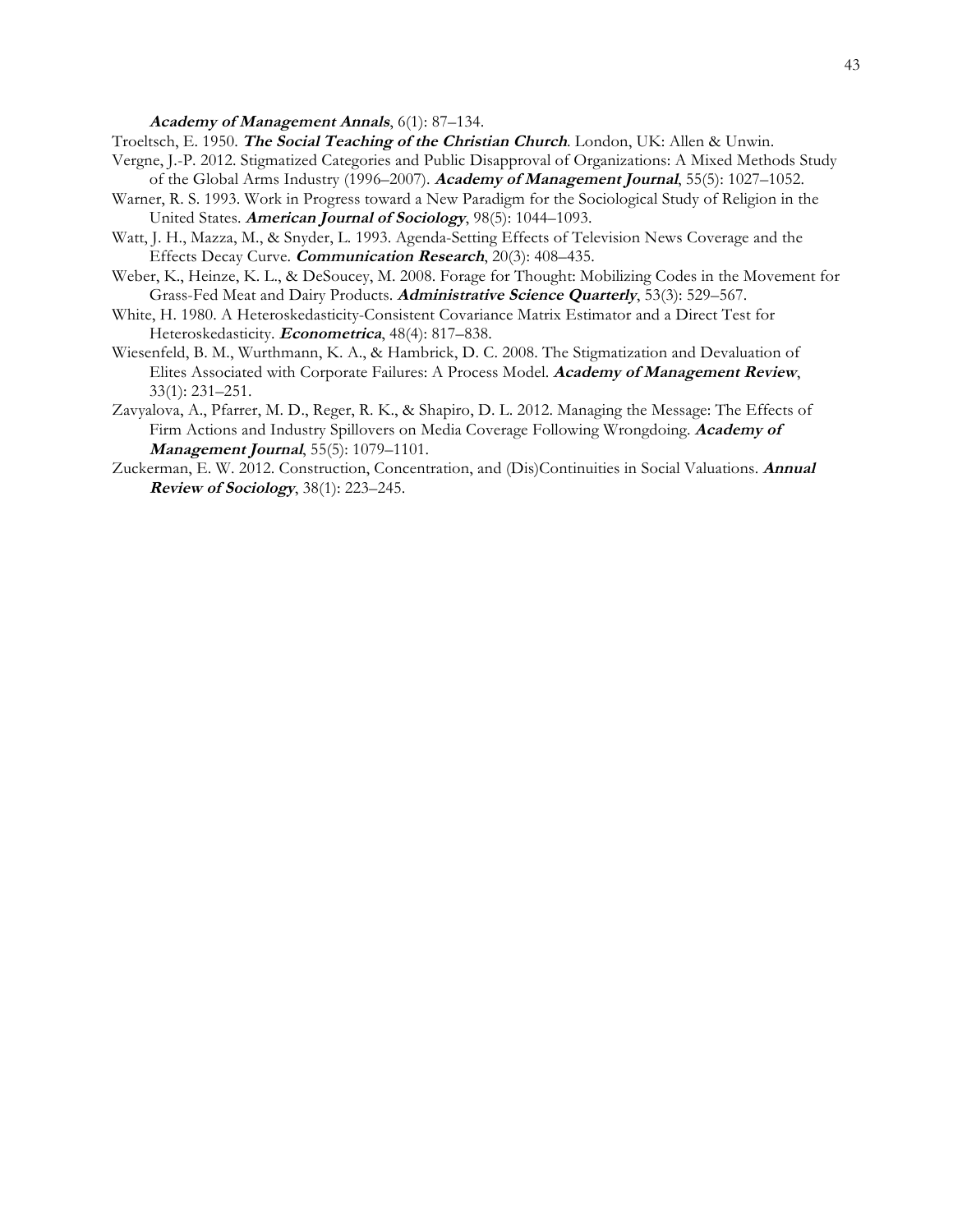***Academy of Management Annals***, 6(1): 87–134.

Troeltsch, E. 1950. ***The Social Teaching of the Christian Church***. London, UK: Allen & Unwin.

Vergne, J.-P. 2012. Stigmatized Categories and Public Disapproval of Organizations: A Mixed Methods Study of the Global Arms Industry (1996–2007). ***Academy of Management Journal***, 55(5): 1027–1052.

Warner, R. S. 1993. Work in Progress toward a New Paradigm for the Sociological Study of Religion in the United States. ***American Journal of Sociology***, 98(5): 1044–1093.

Watt, J. H., Mazza, M., & Snyder, L. 1993. Agenda-Setting Effects of Television News Coverage and the Effects Decay Curve. ***Communication Research***, 20(3): 408–435.

Weber, K., Heinze, K. L., & DeSoucey, M. 2008. Forage for Thought: Mobilizing Codes in the Movement for Grass-Fed Meat and Dairy Products. ***Administrative Science Quarterly***, 53(3): 529–567.

White, H. 1980. A Heteroskedasticity-Consistent Covariance Matrix Estimator and a Direct Test for Heteroskedasticity. ***Econometrica***, 48(4): 817–838.

Wiesenfeld, B. M., Wurthmann, K. A., & Hambrick, D. C. 2008. The Stigmatization and Devaluation of Elites Associated with Corporate Failures: A Process Model. ***Academy of Management Review***, 33(1): 231–251.

Zavyalova, A., Pfarrer, M. D., Reger, R. K., & Shapiro, D. L. 2012. Managing the Message: The Effects of Firm Actions and Industry Spillovers on Media Coverage Following Wrongdoing. ***Academy of Management Journal***, 55(5): 1079–1101.

Zuckerman, E. W. 2012. Construction, Concentration, and (Dis)Continuities in Social Valuations. ***Annual Review of Sociology***, 38(1): 223–245.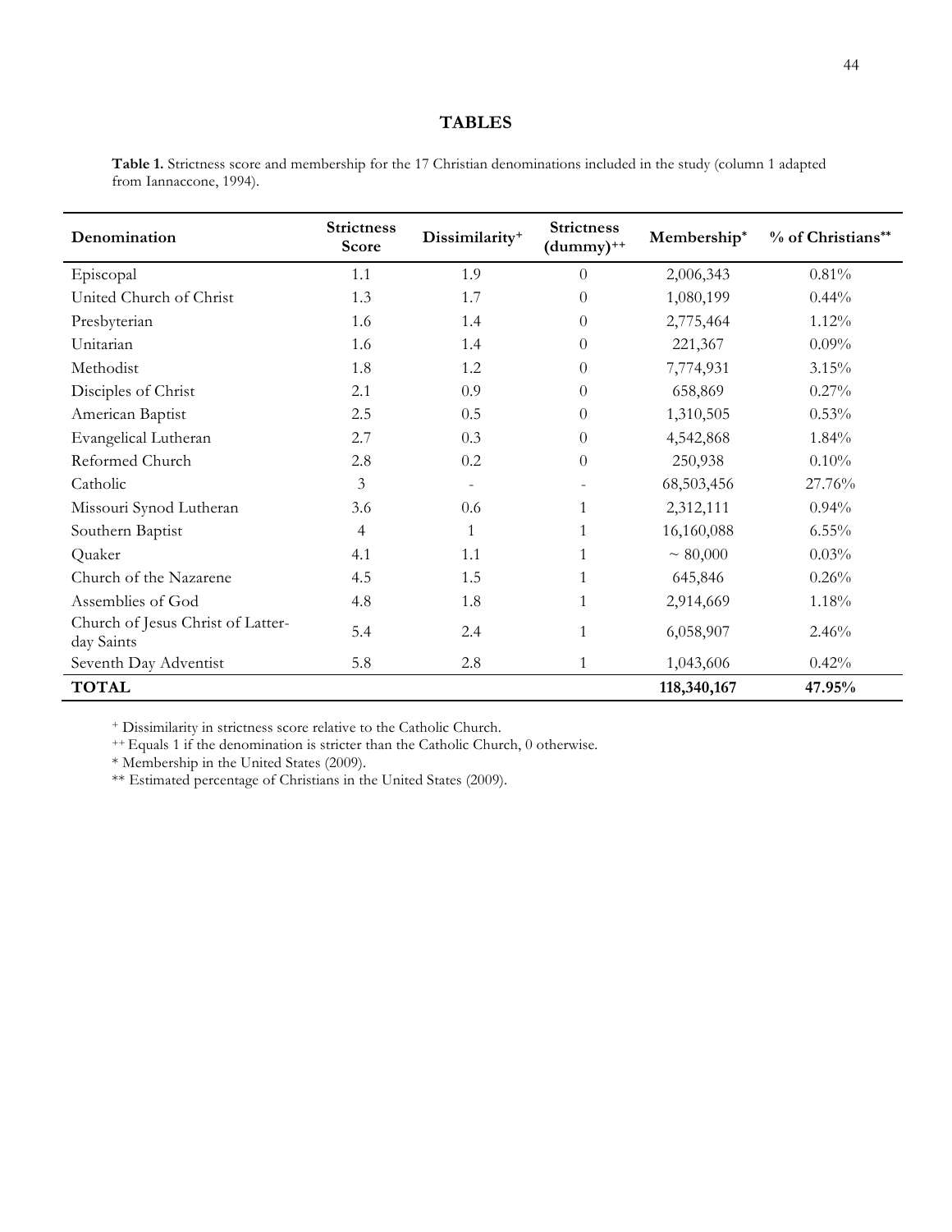# TABLES

**Table 1.** Strictness score and membership for the 17 Christian denominations included in the study (column 1 adapted from Iannaccone, 1994).

| Denomination | Strictness Score | Dissimilarity+ | Strictness (dummy)++ | Membership* | % of Christians** |
|---|---|---|---|---|---|
| Episcopal | 1.1 | 1.9 | 0 | 2,006,343 | 0.81% |
| United Church of Christ | 1.3 | 1.7 | 0 | 1,080,199 | 0.44% |
| Presbyterian | 1.6 | 1.4 | 0 | 2,775,464 | 1.12% |
| Unitarian | 1.6 | 1.4 | 0 | 221,367 | 0.09% |
| Methodist | 1.8 | 1.2 | 0 | 7,774,931 | 3.15% |
| Disciples of Christ | 2.1 | 0.9 | 0 | 658,869 | 0.27% |
| American Baptist | 2.5 | 0.5 | 0 | 1,310,505 | 0.53% |
| Evangelical Lutheran | 2.7 | 0.3 | 0 | 4,542,868 | 1.84% |
| Reformed Church | 2.8 | 0.2 | 0 | 250,938 | 0.10% |
| Catholic | 3 | - | - | 68,503,456 | 27.76% |
| Missouri Synod Lutheran | 3.6 | 0.6 | 1 | 2,312,111 | 0.94% |
| Southern Baptist | 4 | 1 | 1 | 16,160,088 | 6.55% |
| Quaker | 4.1 | 1.1 | 1 | ~ 80,000 | 0.03% |
| Church of the Nazarene | 4.5 | 1.5 | 1 | 645,846 | 0.26% |
| Assemblies of God | 4.8 | 1.8 | 1 | 2,914,669 | 1.18% |
| Church of Jesus Christ of Latter-day Saints | 5.4 | 2.4 | 1 | 6,058,907 | 2.46% |
| Seventh Day Adventist | 5.8 | 2.8 | 1 | 1,043,606 | 0.42% |
| **TOTAL** | | | | **118,340,167** | **47.95%** |

+ Dissimilarity in strictness score relative to the Catholic Church.

++ Equals 1 if the denomination is stricter than the Catholic Church, 0 otherwise.

* Membership in the United States (2009).

** Estimated percentage of Christians in the United States (2009).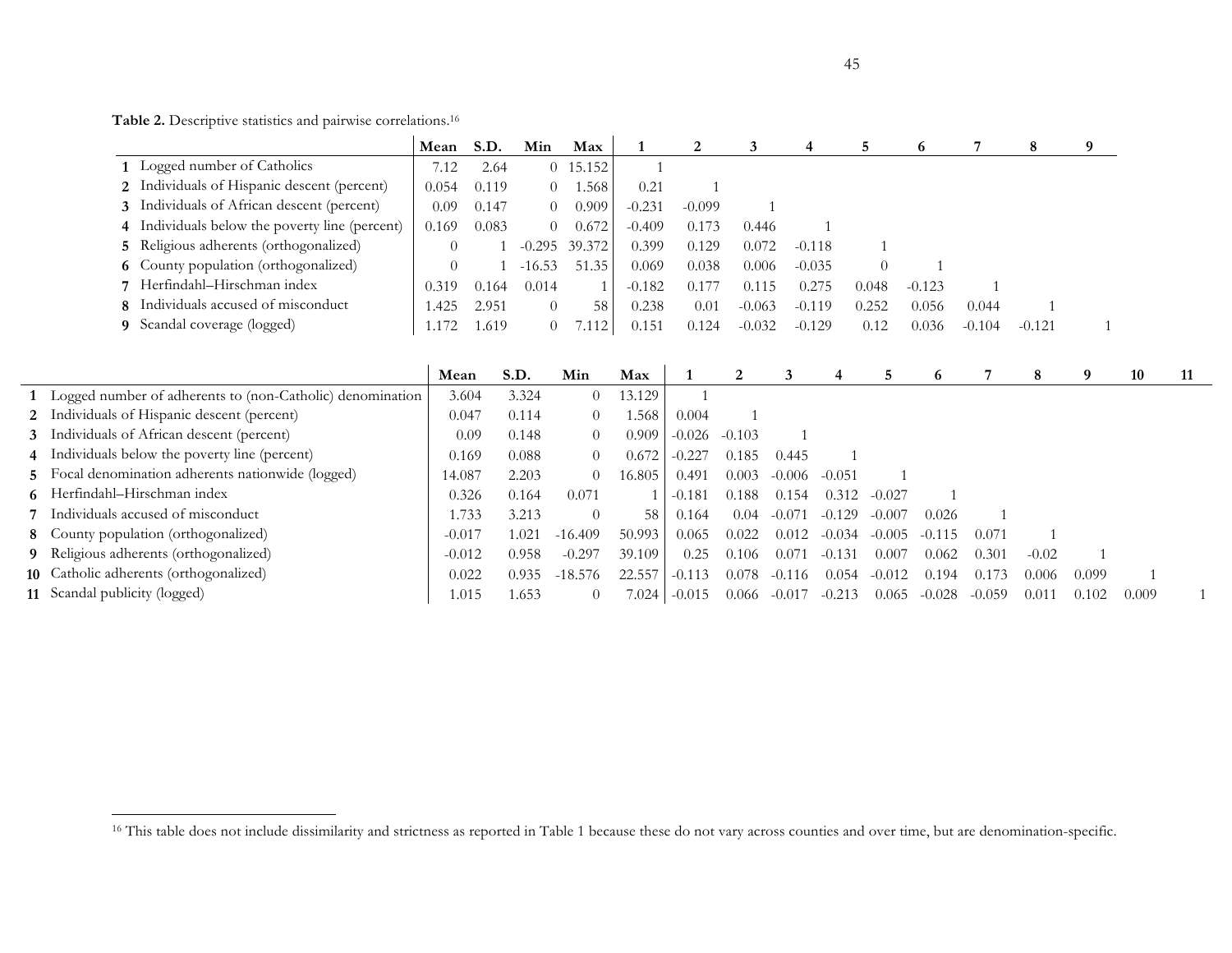**Table 2.** Descriptive statistics and pairwise correlations.[16]

| | | Mean | S.D. | Min | Max | 1 | 2 | 3 | 4 | 5 | 6 | 7 | 8 | 9 |
|---|---|---|---|---|---|---|---|---|---|---|---|---|---|---|
| 1 | Logged number of Catholics | 7.12 | 2.64 | 0 | 15.152 | 1 | | | | | | | | |
| 2 | Individuals of Hispanic descent (percent) | 0.054 | 0.119 | 0 | 1.568 | 0.21 | 1 | | | | | | | |
| 3 | Individuals of African descent (percent) | 0.09 | 0.147 | 0 | 0.909 | -0.231 | -0.099 | 1 | | | | | | |
| 4 | Individuals below the poverty line (percent) | 0.169 | 0.083 | 0 | 0.672 | -0.409 | 0.173 | 0.446 | 1 | | | | | |
| 5 | Religious adherents (orthogonalized) | 0 | 1 | -0.295 | 39.372 | 0.399 | 0.129 | 0.072 | -0.118 | 1 | | | | |
| 6 | County population (orthogonalized) | 0 | 1 | -16.53 | 51.35 | 0.069 | 0.038 | 0.006 | -0.035 | 0 | 1 | | | |
| 7 | Herfindahl–Hirschman index | 0.319 | 0.164 | 0.014 | 1 | -0.182 | 0.177 | 0.115 | 0.275 | 0.048 | -0.123 | 1 | | |
| 8 | Individuals accused of misconduct | 1.425 | 2.951 | 0 | 58 | 0.238 | 0.01 | -0.063 | -0.119 | 0.252 | 0.056 | 0.044 | 1 | |
| 9 | Scandal coverage (logged) | 1.172 | 1.619 | 0 | 7.112 | 0.151 | 0.124 | -0.032 | -0.129 | 0.12 | 0.036 | -0.104 | -0.121 | 1 |

| | | Mean | S.D. | Min | Max | 1 | 2 | 3 | 4 | 5 | 6 | 7 | 8 | 9 | 10 | 11 |
|---|---|---|---|---|---|---|---|---|---|---|---|---|---|---|---|---|
| 1 | Logged number of adherents to (non-Catholic) denomination | 3.604 | 3.324 | 0 | 13.129 | 1 | | | | | | | | | | |
| 2 | Individuals of Hispanic descent (percent) | 0.047 | 0.114 | 0 | 1.568 | 0.004 | 1 | | | | | | | | | |
| 3 | Individuals of African descent (percent) | 0.09 | 0.148 | 0 | 0.909 | -0.026 | -0.103 | 1 | | | | | | | | |
| 4 | Individuals below the poverty line (percent) | 0.169 | 0.088 | 0 | 0.672 | -0.227 | 0.185 | 0.445 | 1 | | | | | | | |
| 5 | Focal denomination adherents nationwide (logged) | 14.087 | 2.203 | 0 | 16.805 | 0.491 | 0.003 | -0.006 | -0.051 | 1 | | | | | | |
| 6 | Herfindahl–Hirschman index | 0.326 | 0.164 | 0.071 | 1 | -0.181 | 0.188 | 0.154 | 0.312 | -0.027 | 1 | | | | | |
| 7 | Individuals accused of misconduct | 1.733 | 3.213 | 0 | 58 | 0.164 | 0.04 | -0.071 | -0.129 | -0.007 | 0.026 | 1 | | | | |
| 8 | County population (orthogonalized) | -0.017 | 1.021 | -16.409 | 50.993 | 0.065 | 0.022 | 0.012 | -0.034 | -0.005 | -0.115 | 0.071 | 1 | | | |
| 9 | Religious adherents (orthogonalized) | -0.012 | 0.958 | -0.297 | 39.109 | 0.25 | 0.106 | 0.071 | -0.131 | 0.007 | 0.062 | 0.301 | -0.02 | 1 | | |
| 10 | Catholic adherents (orthogonalized) | 0.022 | 0.935 | -18.576 | 22.557 | -0.113 | 0.078 | -0.116 | 0.054 | -0.012 | 0.194 | 0.173 | 0.006 | 0.099 | 1 | |
| 11 | Scandal publicity (logged) | 1.015 | 1.653 | 0 | 7.024 | -0.015 | 0.066 | -0.017 | -0.213 | 0.065 | -0.028 | -0.059 | 0.011 | 0.102 | 0.009 | 1 |

[16] This table does not include dissimilarity and strictness as reported in Table 1 because these do not vary across counties and over time, but are denomination-specific.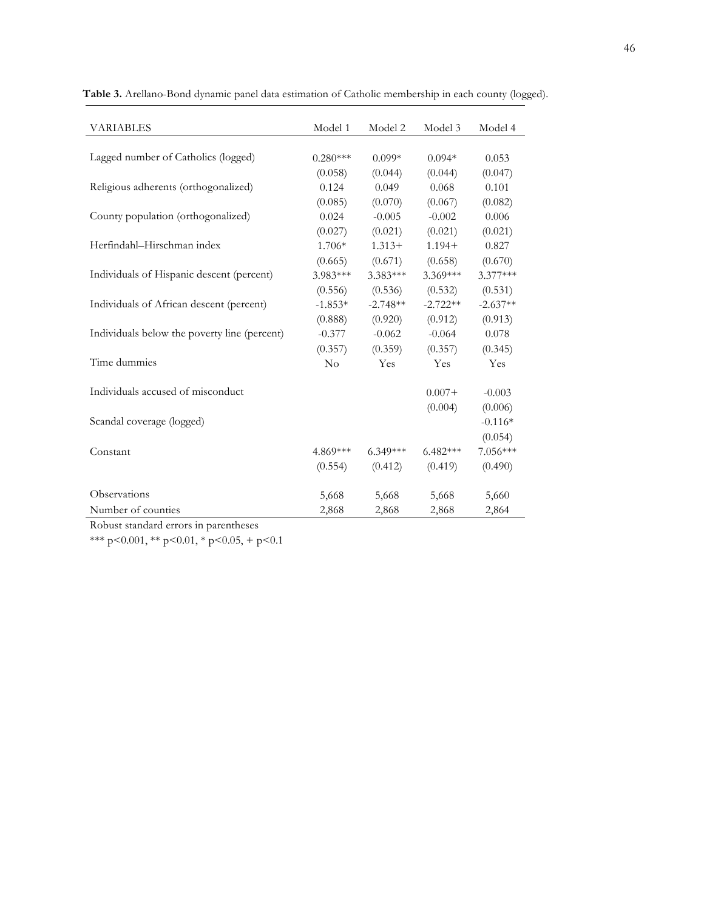**Table 3.** Arellano-Bond dynamic panel data estimation of Catholic membership in each county (logged).

| VARIABLES | Model 1 | Model 2 | Model 3 | Model 4 |
|---|---|---|---|---|
| Lagged number of Catholics (logged) | 0.280*** | 0.099* | 0.094* | 0.053 |
| | (0.058) | (0.044) | (0.044) | (0.047) |
| Religious adherents (orthogonalized) | 0.124 | 0.049 | 0.068 | 0.101 |
| | (0.085) | (0.070) | (0.067) | (0.082) |
| County population (orthogonalized) | 0.024 | -0.005 | -0.002 | 0.006 |
| | (0.027) | (0.021) | (0.021) | (0.021) |
| Herfindahl–Hirschman index | 1.706* | 1.313+ | 1.194+ | 0.827 |
| | (0.665) | (0.671) | (0.658) | (0.670) |
| Individuals of Hispanic descent (percent) | 3.983*** | 3.383*** | 3.369*** | 3.377*** |
| | (0.556) | (0.536) | (0.532) | (0.531) |
| Individuals of African descent (percent) | -1.853* | -2.748** | -2.722** | -2.637** |
| | (0.888) | (0.920) | (0.912) | (0.913) |
| Individuals below the poverty line (percent) | -0.377 | -0.062 | -0.064 | 0.078 |
| | (0.357) | (0.359) | (0.357) | (0.345) |
| Time dummies | No | Yes | Yes | Yes |
| Individuals accused of misconduct | | | 0.007+ | -0.003 |
| | | | (0.004) | (0.006) |
| Scandal coverage (logged) | | | | -0.116* |
| | | | | (0.054) |
| Constant | 4.869*** | 6.349*** | 6.482*** | 7.056*** |
| | (0.554) | (0.412) | (0.419) | (0.490) |
| Observations | 5,668 | 5,668 | 5,668 | 5,660 |
| Number of counties | 2,868 | 2,868 | 2,868 | 2,864 |

Robust standard errors in parentheses

*** p<0.001, ** p<0.01, * p<0.05, + p<0.1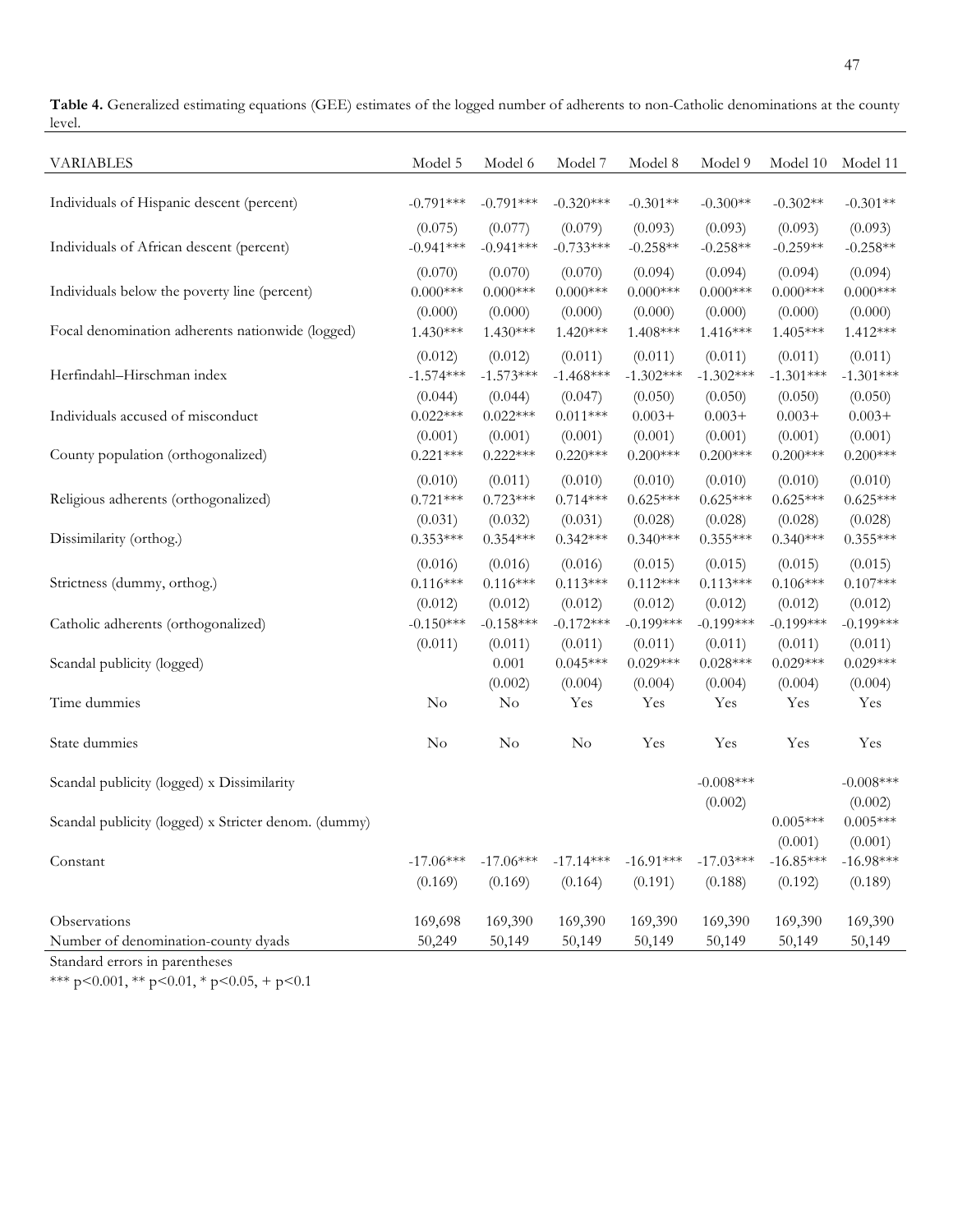**Table 4.** Generalized estimating equations (GEE) estimates of the logged number of adherents to non-Catholic denominations at the county level.

| VARIABLES | Model 5 | Model 6 | Model 7 | Model 8 | Model 9 | Model 10 | Model 11 |
|---|---|---|---|---|---|---|---|
| Individuals of Hispanic descent (percent) | -0.791*** | -0.791*** | -0.320*** | -0.301** | -0.300** | -0.302** | -0.301** |
| | (0.075) | (0.077) | (0.079) | (0.093) | (0.093) | (0.093) | (0.093) |
| Individuals of African descent (percent) | -0.941*** | -0.941*** | -0.733*** | -0.258** | -0.258** | -0.259** | -0.258** |
| | (0.070) | (0.070) | (0.070) | (0.094) | (0.094) | (0.094) | (0.094) |
| Individuals below the poverty line (percent) | 0.000*** | 0.000*** | 0.000*** | 0.000*** | 0.000*** | 0.000*** | 0.000*** |
| | (0.000) | (0.000) | (0.000) | (0.000) | (0.000) | (0.000) | (0.000) |
| Focal denomination adherents nationwide (logged) | 1.430*** | 1.430*** | 1.420*** | 1.408*** | 1.416*** | 1.405*** | 1.412*** |
| | (0.012) | (0.012) | (0.011) | (0.011) | (0.011) | (0.011) | (0.011) |
| Herfindahl–Hirschman index | -1.574*** | -1.573*** | -1.468*** | -1.302*** | -1.302*** | -1.301*** | -1.301*** |
| | (0.044) | (0.044) | (0.047) | (0.050) | (0.050) | (0.050) | (0.050) |
| Individuals accused of misconduct | 0.022*** | 0.022*** | 0.011*** | 0.003+ | 0.003+ | 0.003+ | 0.003+ |
| | (0.001) | (0.001) | (0.001) | (0.001) | (0.001) | (0.001) | (0.001) |
| County population (orthogonalized) | 0.221*** | 0.222*** | 0.220*** | 0.200*** | 0.200*** | 0.200*** | 0.200*** |
| | (0.010) | (0.011) | (0.010) | (0.010) | (0.010) | (0.010) | (0.010) |
| Religious adherents (orthogonalized) | 0.721*** | 0.723*** | 0.714*** | 0.625*** | 0.625*** | 0.625*** | 0.625*** |
| | (0.031) | (0.032) | (0.031) | (0.028) | (0.028) | (0.028) | (0.028) |
| Dissimilarity (orthog.) | 0.353*** | 0.354*** | 0.342*** | 0.340*** | 0.355*** | 0.340*** | 0.355*** |
| | (0.016) | (0.016) | (0.016) | (0.015) | (0.015) | (0.015) | (0.015) |
| Strictness (dummy, orthog.) | 0.116*** | 0.116*** | 0.113*** | 0.112*** | 0.113*** | 0.106*** | 0.107*** |
| | (0.012) | (0.012) | (0.012) | (0.012) | (0.012) | (0.012) | (0.012) |
| Catholic adherents (orthogonalized) | -0.150*** | -0.158*** | -0.172*** | -0.199*** | -0.199*** | -0.199*** | -0.199*** |
| | (0.011) | (0.011) | (0.011) | (0.011) | (0.011) | (0.011) | (0.011) |
| Scandal publicity (logged) | | 0.001 | 0.045*** | 0.029*** | 0.028*** | 0.029*** | 0.029*** |
| | | (0.002) | (0.004) | (0.004) | (0.004) | (0.004) | (0.004) |
| Time dummies | No | No | Yes | Yes | Yes | Yes | Yes |
| State dummies | No | No | No | Yes | Yes | Yes | Yes |
| Scandal publicity (logged) x Dissimilarity | | | | | -0.008*** | | -0.008*** |
| | | | | | (0.002) | | (0.002) |
| Scandal publicity (logged) x Stricter denom. (dummy) | | | | | | 0.005*** | 0.005*** |
| | | | | | | (0.001) | (0.001) |
| Constant | -17.06*** | -17.06*** | -17.14*** | -16.91*** | -17.03*** | -16.85*** | -16.98*** |
| | (0.169) | (0.169) | (0.164) | (0.191) | (0.188) | (0.192) | (0.189) |
| Observations | 169,698 | 169,390 | 169,390 | 169,390 | 169,390 | 169,390 | 169,390 |
| Number of denomination-county dyads | 50,249 | 50,149 | 50,149 | 50,149 | 50,149 | 50,149 | 50,149 |

Standard errors in parentheses

*** $p<0.001$, ** $p<0.01$, * $p<0.05$, + $p<0.1$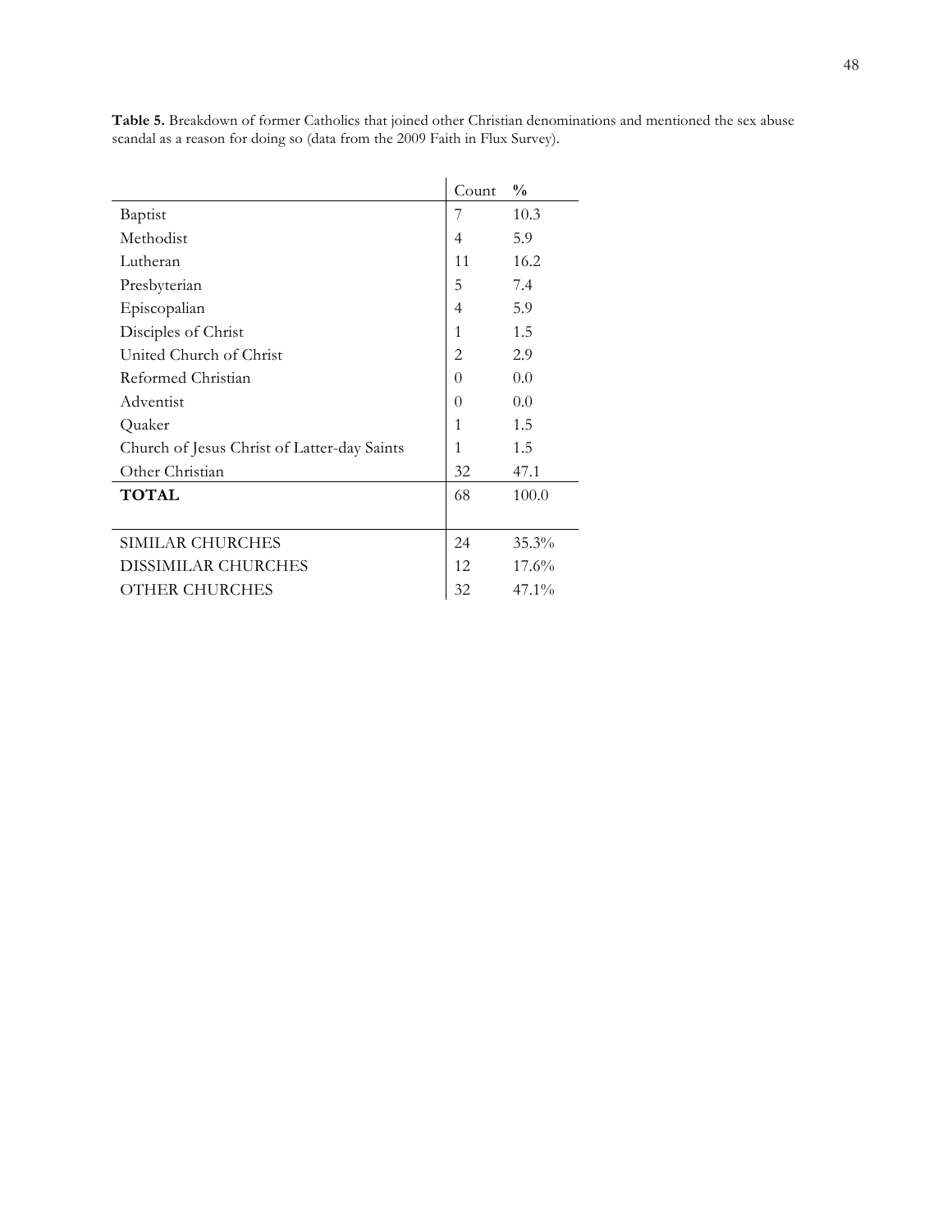**Table 5.** Breakdown of former Catholics that joined other Christian denominations and mentioned the sex abuse scandal as a reason for doing so (data from the 2009 Faith in Flux Survey).

| | Count | % |
|---|---|---|
| Baptist | 7 | 10.3 |
| Methodist | 4 | 5.9 |
| Lutheran | 11 | 16.2 |
| Presbyterian | 5 | 7.4 |
| Episcopalian | 4 | 5.9 |
| Disciples of Christ | 1 | 1.5 |
| United Church of Christ | 2 | 2.9 |
| Reformed Christian | 0 | 0.0 |
| Adventist | 0 | 0.0 |
| Quaker | 1 | 1.5 |
| Church of Jesus Christ of Latter-day Saints | 1 | 1.5 |
| Other Christian | 32 | 47.1 |
| **TOTAL** | 68 | 100.0 |
| | | |
| SIMILAR CHURCHES | 24 | 35.3% |
| DISSIMILAR CHURCHES | 12 | 17.6% |
| OTHER CHURCHES | 32 | 47.1% |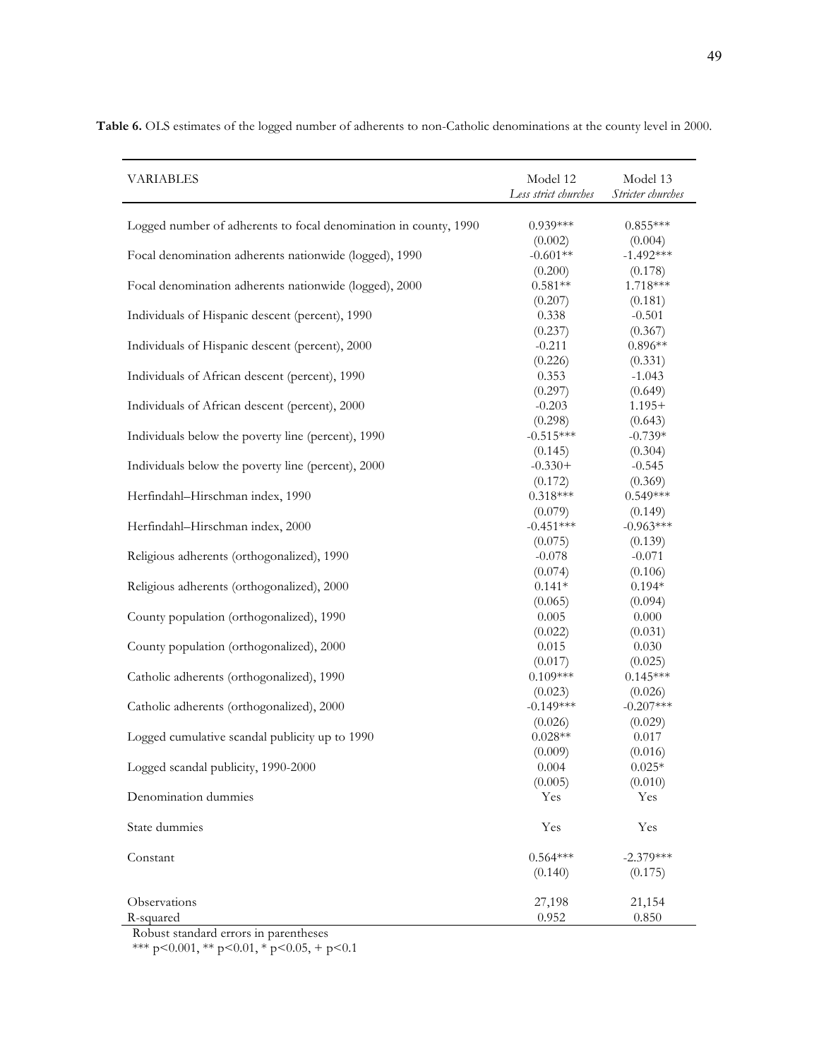**Table 6.** OLS estimates of the logged number of adherents to non-Catholic denominations at the county level in 2000.

| VARIABLES | Model 12 *Less strict churches* | Model 13 *Stricter churches* |
|---|---|---|
| Logged number of adherents to focal denomination in county, 1990 | 0.939*** | 0.855*** |
| | (0.002) | (0.004) |
| Focal denomination adherents nationwide (logged), 1990 | -0.601** | -1.492*** |
| | (0.200) | (0.178) |
| Focal denomination adherents nationwide (logged), 2000 | 0.581** | 1.718*** |
| | (0.207) | (0.181) |
| Individuals of Hispanic descent (percent), 1990 | 0.338 | -0.501 |
| | (0.237) | (0.367) |
| Individuals of Hispanic descent (percent), 2000 | -0.211 | 0.896** |
| | (0.226) | (0.331) |
| Individuals of African descent (percent), 1990 | 0.353 | -1.043 |
| | (0.297) | (0.649) |
| Individuals of African descent (percent), 2000 | -0.203 | 1.195+ |
| | (0.298) | (0.643) |
| Individuals below the poverty line (percent), 1990 | -0.515*** | -0.739* |
| | (0.145) | (0.304) |
| Individuals below the poverty line (percent), 2000 | -0.330+ | -0.545 |
| | (0.172) | (0.369) |
| Herfindahl–Hirschman index, 1990 | 0.318*** | 0.549*** |
| | (0.079) | (0.149) |
| Herfindahl–Hirschman index, 2000 | -0.451*** | -0.963*** |
| | (0.075) | (0.139) |
| Religious adherents (orthogonalized), 1990 | -0.078 | -0.071 |
| | (0.074) | (0.106) |
| Religious adherents (orthogonalized), 2000 | 0.141* | 0.194* |
| | (0.065) | (0.094) |
| County population (orthogonalized), 1990 | 0.005 | 0.000 |
| | (0.022) | (0.031) |
| County population (orthogonalized), 2000 | 0.015 | 0.030 |
| | (0.017) | (0.025) |
| Catholic adherents (orthogonalized), 1990 | 0.109*** | 0.145*** |
| | (0.023) | (0.026) |
| Catholic adherents (orthogonalized), 2000 | -0.149*** | -0.207*** |
| | (0.026) | (0.029) |
| Logged cumulative scandal publicity up to 1990 | 0.028** | 0.017 |
| | (0.009) | (0.016) |
| Logged scandal publicity, 1990-2000 | 0.004 | 0.025* |
| | (0.005) | (0.010) |
| Denomination dummies | Yes | Yes |
| State dummies | Yes | Yes |
| Constant | 0.564*** | -2.379*** |
| | (0.140) | (0.175) |
| Observations | 27,198 | 21,154 |
| R-squared | 0.952 | 0.850 |

Robust standard errors in parentheses
*** p<0.001, ** p<0.01, * p<0.05, + p<0.1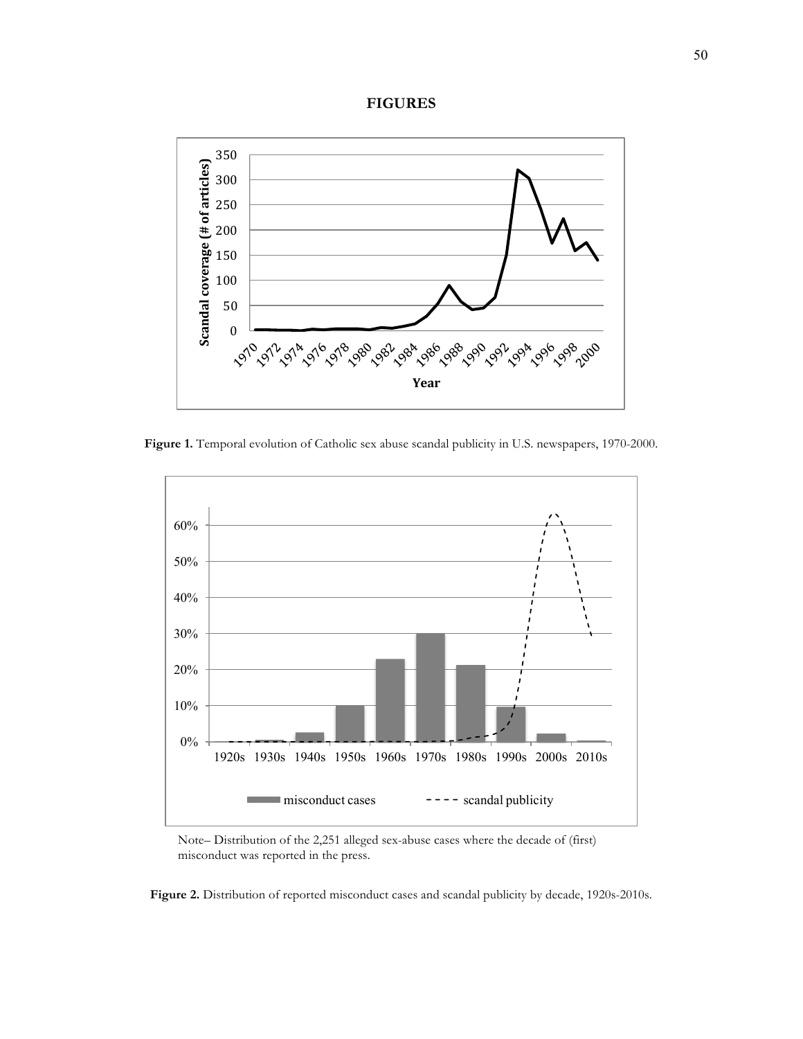# FIGURES

**Figure 1.** Temporal evolution of Catholic sex abuse scandal publicity in U.S. newspapers, 1970-2000.

Note– Distribution of the 2,251 alleged sex-abuse cases where the decade of (first) misconduct was reported in the press.

**Figure 2.** Distribution of reported misconduct cases and scandal publicity by decade, 1920s-2010s.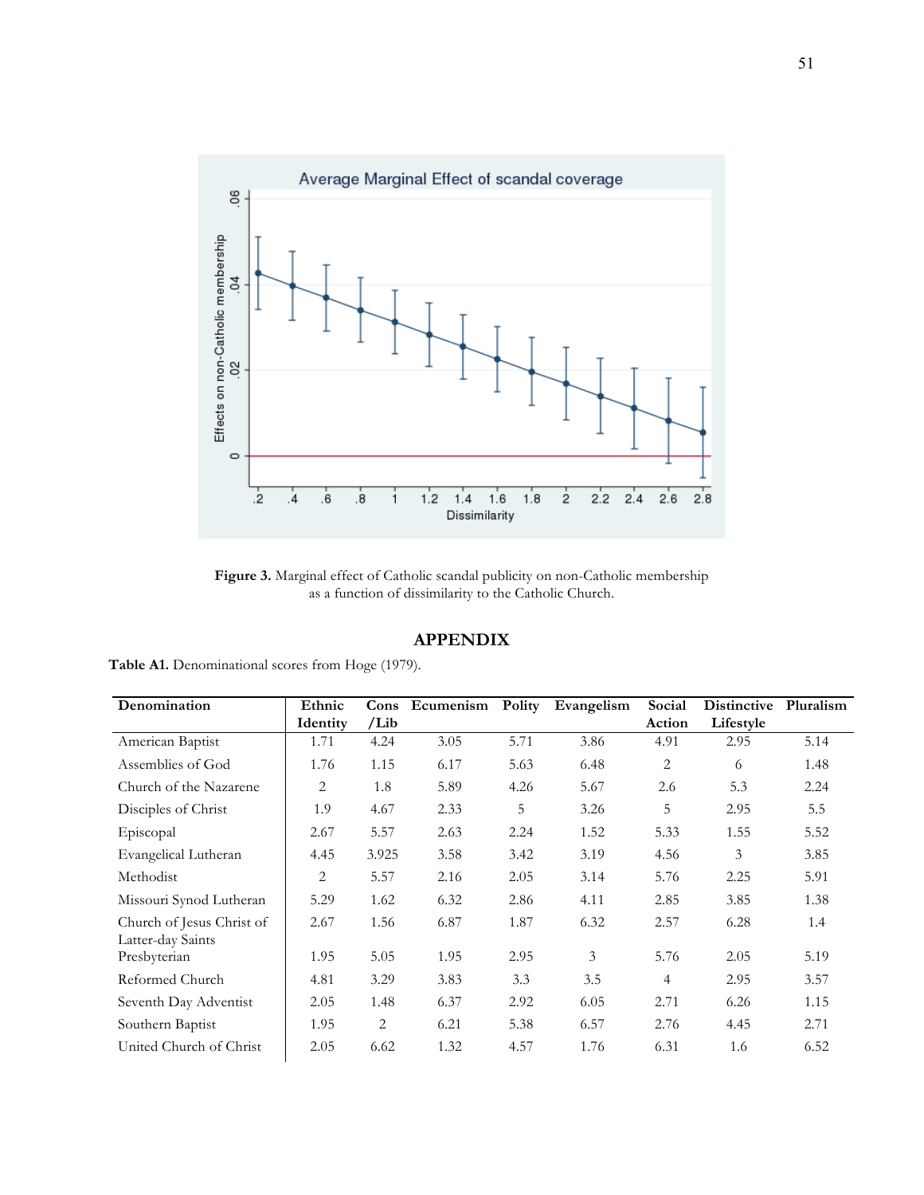**Figure 3.** Marginal effect of Catholic scandal publicity on non-Catholic membership as a function of dissimilarity to the Catholic Church.

## APPENDIX

**Table A1.** Denominational scores from Hoge (1979).

| Denomination | Ethnic Identity | Cons /Lib | Ecumenism | Polity | Evangelism | Social Action | Distinctive Lifestyle | Pluralism |
|---|---|---|---|---|---|---|---|---|
| American Baptist | 1.71 | 4.24 | 3.05 | 5.71 | 3.86 | 4.91 | 2.95 | 5.14 |
| Assemblies of God | 1.76 | 1.15 | 6.17 | 5.63 | 6.48 | 2 | 6 | 1.48 |
| Church of the Nazarene | 2 | 1.8 | 5.89 | 4.26 | 5.67 | 2.6 | 5.3 | 2.24 |
| Disciples of Christ | 1.9 | 4.67 | 2.33 | 5 | 3.26 | 5 | 2.95 | 5.5 |
| Episcopal | 2.67 | 5.57 | 2.63 | 2.24 | 1.52 | 5.33 | 1.55 | 5.52 |
| Evangelical Lutheran | 4.45 | 3.925 | 3.58 | 3.42 | 3.19 | 4.56 | 3 | 3.85 |
| Methodist | 2 | 5.57 | 2.16 | 2.05 | 3.14 | 5.76 | 2.25 | 5.91 |
| Missouri Synod Lutheran | 5.29 | 1.62 | 6.32 | 2.86 | 4.11 | 2.85 | 3.85 | 1.38 |
| Church of Jesus Christ of Latter-day Saints | 2.67 | 1.56 | 6.87 | 1.87 | 6.32 | 2.57 | 6.28 | 1.4 |
| Presbyterian | 1.95 | 5.05 | 1.95 | 2.95 | 3 | 5.76 | 2.05 | 5.19 |
| Reformed Church | 4.81 | 3.29 | 3.83 | 3.3 | 3.5 | 4 | 2.95 | 3.57 |
| Seventh Day Adventist | 2.05 | 1.48 | 6.37 | 2.92 | 6.05 | 2.71 | 6.26 | 1.15 |
| Southern Baptist | 1.95 | 2 | 6.21 | 5.38 | 6.57 | 2.76 | 4.45 | 2.71 |
| United Church of Christ | 2.05 | 6.62 | 1.32 | 4.57 | 1.76 | 6.31 | 1.6 | 6.52 |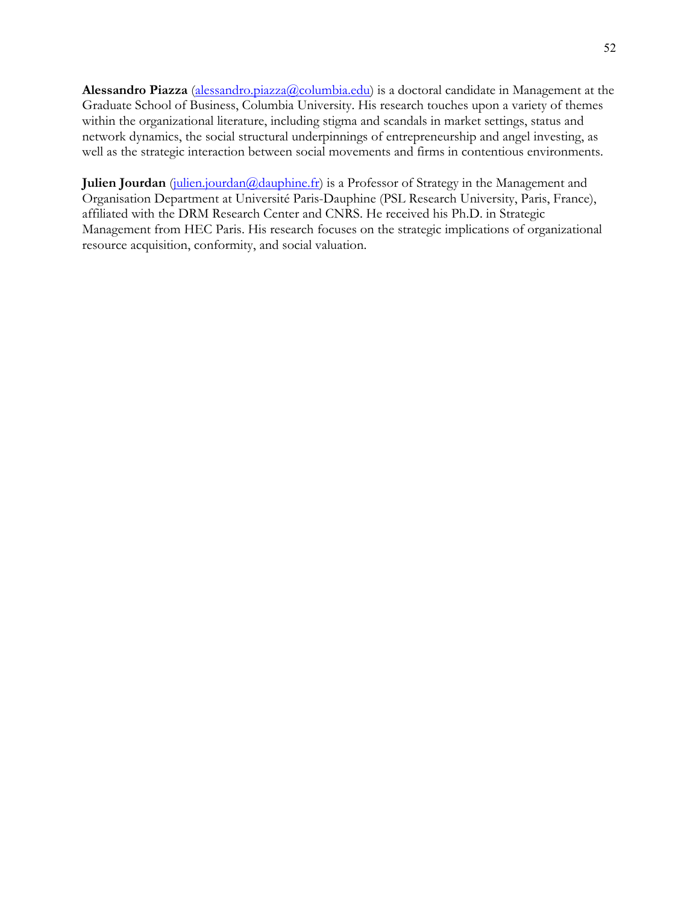**Alessandro Piazza** (alessandro.piazza@columbia.edu) is a doctoral candidate in Management at the Graduate School of Business, Columbia University. His research touches upon a variety of themes within the organizational literature, including stigma and scandals in market settings, status and network dynamics, the social structural underpinnings of entrepreneurship and angel investing, as well as the strategic interaction between social movements and firms in contentious environments.

**Julien Jourdan** (julien.jourdan@dauphine.fr) is a Professor of Strategy in the Management and Organisation Department at Université Paris-Dauphine (PSL Research University, Paris, France), affiliated with the DRM Research Center and CNRS. He received his Ph.D. in Strategic Management from HEC Paris. His research focuses on the strategic implications of organizational resource acquisition, conformity, and social valuation.